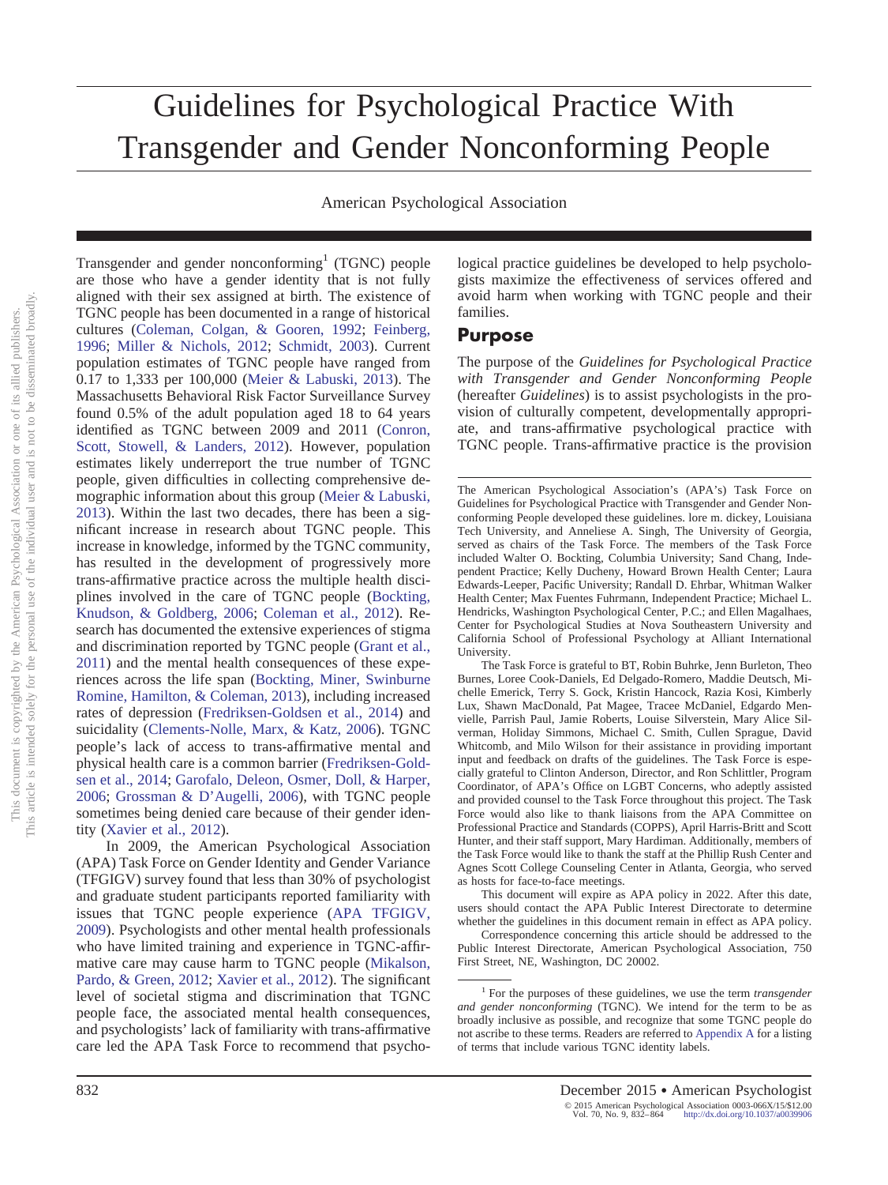# Guidelines for Psychological Practice With Transgender and Gender Nonconforming People

American Psychological Association

Transgender and gender nonconforming[1] (TGNC) people are those who have a gender identity that is not fully aligned with their sex assigned at birth. The existence of TGNC people has been documented in a range of historical cultures (Coleman, Colgan, & Gooren, 1992; Feinberg, 1996; Miller & Nichols, 2012; Schmidt, 2003). Current population estimates of TGNC people have ranged from 0.17 to 1,333 per 100,000 (Meier & Labuski, 2013). The Massachusetts Behavioral Risk Factor Surveillance Survey found 0.5% of the adult population aged 18 to 64 years identified as TGNC between 2009 and 2011 (Conron, Scott, Stowell, & Landers, 2012). However, population estimates likely underreport the true number of TGNC people, given difficulties in collecting comprehensive demographic information about this group (Meier & Labuski, 2013). Within the last two decades, there has been a significant increase in research about TGNC people. This increase in knowledge, informed by the TGNC community, has resulted in the development of progressively more trans-affirmative practice across the multiple health disciplines involved in the care of TGNC people (Bockting, Knudson, & Goldberg, 2006; Coleman et al., 2012). Research has documented the extensive experiences of stigma and discrimination reported by TGNC people (Grant et al., 2011) and the mental health consequences of these experiences across the life span (Bockting, Miner, Swinburne Romine, Hamilton, & Coleman, 2013), including increased rates of depression (Fredriksen-Goldsen et al., 2014) and suicidality (Clements-Nolle, Marx, & Katz, 2006). TGNC people's lack of access to trans-affirmative mental and physical health care is a common barrier (Fredriksen-Goldsen et al., 2014; Garofalo, Deleon, Osmer, Doll, & Harper, 2006; Grossman & D'Augelli, 2006), with TGNC people sometimes being denied care because of their gender identity (Xavier et al., 2012).

In 2009, the American Psychological Association (APA) Task Force on Gender Identity and Gender Variance (TFGIGV) survey found that less than 30% of psychologist and graduate student participants reported familiarity with issues that TGNC people experience (APA TFGIGV, 2009). Psychologists and other mental health professionals who have limited training and experience in TGNC-affirmative care may cause harm to TGNC people (Mikalson, Pardo, & Green, 2012; Xavier et al., 2012). The significant level of societal stigma and discrimination that TGNC people face, the associated mental health consequences, and psychologists' lack of familiarity with trans-affirmative care led the APA Task Force to recommend that psychological practice guidelines be developed to help psychologists maximize the effectiveness of services offered and avoid harm when working with TGNC people and their families.

## Purpose

The purpose of the *Guidelines for Psychological Practice with Transgender and Gender Nonconforming People* (hereafter *Guidelines*) is to assist psychologists in the provision of culturally competent, developmentally appropriate, and trans-affirmative psychological practice with TGNC people. Trans-affirmative practice is the provision

---

The American Psychological Association's (APA's) Task Force on Guidelines for Psychological Practice with Transgender and Gender Nonconforming People developed these guidelines. lore m. dickey, Louisiana Tech University, and Anneliese A. Singh, The University of Georgia, served as chairs of the Task Force. The members of the Task Force included Walter O. Bockting, Columbia University; Sand Chang, Independent Practice; Kelly Ducheny, Howard Brown Health Center; Laura Edwards-Leeper, Pacific University; Randall D. Ehrbar, Whitman Walker Health Center; Max Fuentes Fuhrmann, Independent Practice; Michael L. Hendricks, Washington Psychological Center, P.C.; and Ellen Magalhaes, Center for Psychological Studies at Nova Southeastern University and California School of Professional Psychology at Alliant International University.

The Task Force is grateful to BT, Robin Buhrke, Jenn Burleton, Theo Burnes, Loree Cook-Daniels, Ed Delgado-Romero, Maddie Deutsch, Michelle Emerick, Terry S. Gock, Kristin Hancock, Razia Kosi, Kimberly Lux, Shawn MacDonald, Pat Magee, Tracee McDaniel, Edgardo Menvielle, Parrish Paul, Jamie Roberts, Louise Silverstein, Mary Alice Silverman, Holiday Simmons, Michael C. Smith, Cullen Sprague, David Whitcomb, and Milo Wilson for their assistance in providing important input and feedback on drafts of the guidelines. The Task Force is especially grateful to Clinton Anderson, Director, and Ron Schlittler, Program Coordinator, of APA's Office on LGBT Concerns, who adeptly assisted and provided counsel to the Task Force throughout this project. The Task Force would also like to thank liaisons from the APA Committee on Professional Practice and Standards (COPPS), April Harris-Britt and Scott Hunter, and their staff support, Mary Hardiman. Additionally, members of the Task Force would like to thank the staff at the Phillip Rush Center and Agnes Scott College Counseling Center in Atlanta, Georgia, who served as hosts for face-to-face meetings.

This document will expire as APA policy in 2022. After this date, users should contact the APA Public Interest Directorate to determine whether the guidelines in this document remain in effect as APA policy.

Correspondence concerning this article should be addressed to the Public Interest Directorate, American Psychological Association, 750 First Street, NE, Washington, DC 20002.

[1] For the purposes of these guidelines, we use the term *transgender and gender nonconforming* (TGNC). We intend for the term to be as broadly inclusive as possible, and recognize that some TGNC people do not ascribe to these terms. Readers are referred to Appendix A for a listing of terms that include various TGNC identity labels.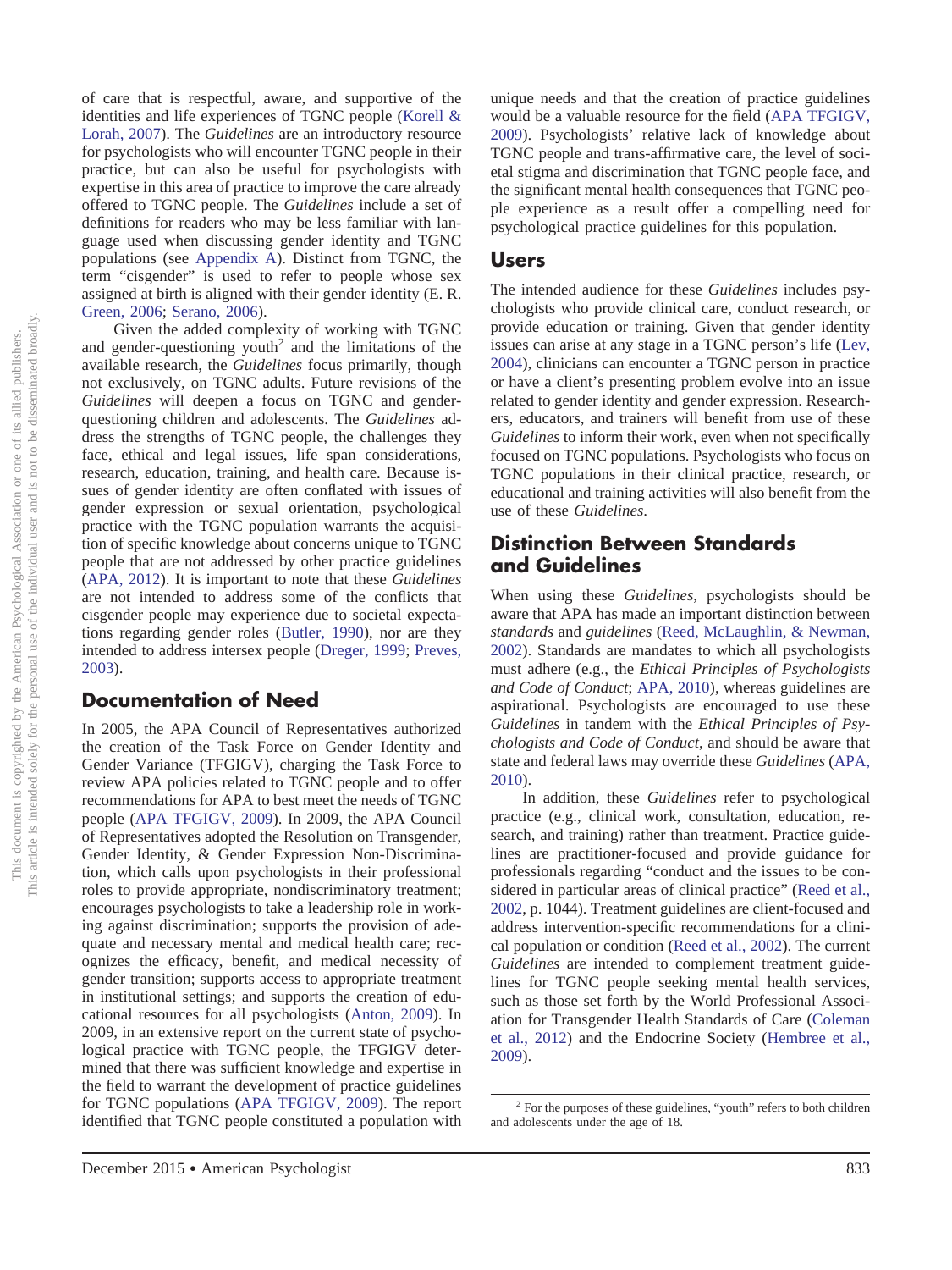of care that is respectful, aware, and supportive of the identities and life experiences of TGNC people (Korell & Lorah, 2007). The *Guidelines* are an introductory resource for psychologists who will encounter TGNC people in their practice, but can also be useful for psychologists with expertise in this area of practice to improve the care already offered to TGNC people. The *Guidelines* include a set of definitions for readers who may be less familiar with language used when discussing gender identity and TGNC populations (see Appendix A). Distinct from TGNC, the term "cisgender" is used to refer to people whose sex assigned at birth is aligned with their gender identity (E. R. Green, 2006; Serano, 2006).

Given the added complexity of working with TGNC and gender-questioning youth[2] and the limitations of the available research, the *Guidelines* focus primarily, though not exclusively, on TGNC adults. Future revisions of the *Guidelines* will deepen a focus on TGNC and gender-questioning children and adolescents. The *Guidelines* address the strengths of TGNC people, the challenges they face, ethical and legal issues, life span considerations, research, education, training, and health care. Because issues of gender identity are often conflated with issues of gender expression or sexual orientation, psychological practice with the TGNC population warrants the acquisition of specific knowledge about concerns unique to TGNC people that are not addressed by other practice guidelines (APA, 2012). It is important to note that these *Guidelines* are not intended to address some of the conflicts that cisgender people may experience due to societal expectations regarding gender roles (Butler, 1990), nor are they intended to address intersex people (Dreger, 1999; Preves, 2003).

## Documentation of Need

In 2005, the APA Council of Representatives authorized the creation of the Task Force on Gender Identity and Gender Variance (TFGIGV), charging the Task Force to review APA policies related to TGNC people and to offer recommendations for APA to best meet the needs of TGNC people (APA TFGIGV, 2009). In 2009, the APA Council of Representatives adopted the Resolution on Transgender, Gender Identity, & Gender Expression Non-Discrimination, which calls upon psychologists in their professional roles to provide appropriate, nondiscriminatory treatment; encourages psychologists to take a leadership role in working against discrimination; supports the provision of adequate and necessary mental and medical health care; recognizes the efficacy, benefit, and medical necessity of gender transition; supports access to appropriate treatment in institutional settings; and supports the creation of educational resources for all psychologists (Anton, 2009). In 2009, in an extensive report on the current state of psychological practice with TGNC people, the TFGIGV determined that there was sufficient knowledge and expertise in the field to warrant the development of practice guidelines for TGNC populations (APA TFGIGV, 2009). The report identified that TGNC people constituted a population with unique needs and that the creation of practice guidelines would be a valuable resource for the field (APA TFGIGV, 2009). Psychologists' relative lack of knowledge about TGNC people and trans-affirmative care, the level of societal stigma and discrimination that TGNC people face, and the significant mental health consequences that TGNC people experience as a result offer a compelling need for psychological practice guidelines for this population.

## Users

The intended audience for these *Guidelines* includes psychologists who provide clinical care, conduct research, or provide education or training. Given that gender identity issues can arise at any stage in a TGNC person's life (Lev, 2004), clinicians can encounter a TGNC person in practice or have a client's presenting problem evolve into an issue related to gender identity and gender expression. Researchers, educators, and trainers will benefit from use of these *Guidelines* to inform their work, even when not specifically focused on TGNC populations. Psychologists who focus on TGNC populations in their clinical practice, research, or educational and training activities will also benefit from the use of these *Guidelines*.

## Distinction Between Standards and Guidelines

When using these *Guidelines*, psychologists should be aware that APA has made an important distinction between *standards* and *guidelines* (Reed, McLaughlin, & Newman, 2002). Standards are mandates to which all psychologists must adhere (e.g., the *Ethical Principles of Psychologists and Code of Conduct*; APA, 2010), whereas guidelines are aspirational. Psychologists are encouraged to use these *Guidelines* in tandem with the *Ethical Principles of Psychologists and Code of Conduct*, and should be aware that state and federal laws may override these *Guidelines* (APA, 2010).

In addition, these *Guidelines* refer to psychological practice (e.g., clinical work, consultation, education, research, and training) rather than treatment. Practice guidelines are practitioner-focused and provide guidance for professionals regarding "conduct and the issues to be considered in particular areas of clinical practice" (Reed et al., 2002, p. 1044). Treatment guidelines are client-focused and address intervention-specific recommendations for a clinical population or condition (Reed et al., 2002). The current *Guidelines* are intended to complement treatment guidelines for TGNC people seeking mental health services, such as those set forth by the World Professional Association for Transgender Health Standards of Care (Coleman et al., 2012) and the Endocrine Society (Hembree et al., 2009).

[2] For the purposes of these guidelines, "youth" refers to both children and adolescents under the age of 18.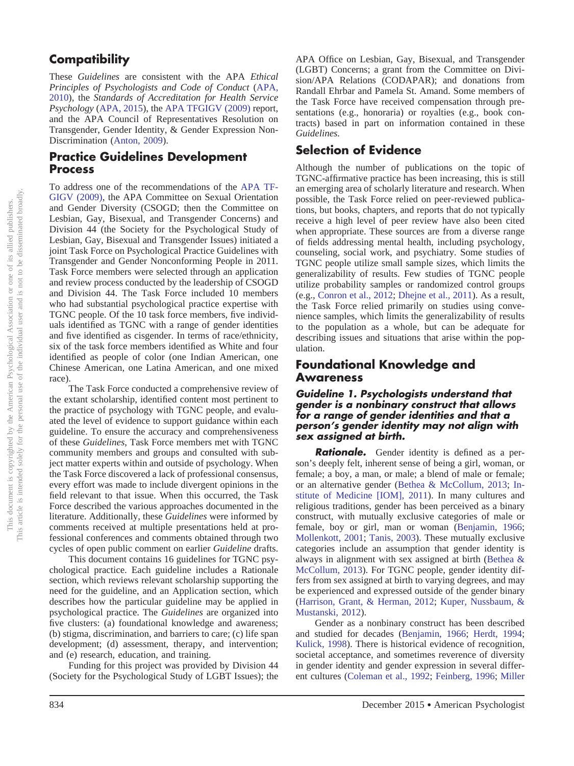## Compatibility

These *Guidelines* are consistent with the APA *Ethical Principles of Psychologists and Code of Conduct* (APA, 2010), the *Standards of Accreditation for Health Service Psychology* (APA, 2015), the APA TFGIGV (2009) report, and the APA Council of Representatives Resolution on Transgender, Gender Identity, & Gender Expression Non-Discrimination (Anton, 2009).

## Practice Guidelines Development Process

To address one of the recommendations of the APA TFGIGV (2009), the APA Committee on Sexual Orientation and Gender Diversity (CSOGD; then the Committee on Lesbian, Gay, Bisexual, and Transgender Concerns) and Division 44 (the Society for the Psychological Study of Lesbian, Gay, Bisexual and Transgender Issues) initiated a joint Task Force on Psychological Practice Guidelines with Transgender and Gender Nonconforming People in 2011. Task Force members were selected through an application and review process conducted by the leadership of CSOGD and Division 44. The Task Force included 10 members who had substantial psychological practice expertise with TGNC people. Of the 10 task force members, five individuals identified as TGNC with a range of gender identities and five identified as cisgender. In terms of race/ethnicity, six of the task force members identified as White and four identified as people of color (one Indian American, one Chinese American, one Latina American, and one mixed race).

The Task Force conducted a comprehensive review of the extant scholarship, identified content most pertinent to the practice of psychology with TGNC people, and evaluated the level of evidence to support guidance within each guideline. To ensure the accuracy and comprehensiveness of these *Guidelines*, Task Force members met with TGNC community members and groups and consulted with subject matter experts within and outside of psychology. When the Task Force discovered a lack of professional consensus, every effort was made to include divergent opinions in the field relevant to that issue. When this occurred, the Task Force described the various approaches documented in the literature. Additionally, these *Guidelines* were informed by comments received at multiple presentations held at professional conferences and comments obtained through two cycles of open public comment on earlier *Guideline* drafts.

This document contains 16 guidelines for TGNC psychological practice. Each guideline includes a Rationale section, which reviews relevant scholarship supporting the need for the guideline, and an Application section, which describes how the particular guideline may be applied in psychological practice. The *Guidelines* are organized into five clusters: (a) foundational knowledge and awareness; (b) stigma, discrimination, and barriers to care; (c) life span development; (d) assessment, therapy, and intervention; and (e) research, education, and training.

Funding for this project was provided by Division 44 (Society for the Psychological Study of LGBT Issues); the APA Office on Lesbian, Gay, Bisexual, and Transgender (LGBT) Concerns; a grant from the Committee on Division/APA Relations (CODAPAR); and donations from Randall Ehrbar and Pamela St. Amand. Some members of the Task Force have received compensation through presentations (e.g., honoraria) or royalties (e.g., book contracts) based in part on information contained in these *Guidelines.*

## Selection of Evidence

Although the number of publications on the topic of TGNC-affirmative practice has been increasing, this is still an emerging area of scholarly literature and research. When possible, the Task Force relied on peer-reviewed publications, but books, chapters, and reports that do not typically receive a high level of peer review have also been cited when appropriate. These sources are from a diverse range of fields addressing mental health, including psychology, counseling, social work, and psychiatry. Some studies of TGNC people utilize small sample sizes, which limits the generalizability of results. Few studies of TGNC people utilize probability samples or randomized control groups (e.g., Conron et al., 2012; Dhejne et al., 2011). As a result, the Task Force relied primarily on studies using convenience samples, which limits the generalizability of results to the population as a whole, but can be adequate for describing issues and situations that arise within the population.

## Foundational Knowledge and Awareness

### Guideline 1. Psychologists understand that gender is a nonbinary construct that allows for a range of gender identities and that a person's gender identity may not align with sex assigned at birth.

***Rationale.*** Gender identity is defined as a person's deeply felt, inherent sense of being a girl, woman, or female; a boy, a man, or male; a blend of male or female; or an alternative gender (Bethea & McCollum, 2013; Institute of Medicine [IOM], 2011). In many cultures and religious traditions, gender has been perceived as a binary construct, with mutually exclusive categories of male or female, boy or girl, man or woman (Benjamin, 1966; Mollenkott, 2001; Tanis, 2003). These mutually exclusive categories include an assumption that gender identity is always in alignment with sex assigned at birth (Bethea & McCollum, 2013). For TGNC people, gender identity differs from sex assigned at birth to varying degrees, and may be experienced and expressed outside of the gender binary (Harrison, Grant, & Herman, 2012; Kuper, Nussbaum, & Mustanski, 2012).

Gender as a nonbinary construct has been described and studied for decades (Benjamin, 1966; Herdt, 1994; Kulick, 1998). There is historical evidence of recognition, societal acceptance, and sometimes reverence of diversity in gender identity and gender expression in several different cultures (Coleman et al., 1992; Feinberg, 1996; Miller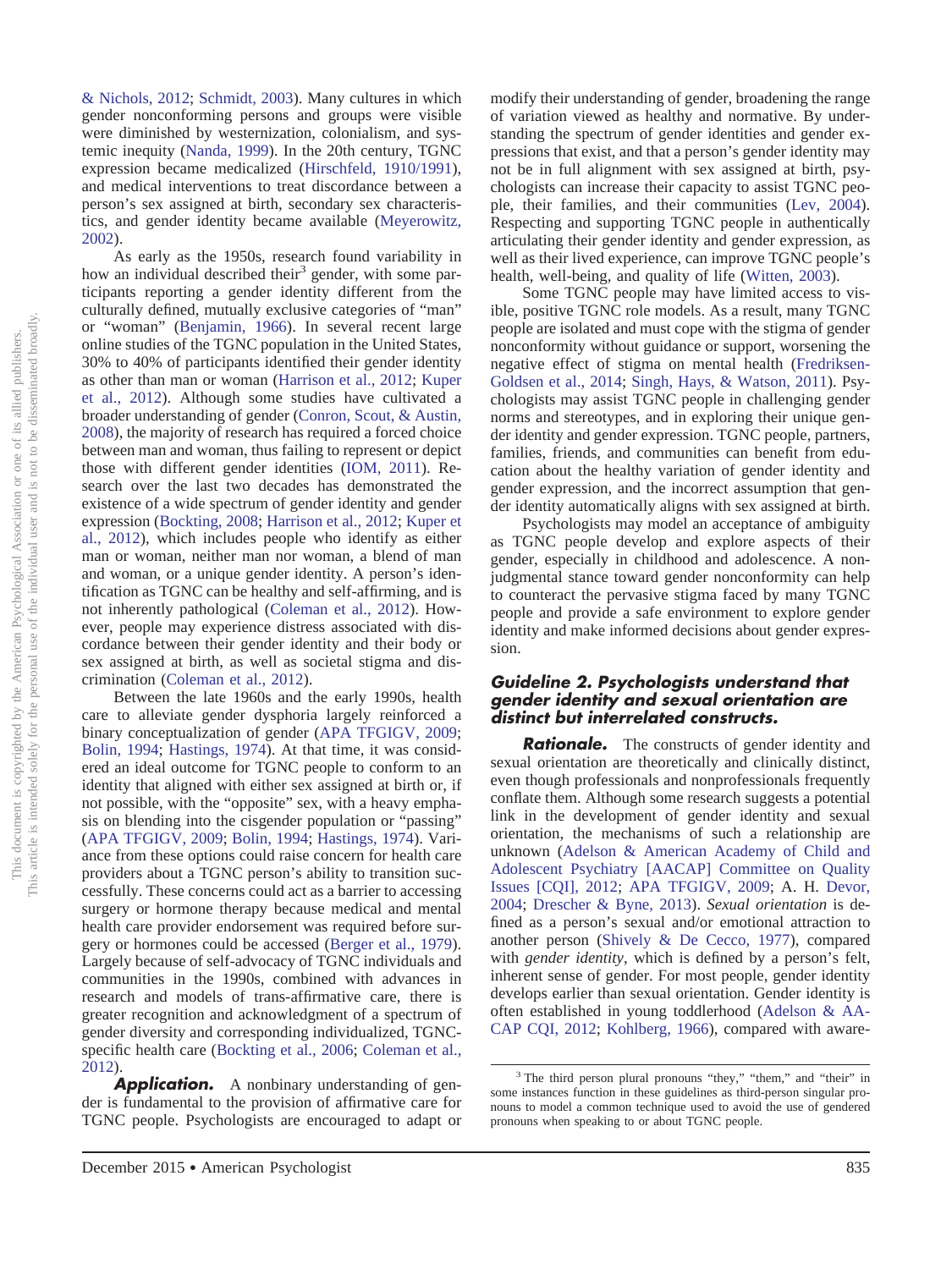& Nichols, 2012; Schmidt, 2003). Many cultures in which gender nonconforming persons and groups were visible were diminished by westernization, colonialism, and systemic inequity (Nanda, 1999). In the 20th century, TGNC expression became medicalized (Hirschfeld, 1910/1991), and medical interventions to treat discordance between a person's sex assigned at birth, secondary sex characteristics, and gender identity became available (Meyerowitz, 2002).

As early as the 1950s, research found variability in how an individual described their[3] gender, with some participants reporting a gender identity different from the culturally defined, mutually exclusive categories of "man" or "woman" (Benjamin, 1966). In several recent large online studies of the TGNC population in the United States, 30% to 40% of participants identified their gender identity as other than man or woman (Harrison et al., 2012; Kuper et al., 2012). Although some studies have cultivated a broader understanding of gender (Conron, Scout, & Austin, 2008), the majority of research has required a forced choice between man and woman, thus failing to represent or depict those with different gender identities (IOM, 2011). Research over the last two decades has demonstrated the existence of a wide spectrum of gender identity and gender expression (Bockting, 2008; Harrison et al., 2012; Kuper et al., 2012), which includes people who identify as either man or woman, neither man nor woman, a blend of man and woman, or a unique gender identity. A person's identification as TGNC can be healthy and self-affirming, and is not inherently pathological (Coleman et al., 2012). However, people may experience distress associated with discordance between their gender identity and their body or sex assigned at birth, as well as societal stigma and discrimination (Coleman et al., 2012).

Between the late 1960s and the early 1990s, health care to alleviate gender dysphoria largely reinforced a binary conceptualization of gender (APA TFGIGV, 2009; Bolin, 1994; Hastings, 1974). At that time, it was considered an ideal outcome for TGNC people to conform to an identity that aligned with either sex assigned at birth or, if not possible, with the "opposite" sex, with a heavy emphasis on blending into the cisgender population or "passing" (APA TFGIGV, 2009; Bolin, 1994; Hastings, 1974). Variance from these options could raise concern for health care providers about a TGNC person's ability to transition successfully. These concerns could act as a barrier to accessing surgery or hormone therapy because medical and mental health care provider endorsement was required before surgery or hormones could be accessed (Berger et al., 1979). Largely because of self-advocacy of TGNC individuals and communities in the 1990s, combined with advances in research and models of trans-affirmative care, there is greater recognition and acknowledgment of a spectrum of gender diversity and corresponding individualized, TGNC-specific health care (Bockting et al., 2006; Coleman et al., 2012).

***Application.*** A nonbinary understanding of gender is fundamental to the provision of affirmative care for TGNC people. Psychologists are encouraged to adapt or modify their understanding of gender, broadening the range of variation viewed as healthy and normative. By understanding the spectrum of gender identities and gender expressions that exist, and that a person's gender identity may not be in full alignment with sex assigned at birth, psychologists can increase their capacity to assist TGNC people, their families, and their communities (Lev, 2004). Respecting and supporting TGNC people in authentically articulating their gender identity and gender expression, as well as their lived experience, can improve TGNC people's health, well-being, and quality of life (Witten, 2003).

Some TGNC people may have limited access to visible, positive TGNC role models. As a result, many TGNC people are isolated and must cope with the stigma of gender nonconformity without guidance or support, worsening the negative effect of stigma on mental health (Fredriksen-Goldsen et al., 2014; Singh, Hays, & Watson, 2011). Psychologists may assist TGNC people in challenging gender norms and stereotypes, and in exploring their unique gender identity and gender expression. TGNC people, partners, families, friends, and communities can benefit from education about the healthy variation of gender identity and gender expression, and the incorrect assumption that gender identity automatically aligns with sex assigned at birth.

Psychologists may model an acceptance of ambiguity as TGNC people develop and explore aspects of their gender, especially in childhood and adolescence. A nonjudgmental stance toward gender nonconformity can help to counteract the pervasive stigma faced by many TGNC people and provide a safe environment to explore gender identity and make informed decisions about gender expression.

### Guideline 2. Psychologists understand that gender identity and sexual orientation are distinct but interrelated constructs.

***Rationale.*** The constructs of gender identity and sexual orientation are theoretically and clinically distinct, even though professionals and nonprofessionals frequently conflate them. Although some research suggests a potential link in the development of gender identity and sexual orientation, the mechanisms of such a relationship are unknown (Adelson & American Academy of Child and Adolescent Psychiatry [AACAP] Committee on Quality Issues [CQI], 2012; APA TFGIGV, 2009; A. H. Devor, 2004; Drescher & Byne, 2013). *Sexual orientation* is defined as a person's sexual and/or emotional attraction to another person (Shively & De Cecco, 1977), compared with *gender identity*, which is defined by a person's felt, inherent sense of gender. For most people, gender identity develops earlier than sexual orientation. Gender identity is often established in young toddlerhood (Adelson & AACAP CQI, 2012; Kohlberg, 1966), compared with aware-

[3] The third person plural pronouns "they," "them," and "their" in some instances function in these guidelines as third-person singular pronouns to model a common technique used to avoid the use of gendered pronouns when speaking to or about TGNC people.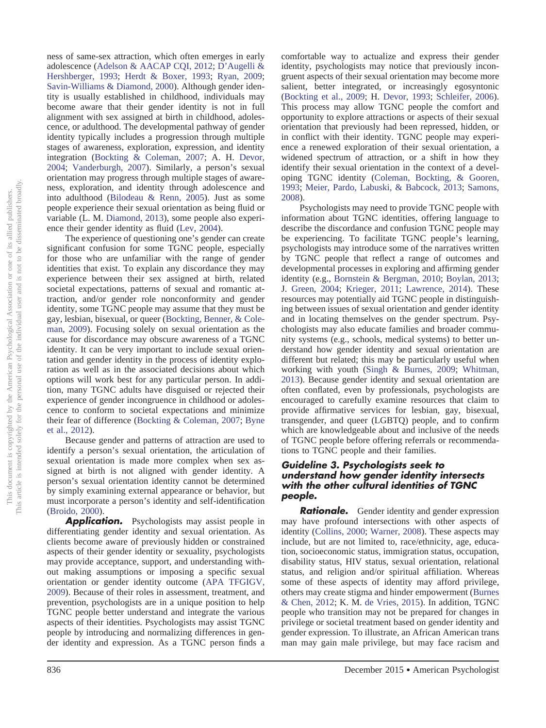ness of same-sex attraction, which often emerges in early adolescence (Adelson & AACAP CQI, 2012; D'Augelli & Hershberger, 1993; Herdt & Boxer, 1993; Ryan, 2009; Savin-Williams & Diamond, 2000). Although gender identity is usually established in childhood, individuals may become aware that their gender identity is not in full alignment with sex assigned at birth in childhood, adolescence, or adulthood. The developmental pathway of gender identity typically includes a progression through multiple stages of awareness, exploration, expression, and identity integration (Bockting & Coleman, 2007; A. H. Devor, 2004; Vanderburgh, 2007). Similarly, a person's sexual orientation may progress through multiple stages of awareness, exploration, and identity through adolescence and into adulthood (Bilodeau & Renn, 2005). Just as some people experience their sexual orientation as being fluid or variable (L. M. Diamond, 2013), some people also experience their gender identity as fluid (Lev, 2004).

The experience of questioning one's gender can create significant confusion for some TGNC people, especially for those who are unfamiliar with the range of gender identities that exist. To explain any discordance they may experience between their sex assigned at birth, related societal expectations, patterns of sexual and romantic attraction, and/or gender role nonconformity and gender identity, some TGNC people may assume that they must be gay, lesbian, bisexual, or queer (Bockting, Benner, & Coleman, 2009). Focusing solely on sexual orientation as the cause for discordance may obscure awareness of a TGNC identity. It can be very important to include sexual orientation and gender identity in the process of identity exploration as well as in the associated decisions about which options will work best for any particular person. In addition, many TGNC adults have disguised or rejected their experience of gender incongruence in childhood or adolescence to conform to societal expectations and minimize their fear of difference (Bockting & Coleman, 2007; Byne et al., 2012).

Because gender and patterns of attraction are used to identify a person's sexual orientation, the articulation of sexual orientation is made more complex when sex assigned at birth is not aligned with gender identity. A person's sexual orientation identity cannot be determined by simply examining external appearance or behavior, but must incorporate a person's identity and self-identification (Broido, 2000).

***Application.*** Psychologists may assist people in differentiating gender identity and sexual orientation. As clients become aware of previously hidden or constrained aspects of their gender identity or sexuality, psychologists may provide acceptance, support, and understanding without making assumptions or imposing a specific sexual orientation or gender identity outcome (APA TFGIGV, 2009). Because of their roles in assessment, treatment, and prevention, psychologists are in a unique position to help TGNC people better understand and integrate the various aspects of their identities. Psychologists may assist TGNC people by introducing and normalizing differences in gender identity and expression. As a TGNC person finds a comfortable way to actualize and express their gender identity, psychologists may notice that previously incongruent aspects of their sexual orientation may become more salient, better integrated, or increasingly egosyntonic (Bockting et al., 2009; H. Devor, 1993; Schleifer, 2006). This process may allow TGNC people the comfort and opportunity to explore attractions or aspects of their sexual orientation that previously had been repressed, hidden, or in conflict with their identity. TGNC people may experience a renewed exploration of their sexual orientation, a widened spectrum of attraction, or a shift in how they identify their sexual orientation in the context of a developing TGNC identity (Coleman, Bockting, & Gooren, 1993; Meier, Pardo, Labuski, & Babcock, 2013; Samons, 2008).

Psychologists may need to provide TGNC people with information about TGNC identities, offering language to describe the discordance and confusion TGNC people may be experiencing. To facilitate TGNC people's learning, psychologists may introduce some of the narratives written by TGNC people that reflect a range of outcomes and developmental processes in exploring and affirming gender identity (e.g., Bornstein & Bergman, 2010; Boylan, 2013; J. Green, 2004; Krieger, 2011; Lawrence, 2014). These resources may potentially aid TGNC people in distinguishing between issues of sexual orientation and gender identity and in locating themselves on the gender spectrum. Psychologists may also educate families and broader community systems (e.g., schools, medical systems) to better understand how gender identity and sexual orientation are different but related; this may be particularly useful when working with youth (Singh & Burnes, 2009; Whitman, 2013). Because gender identity and sexual orientation are often conflated, even by professionals, psychologists are encouraged to carefully examine resources that claim to provide affirmative services for lesbian, gay, bisexual, transgender, and queer (LGBTQ) people, and to confirm which are knowledgeable about and inclusive of the needs of TGNC people before offering referrals or recommendations to TGNC people and their families.

### Guideline 3. Psychologists seek to understand how gender identity intersects with the other cultural identities of TGNC people.

***Rationale.*** Gender identity and gender expression may have profound intersections with other aspects of identity (Collins, 2000; Warner, 2008). These aspects may include, but are not limited to, race/ethnicity, age, education, socioeconomic status, immigration status, occupation, disability status, HIV status, sexual orientation, relational status, and religion and/or spiritual affiliation. Whereas some of these aspects of identity may afford privilege, others may create stigma and hinder empowerment (Burnes & Chen, 2012; K. M. de Vries, 2015). In addition, TGNC people who transition may not be prepared for changes in privilege or societal treatment based on gender identity and gender expression. To illustrate, an African American trans man may gain male privilege, but may face racism and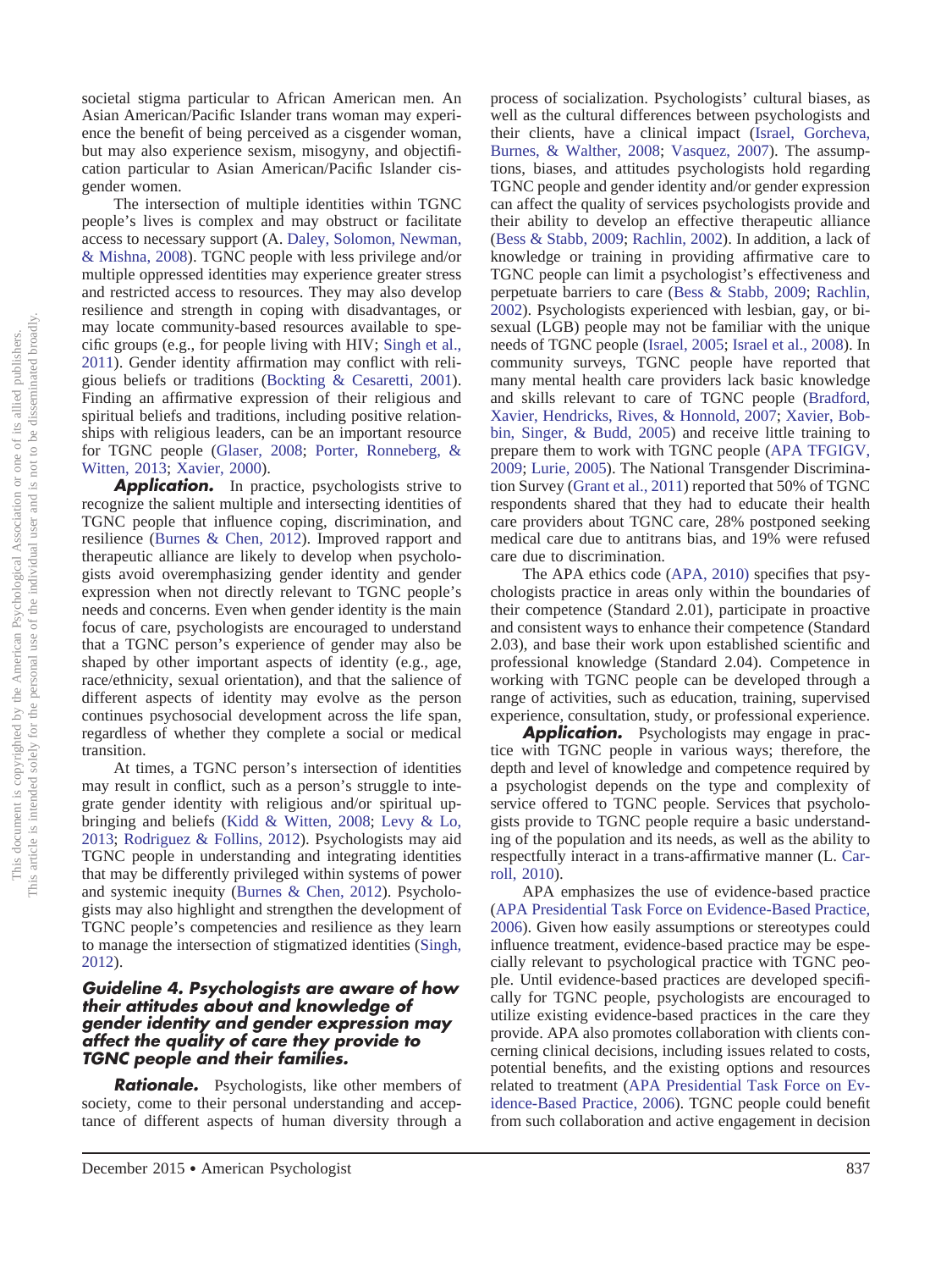societal stigma particular to African American men. An Asian American/Pacific Islander trans woman may experience the benefit of being perceived as a cisgender woman, but may also experience sexism, misogyny, and objectification particular to Asian American/Pacific Islander cisgender women.

The intersection of multiple identities within TGNC people's lives is complex and may obstruct or facilitate access to necessary support (A. Daley, Solomon, Newman, & Mishna, 2008). TGNC people with less privilege and/or multiple oppressed identities may experience greater stress and restricted access to resources. They may also develop resilience and strength in coping with disadvantages, or may locate community-based resources available to specific groups (e.g., for people living with HIV; Singh et al., 2011). Gender identity affirmation may conflict with religious beliefs or traditions (Bockting & Cesaretti, 2001). Finding an affirmative expression of their religious and spiritual beliefs and traditions, including positive relationships with religious leaders, can be an important resource for TGNC people (Glaser, 2008; Porter, Ronneberg, & Witten, 2013; Xavier, 2000).

***Application.*** In practice, psychologists strive to recognize the salient multiple and intersecting identities of TGNC people that influence coping, discrimination, and resilience (Burnes & Chen, 2012). Improved rapport and therapeutic alliance are likely to develop when psychologists avoid overemphasizing gender identity and gender expression when not directly relevant to TGNC people's needs and concerns. Even when gender identity is the main focus of care, psychologists are encouraged to understand that a TGNC person's experience of gender may also be shaped by other important aspects of identity (e.g., age, race/ethnicity, sexual orientation), and that the salience of different aspects of identity may evolve as the person continues psychosocial development across the life span, regardless of whether they complete a social or medical transition.

At times, a TGNC person's intersection of identities may result in conflict, such as a person's struggle to integrate gender identity with religious and/or spiritual upbringing and beliefs (Kidd & Witten, 2008; Levy & Lo, 2013; Rodriguez & Follins, 2012). Psychologists may aid TGNC people in understanding and integrating identities that may be differently privileged within systems of power and systemic inequity (Burnes & Chen, 2012). Psychologists may also highlight and strengthen the development of TGNC people's competencies and resilience as they learn to manage the intersection of stigmatized identities (Singh, 2012).

### Guideline 4. Psychologists are aware of how their attitudes about and knowledge of gender identity and gender expression may affect the quality of care they provide to TGNC people and their families.

***Rationale.*** Psychologists, like other members of society, come to their personal understanding and acceptance of different aspects of human diversity through a process of socialization. Psychologists' cultural biases, as well as the cultural differences between psychologists and their clients, have a clinical impact (Israel, Gorcheva, Burnes, & Walther, 2008; Vasquez, 2007). The assumptions, biases, and attitudes psychologists hold regarding TGNC people and gender identity and/or gender expression can affect the quality of services psychologists provide and their ability to develop an effective therapeutic alliance (Bess & Stabb, 2009; Rachlin, 2002). In addition, a lack of knowledge or training in providing affirmative care to TGNC people can limit a psychologist's effectiveness and perpetuate barriers to care (Bess & Stabb, 2009; Rachlin, 2002). Psychologists experienced with lesbian, gay, or bisexual (LGB) people may not be familiar with the unique needs of TGNC people (Israel, 2005; Israel et al., 2008). In community surveys, TGNC people have reported that many mental health care providers lack basic knowledge and skills relevant to care of TGNC people (Bradford, Xavier, Hendricks, Rives, & Honnold, 2007; Xavier, Bobbin, Singer, & Budd, 2005) and receive little training to prepare them to work with TGNC people (APA TFGIGV, 2009; Lurie, 2005). The National Transgender Discrimination Survey (Grant et al., 2011) reported that 50% of TGNC respondents shared that they had to educate their health care providers about TGNC care, 28% postponed seeking medical care due to antitrans bias, and 19% were refused care due to discrimination.

The APA ethics code (APA, 2010) specifies that psychologists practice in areas only within the boundaries of their competence (Standard 2.01), participate in proactive and consistent ways to enhance their competence (Standard 2.03), and base their work upon established scientific and professional knowledge (Standard 2.04). Competence in working with TGNC people can be developed through a range of activities, such as education, training, supervised experience, consultation, study, or professional experience.

***Application.*** Psychologists may engage in practice with TGNC people in various ways; therefore, the depth and level of knowledge and competence required by a psychologist depends on the type and complexity of service offered to TGNC people. Services that psychologists provide to TGNC people require a basic understanding of the population and its needs, as well as the ability to respectfully interact in a trans-affirmative manner (L. Carroll, 2010).

APA emphasizes the use of evidence-based practice (APA Presidential Task Force on Evidence-Based Practice, 2006). Given how easily assumptions or stereotypes could influence treatment, evidence-based practice may be especially relevant to psychological practice with TGNC people. Until evidence-based practices are developed specifically for TGNC people, psychologists are encouraged to utilize existing evidence-based practices in the care they provide. APA also promotes collaboration with clients concerning clinical decisions, including issues related to costs, potential benefits, and the existing options and resources related to treatment (APA Presidential Task Force on Evidence-Based Practice, 2006). TGNC people could benefit from such collaboration and active engagement in decision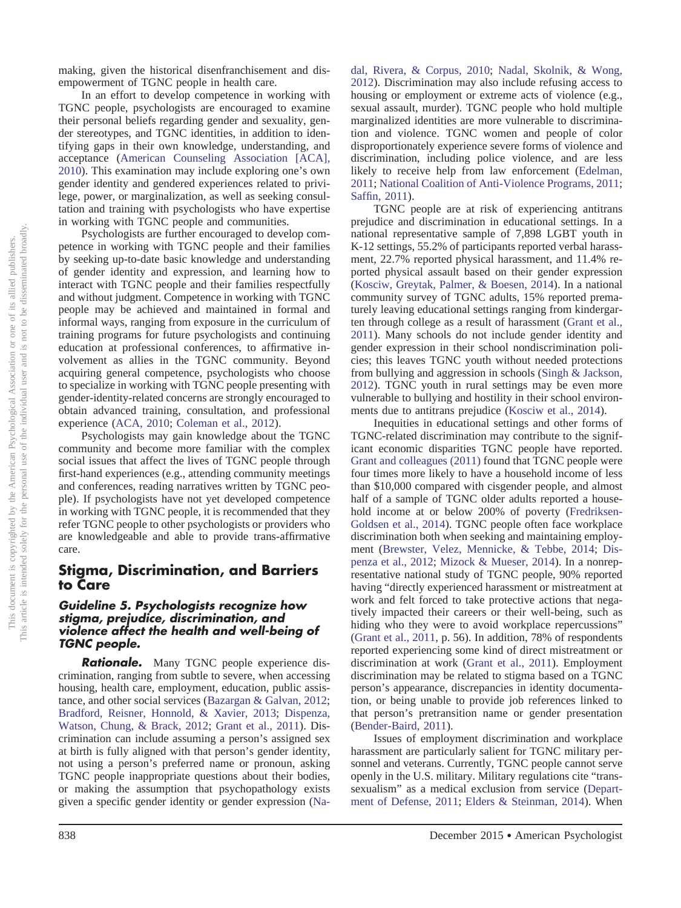making, given the historical disenfranchisement and disempowerment of TGNC people in health care.

In an effort to develop competence in working with TGNC people, psychologists are encouraged to examine their personal beliefs regarding gender and sexuality, gender stereotypes, and TGNC identities, in addition to identifying gaps in their own knowledge, understanding, and acceptance (American Counseling Association [ACA], 2010). This examination may include exploring one's own gender identity and gendered experiences related to privilege, power, or marginalization, as well as seeking consultation and training with psychologists who have expertise in working with TGNC people and communities.

Psychologists are further encouraged to develop competence in working with TGNC people and their families by seeking up-to-date basic knowledge and understanding of gender identity and expression, and learning how to interact with TGNC people and their families respectfully and without judgment. Competence in working with TGNC people may be achieved and maintained in formal and informal ways, ranging from exposure in the curriculum of training programs for future psychologists and continuing education at professional conferences, to affirmative involvement as allies in the TGNC community. Beyond acquiring general competence, psychologists who choose to specialize in working with TGNC people presenting with gender-identity-related concerns are strongly encouraged to obtain advanced training, consultation, and professional experience (ACA, 2010; Coleman et al., 2012).

Psychologists may gain knowledge about the TGNC community and become more familiar with the complex social issues that affect the lives of TGNC people through first-hand experiences (e.g., attending community meetings and conferences, reading narratives written by TGNC people). If psychologists have not yet developed competence in working with TGNC people, it is recommended that they refer TGNC people to other psychologists or providers who are knowledgeable and able to provide trans-affirmative care.

## Stigma, Discrimination, and Barriers to Care

### *Guideline 5. Psychologists recognize how stigma, prejudice, discrimination, and violence affect the health and well-being of TGNC people.*

***Rationale.*** Many TGNC people experience discrimination, ranging from subtle to severe, when accessing housing, health care, employment, education, public assistance, and other social services (Bazargan & Galvan, 2012; Bradford, Reisner, Honnold, & Xavier, 2013; Dispenza, Watson, Chung, & Brack, 2012; Grant et al., 2011). Discrimination can include assuming a person's assigned sex at birth is fully aligned with that person's gender identity, not using a person's preferred name or pronoun, asking TGNC people inappropriate questions about their bodies, or making the assumption that psychopathology exists given a specific gender identity or gender expression (Nadal, Rivera, & Corpus, 2010; Nadal, Skolnik, & Wong, 2012). Discrimination may also include refusing access to housing or employment or extreme acts of violence (e.g., sexual assault, murder). TGNC people who hold multiple marginalized identities are more vulnerable to discrimination and violence. TGNC women and people of color disproportionately experience severe forms of violence and discrimination, including police violence, and are less likely to receive help from law enforcement (Edelman, 2011; National Coalition of Anti-Violence Programs, 2011; Saffin, 2011).

TGNC people are at risk of experiencing antitrans prejudice and discrimination in educational settings. In a national representative sample of 7,898 LGBT youth in K-12 settings, 55.2% of participants reported verbal harassment, 22.7% reported physical harassment, and 11.4% reported physical assault based on their gender expression (Kosciw, Greytak, Palmer, & Boesen, 2014). In a national community survey of TGNC adults, 15% reported prematurely leaving educational settings ranging from kindergarten through college as a result of harassment (Grant et al., 2011). Many schools do not include gender identity and gender expression in their school nondiscrimination policies; this leaves TGNC youth without needed protections from bullying and aggression in schools (Singh & Jackson, 2012). TGNC youth in rural settings may be even more vulnerable to bullying and hostility in their school environments due to antitrans prejudice (Kosciw et al., 2014).

Inequities in educational settings and other forms of TGNC-related discrimination may contribute to the significant economic disparities TGNC people have reported. Grant and colleagues (2011) found that TGNC people were four times more likely to have a household income of less than $10,000 compared with cisgender people, and almost half of a sample of TGNC older adults reported a household income at or below 200% of poverty (Fredriksen-Goldsen et al., 2014). TGNC people often face workplace discrimination both when seeking and maintaining employment (Brewster, Velez, Mennicke, & Tebbe, 2014; Dispenza et al., 2012; Mizock & Mueser, 2014). In a nonrepresentative national study of TGNC people, 90% reported having "directly experienced harassment or mistreatment at work and felt forced to take protective actions that negatively impacted their careers or their well-being, such as hiding who they were to avoid workplace repercussions" (Grant et al., 2011, p. 56). In addition, 78% of respondents reported experiencing some kind of direct mistreatment or discrimination at work (Grant et al., 2011). Employment discrimination may be related to stigma based on a TGNC person's appearance, discrepancies in identity documentation, or being unable to provide job references linked to that person's pretransition name or gender presentation (Bender-Baird, 2011).

Issues of employment discrimination and workplace harassment are particularly salient for TGNC military personnel and veterans. Currently, TGNC people cannot serve openly in the U.S. military. Military regulations cite "transsexualism" as a medical exclusion from service (Department of Defense, 2011; Elders & Steinman, 2014). When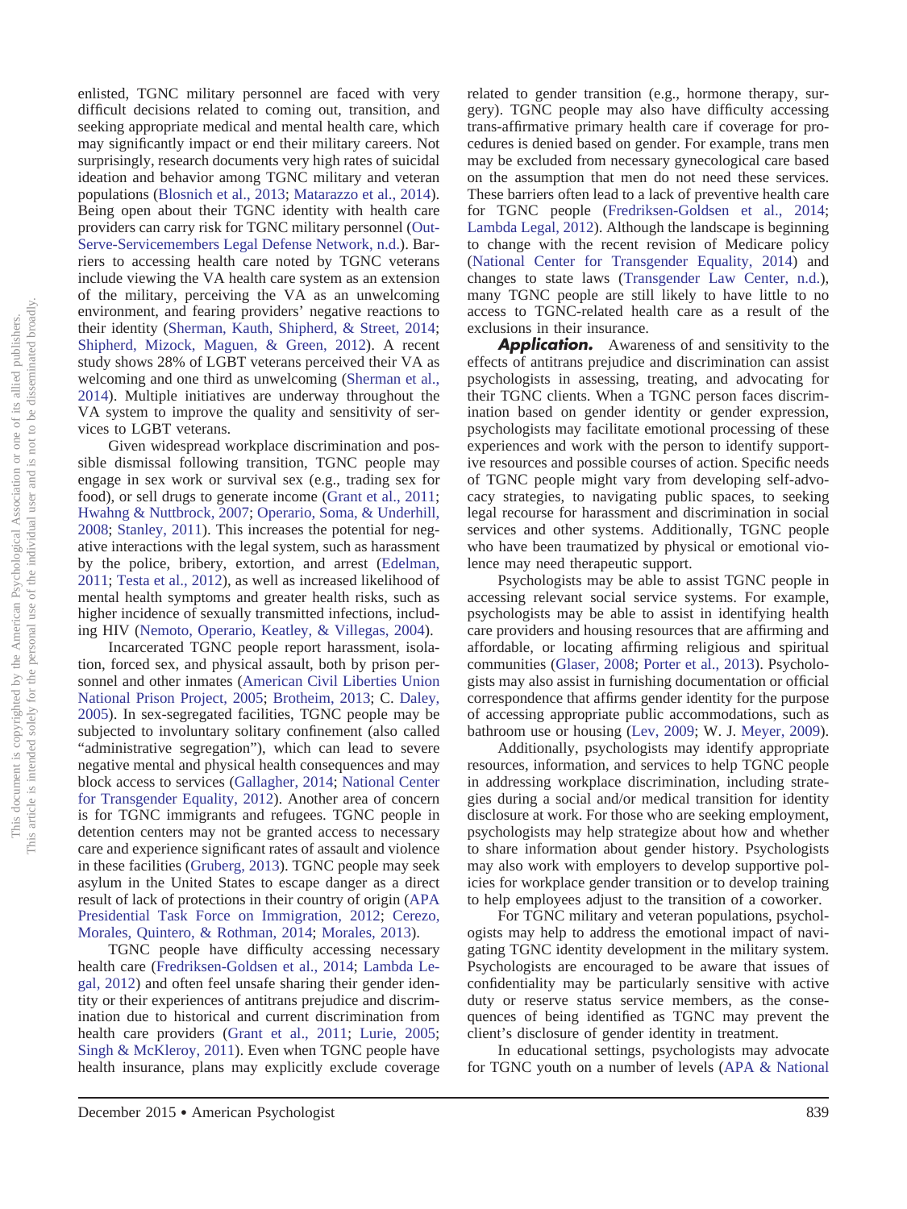enlisted, TGNC military personnel are faced with very difficult decisions related to coming out, transition, and seeking appropriate medical and mental health care, which may significantly impact or end their military careers. Not surprisingly, research documents very high rates of suicidal ideation and behavior among TGNC military and veteran populations (Blosnich et al., 2013; Matarazzo et al., 2014). Being open about their TGNC identity with health care providers can carry risk for TGNC military personnel (Out-Serve-Servicemembers Legal Defense Network, n.d.). Barriers to accessing health care noted by TGNC veterans include viewing the VA health care system as an extension of the military, perceiving the VA as an unwelcoming environment, and fearing providers' negative reactions to their identity (Sherman, Kauth, Shipherd, & Street, 2014; Shipherd, Mizock, Maguen, & Green, 2012). A recent study shows 28% of LGBT veterans perceived their VA as welcoming and one third as unwelcoming (Sherman et al., 2014). Multiple initiatives are underway throughout the VA system to improve the quality and sensitivity of services to LGBT veterans.

Given widespread workplace discrimination and possible dismissal following transition, TGNC people may engage in sex work or survival sex (e.g., trading sex for food), or sell drugs to generate income (Grant et al., 2011; Hwahng & Nuttbrock, 2007; Operario, Soma, & Underhill, 2008; Stanley, 2011). This increases the potential for negative interactions with the legal system, such as harassment by the police, bribery, extortion, and arrest (Edelman, 2011; Testa et al., 2012), as well as increased likelihood of mental health symptoms and greater health risks, such as higher incidence of sexually transmitted infections, including HIV (Nemoto, Operario, Keatley, & Villegas, 2004).

Incarcerated TGNC people report harassment, isolation, forced sex, and physical assault, both by prison personnel and other inmates (American Civil Liberties Union National Prison Project, 2005; Brotheim, 2013; C. Daley, 2005). In sex-segregated facilities, TGNC people may be subjected to involuntary solitary confinement (also called "administrative segregation"), which can lead to severe negative mental and physical health consequences and may block access to services (Gallagher, 2014; National Center for Transgender Equality, 2012). Another area of concern is for TGNC immigrants and refugees. TGNC people in detention centers may not be granted access to necessary care and experience significant rates of assault and violence in these facilities (Gruberg, 2013). TGNC people may seek asylum in the United States to escape danger as a direct result of lack of protections in their country of origin (APA Presidential Task Force on Immigration, 2012; Cerezo, Morales, Quintero, & Rothman, 2014; Morales, 2013).

TGNC people have difficulty accessing necessary health care (Fredriksen-Goldsen et al., 2014; Lambda Legal, 2012) and often feel unsafe sharing their gender identity or their experiences of antitrans prejudice and discrimination due to historical and current discrimination from health care providers (Grant et al., 2011; Lurie, 2005; Singh & McKleroy, 2011). Even when TGNC people have health insurance, plans may explicitly exclude coverage related to gender transition (e.g., hormone therapy, surgery). TGNC people may also have difficulty accessing trans-affirmative primary health care if coverage for procedures is denied based on gender. For example, trans men may be excluded from necessary gynecological care based on the assumption that men do not need these services. These barriers often lead to a lack of preventive health care for TGNC people (Fredriksen-Goldsen et al., 2014; Lambda Legal, 2012). Although the landscape is beginning to change with the recent revision of Medicare policy (National Center for Transgender Equality, 2014) and changes to state laws (Transgender Law Center, n.d.), many TGNC people are still likely to have little to no access to TGNC-related health care as a result of the exclusions in their insurance.

***Application.*** Awareness of and sensitivity to the effects of antitrans prejudice and discrimination can assist psychologists in assessing, treating, and advocating for their TGNC clients. When a TGNC person faces discrimination based on gender identity or gender expression, psychologists may facilitate emotional processing of these experiences and work with the person to identify supportive resources and possible courses of action. Specific needs of TGNC people might vary from developing self-advocacy strategies, to navigating public spaces, to seeking legal recourse for harassment and discrimination in social services and other systems. Additionally, TGNC people who have been traumatized by physical or emotional violence may need therapeutic support.

Psychologists may be able to assist TGNC people in accessing relevant social service systems. For example, psychologists may be able to assist in identifying health care providers and housing resources that are affirming and affordable, or locating affirming religious and spiritual communities (Glaser, 2008; Porter et al., 2013). Psychologists may also assist in furnishing documentation or official correspondence that affirms gender identity for the purpose of accessing appropriate public accommodations, such as bathroom use or housing (Lev, 2009; W. J. Meyer, 2009).

Additionally, psychologists may identify appropriate resources, information, and services to help TGNC people in addressing workplace discrimination, including strategies during a social and/or medical transition for identity disclosure at work. For those who are seeking employment, psychologists may help strategize about how and whether to share information about gender history. Psychologists may also work with employers to develop supportive policies for workplace gender transition or to develop training to help employees adjust to the transition of a coworker.

For TGNC military and veteran populations, psychologists may help to address the emotional impact of navigating TGNC identity development in the military system. Psychologists are encouraged to be aware that issues of confidentiality may be particularly sensitive with active duty or reserve status service members, as the consequences of being identified as TGNC may prevent the client's disclosure of gender identity in treatment.

In educational settings, psychologists may advocate for TGNC youth on a number of levels (APA & National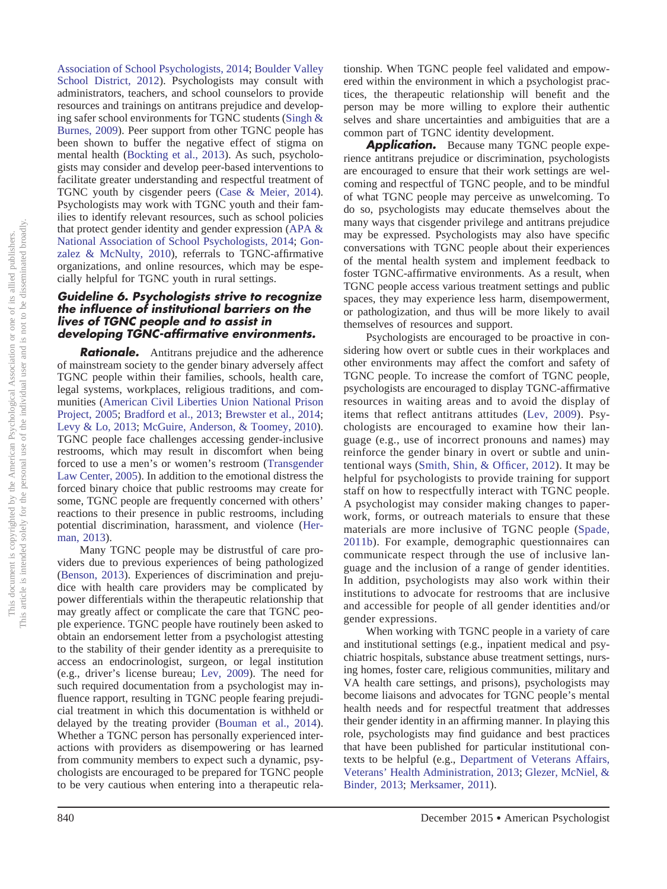Association of School Psychologists, 2014; Boulder Valley School District, 2012). Psychologists may consult with administrators, teachers, and school counselors to provide resources and trainings on antitrans prejudice and developing safer school environments for TGNC students (Singh & Burnes, 2009). Peer support from other TGNC people has been shown to buffer the negative effect of stigma on mental health (Bockting et al., 2013). As such, psychologists may consider and develop peer-based interventions to facilitate greater understanding and respectful treatment of TGNC youth by cisgender peers (Case & Meier, 2014). Psychologists may work with TGNC youth and their families to identify relevant resources, such as school policies that protect gender identity and gender expression (APA & National Association of School Psychologists, 2014; Gonzalez & McNulty, 2010), referrals to TGNC-affirmative organizations, and online resources, which may be especially helpful for TGNC youth in rural settings.

### Guideline 6. Psychologists strive to recognize the influence of institutional barriers on the lives of TGNC people and to assist in developing TGNC-affirmative environments.

***Rationale.*** Antitrans prejudice and the adherence of mainstream society to the gender binary adversely affect TGNC people within their families, schools, health care, legal systems, workplaces, religious traditions, and communities (American Civil Liberties Union National Prison Project, 2005; Bradford et al., 2013; Brewster et al., 2014; Levy & Lo, 2013; McGuire, Anderson, & Toomey, 2010). TGNC people face challenges accessing gender-inclusive restrooms, which may result in discomfort when being forced to use a men's or women's restroom (Transgender Law Center, 2005). In addition to the emotional distress the forced binary choice that public restrooms may create for some, TGNC people are frequently concerned with others' reactions to their presence in public restrooms, including potential discrimination, harassment, and violence (Herman, 2013).

Many TGNC people may be distrustful of care providers due to previous experiences of being pathologized (Benson, 2013). Experiences of discrimination and prejudice with health care providers may be complicated by power differentials within the therapeutic relationship that may greatly affect or complicate the care that TGNC people experience. TGNC people have routinely been asked to obtain an endorsement letter from a psychologist attesting to the stability of their gender identity as a prerequisite to access an endocrinologist, surgeon, or legal institution (e.g., driver's license bureau; Lev, 2009). The need for such required documentation from a psychologist may influence rapport, resulting in TGNC people fearing prejudicial treatment in which this documentation is withheld or delayed by the treating provider (Bouman et al., 2014). Whether a TGNC person has personally experienced interactions with providers as disempowering or has learned from community members to expect such a dynamic, psychologists are encouraged to be prepared for TGNC people to be very cautious when entering into a therapeutic relationship. When TGNC people feel validated and empowered within the environment in which a psychologist practices, the therapeutic relationship will benefit and the person may be more willing to explore their authentic selves and share uncertainties and ambiguities that are a common part of TGNC identity development.

***Application.*** Because many TGNC people experience antitrans prejudice or discrimination, psychologists are encouraged to ensure that their work settings are welcoming and respectful of TGNC people, and to be mindful of what TGNC people may perceive as unwelcoming. To do so, psychologists may educate themselves about the many ways that cisgender privilege and antitrans prejudice may be expressed. Psychologists may also have specific conversations with TGNC people about their experiences of the mental health system and implement feedback to foster TGNC-affirmative environments. As a result, when TGNC people access various treatment settings and public spaces, they may experience less harm, disempowerment, or pathologization, and thus will be more likely to avail themselves of resources and support.

Psychologists are encouraged to be proactive in considering how overt or subtle cues in their workplaces and other environments may affect the comfort and safety of TGNC people. To increase the comfort of TGNC people, psychologists are encouraged to display TGNC-affirmative resources in waiting areas and to avoid the display of items that reflect antitrans attitudes (Lev, 2009). Psychologists are encouraged to examine how their language (e.g., use of incorrect pronouns and names) may reinforce the gender binary in overt or subtle and unintentional ways (Smith, Shin, & Officer, 2012). It may be helpful for psychologists to provide training for support staff on how to respectfully interact with TGNC people. A psychologist may consider making changes to paperwork, forms, or outreach materials to ensure that these materials are more inclusive of TGNC people (Spade, 2011b). For example, demographic questionnaires can communicate respect through the use of inclusive language and the inclusion of a range of gender identities. In addition, psychologists may also work within their institutions to advocate for restrooms that are inclusive and accessible for people of all gender identities and/or gender expressions.

When working with TGNC people in a variety of care and institutional settings (e.g., inpatient medical and psychiatric hospitals, substance abuse treatment settings, nursing homes, foster care, religious communities, military and VA health care settings, and prisons), psychologists may become liaisons and advocates for TGNC people's mental health needs and for respectful treatment that addresses their gender identity in an affirming manner. In playing this role, psychologists may find guidance and best practices that have been published for particular institutional contexts to be helpful (e.g., Department of Veterans Affairs, Veterans' Health Administration, 2013; Glezer, McNiel, & Binder, 2013; Merksamer, 2011).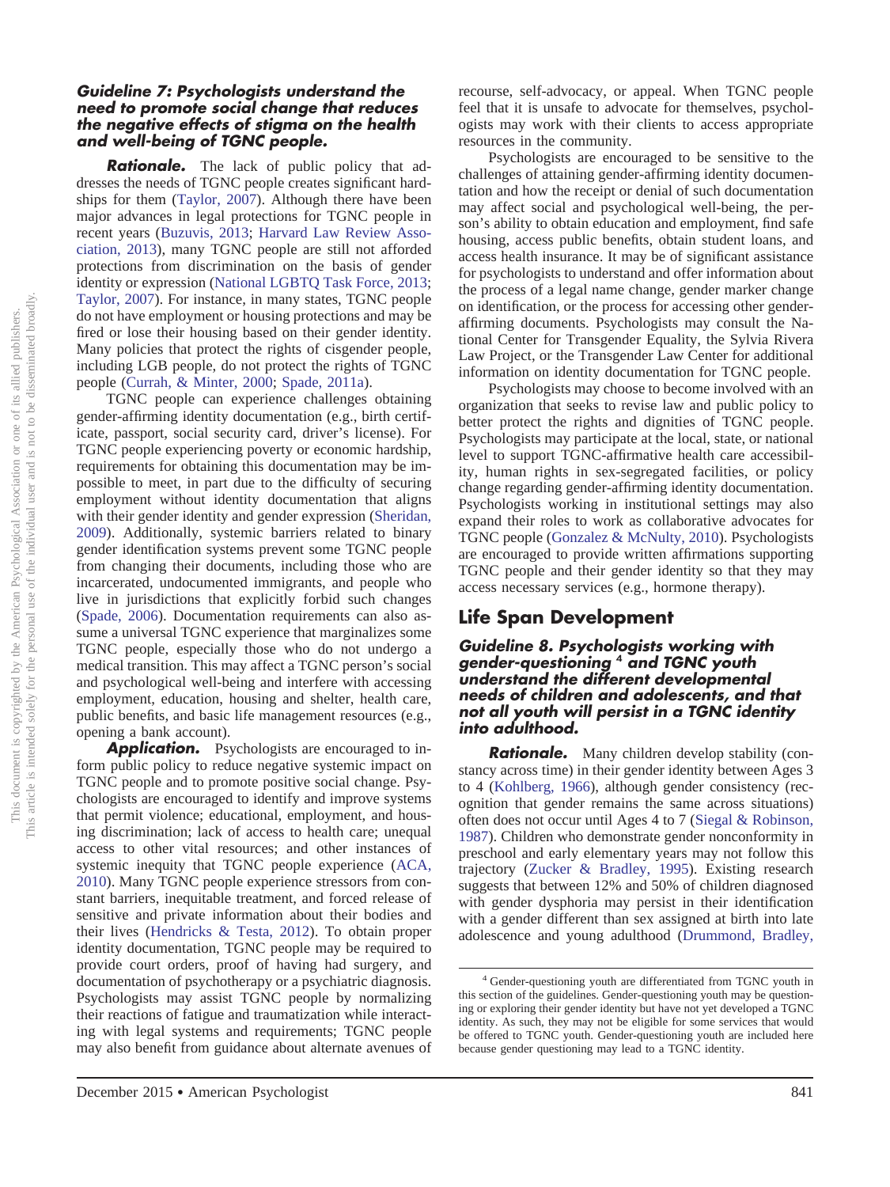### Guideline 7: Psychologists understand the need to promote social change that reduces the negative effects of stigma on the health and well-being of TGNC people.

***Rationale.*** The lack of public policy that addresses the needs of TGNC people creates significant hardships for them (Taylor, 2007). Although there have been major advances in legal protections for TGNC people in recent years (Buzuvis, 2013; Harvard Law Review Association, 2013), many TGNC people are still not afforded protections from discrimination on the basis of gender identity or expression (National LGBTQ Task Force, 2013; Taylor, 2007). For instance, in many states, TGNC people do not have employment or housing protections and may be fired or lose their housing based on their gender identity. Many policies that protect the rights of cisgender people, including LGB people, do not protect the rights of TGNC people (Currah, & Minter, 2000; Spade, 2011a).

TGNC people can experience challenges obtaining gender-affirming identity documentation (e.g., birth certificate, passport, social security card, driver's license). For TGNC people experiencing poverty or economic hardship, requirements for obtaining this documentation may be impossible to meet, in part due to the difficulty of securing employment without identity documentation that aligns with their gender identity and gender expression (Sheridan, 2009). Additionally, systemic barriers related to binary gender identification systems prevent some TGNC people from changing their documents, including those who are incarcerated, undocumented immigrants, and people who live in jurisdictions that explicitly forbid such changes (Spade, 2006). Documentation requirements can also assume a universal TGNC experience that marginalizes some TGNC people, especially those who do not undergo a medical transition. This may affect a TGNC person's social and psychological well-being and interfere with accessing employment, education, housing and shelter, health care, public benefits, and basic life management resources (e.g., opening a bank account).

***Application.*** Psychologists are encouraged to inform public policy to reduce negative systemic impact on TGNC people and to promote positive social change. Psychologists are encouraged to identify and improve systems that permit violence; educational, employment, and housing discrimination; lack of access to health care; unequal access to other vital resources; and other instances of systemic inequity that TGNC people experience (ACA, 2010). Many TGNC people experience stressors from constant barriers, inequitable treatment, and forced release of sensitive and private information about their bodies and their lives (Hendricks & Testa, 2012). To obtain proper identity documentation, TGNC people may be required to provide court orders, proof of having had surgery, and documentation of psychotherapy or a psychiatric diagnosis. Psychologists may assist TGNC people by normalizing their reactions of fatigue and traumatization while interacting with legal systems and requirements; TGNC people may also benefit from guidance about alternate avenues of recourse, self-advocacy, or appeal. When TGNC people feel that it is unsafe to advocate for themselves, psychologists may work with their clients to access appropriate resources in the community.

Psychologists are encouraged to be sensitive to the challenges of attaining gender-affirming identity documentation and how the receipt or denial of such documentation may affect social and psychological well-being, the person's ability to obtain education and employment, find safe housing, access public benefits, obtain student loans, and access health insurance. It may be of significant assistance for psychologists to understand and offer information about the process of a legal name change, gender marker change on identification, or the process for accessing other gender-affirming documents. Psychologists may consult the National Center for Transgender Equality, the Sylvia Rivera Law Project, or the Transgender Law Center for additional information on identity documentation for TGNC people.

Psychologists may choose to become involved with an organization that seeks to revise law and public policy to better protect the rights and dignities of TGNC people. Psychologists may participate at the local, state, or national level to support TGNC-affirmative health care accessibility, human rights in sex-segregated facilities, or policy change regarding gender-affirming identity documentation. Psychologists working in institutional settings may also expand their roles to work as collaborative advocates for TGNC people (Gonzalez & McNulty, 2010). Psychologists are encouraged to provide written affirmations supporting TGNC people and their gender identity so that they may access necessary services (e.g., hormone therapy).

## Life Span Development

### Guideline 8. Psychologists working with gender-questioning [4] and TGNC youth understand the different developmental needs of children and adolescents, and that not all youth will persist in a TGNC identity into adulthood.

***Rationale.*** Many children develop stability (constancy across time) in their gender identity between Ages 3 to 4 (Kohlberg, 1966), although gender consistency (recognition that gender remains the same across situations) often does not occur until Ages 4 to 7 (Siegal & Robinson, 1987). Children who demonstrate gender nonconformity in preschool and early elementary years may not follow this trajectory (Zucker & Bradley, 1995). Existing research suggests that between 12% and 50% of children diagnosed with gender dysphoria may persist in their identification with a gender different than sex assigned at birth into late adolescence and young adulthood (Drummond, Bradley,

[4] Gender-questioning youth are differentiated from TGNC youth in this section of the guidelines. Gender-questioning youth may be questioning or exploring their gender identity but have not yet developed a TGNC identity. As such, they may not be eligible for some services that would be offered to TGNC youth. Gender-questioning youth are included here because gender questioning may lead to a TGNC identity.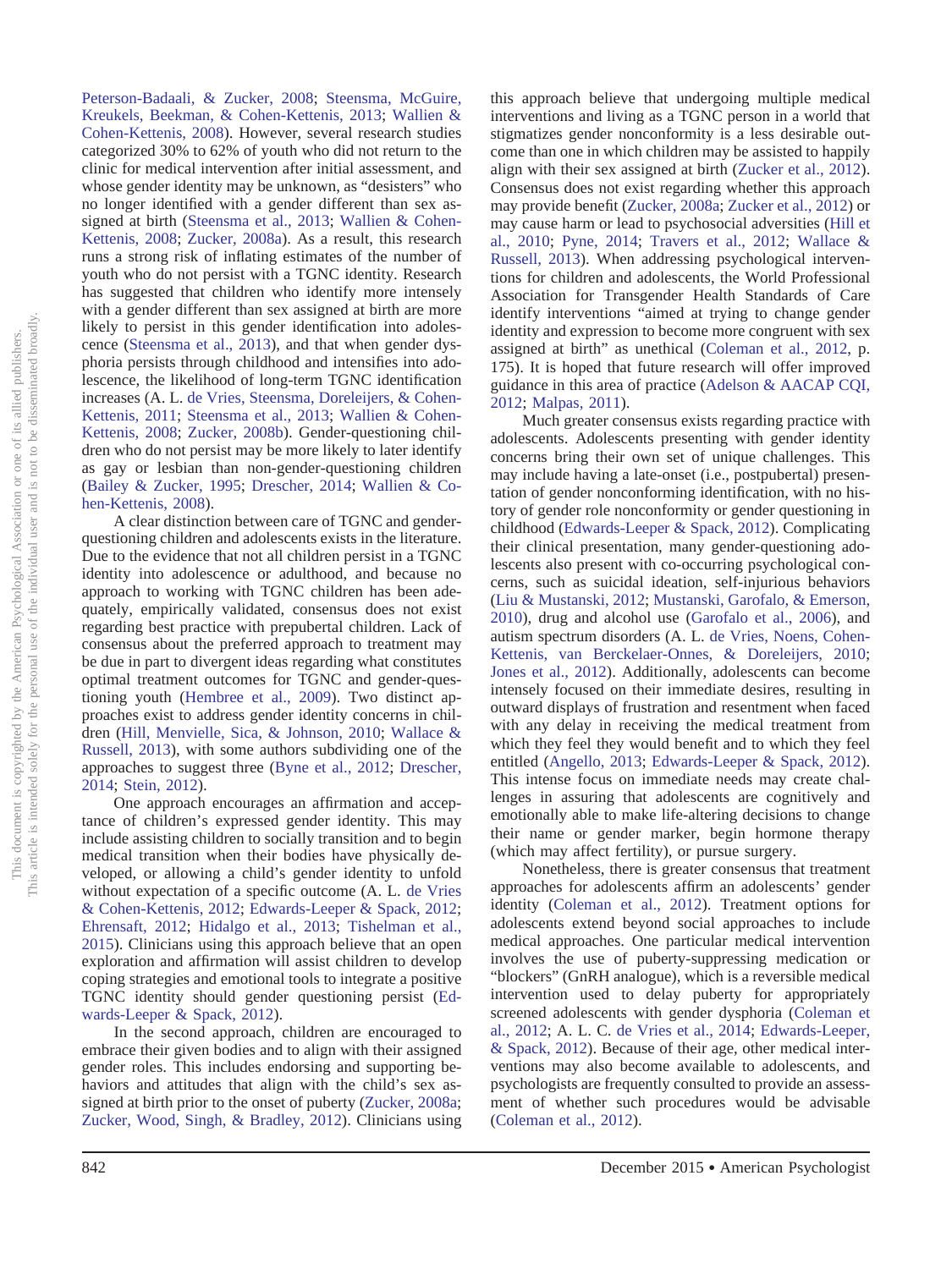Peterson-Badaali, & Zucker, 2008; Steensma, McGuire, Kreukels, Beekman, & Cohen-Kettenis, 2013; Wallien & Cohen-Kettenis, 2008). However, several research studies categorized 30% to 62% of youth who did not return to the clinic for medical intervention after initial assessment, and whose gender identity may be unknown, as "desisters" who no longer identified with a gender different than sex assigned at birth (Steensma et al., 2013; Wallien & Cohen-Kettenis, 2008; Zucker, 2008a). As a result, this research runs a strong risk of inflating estimates of the number of youth who do not persist with a TGNC identity. Research has suggested that children who identify more intensely with a gender different than sex assigned at birth are more likely to persist in this gender identification into adolescence (Steensma et al., 2013), and that when gender dysphoria persists through childhood and intensifies into adolescence, the likelihood of long-term TGNC identification increases (A. L. de Vries, Steensma, Doreleijers, & Cohen-Kettenis, 2011; Steensma et al., 2013; Wallien & Cohen-Kettenis, 2008; Zucker, 2008b). Gender-questioning children who do not persist may be more likely to later identify as gay or lesbian than non-gender-questioning children (Bailey & Zucker, 1995; Drescher, 2014; Wallien & Cohen-Kettenis, 2008).

A clear distinction between care of TGNC and gender-questioning children and adolescents exists in the literature. Due to the evidence that not all children persist in a TGNC identity into adolescence or adulthood, and because no approach to working with TGNC children has been adequately, empirically validated, consensus does not exist regarding best practice with prepubertal children. Lack of consensus about the preferred approach to treatment may be due in part to divergent ideas regarding what constitutes optimal treatment outcomes for TGNC and gender-questioning youth (Hembree et al., 2009). Two distinct approaches exist to address gender identity concerns in children (Hill, Menvielle, Sica, & Johnson, 2010; Wallace & Russell, 2013), with some authors subdividing one of the approaches to suggest three (Byne et al., 2012; Drescher, 2014; Stein, 2012).

One approach encourages an affirmation and acceptance of children's expressed gender identity. This may include assisting children to socially transition and to begin medical transition when their bodies have physically developed, or allowing a child's gender identity to unfold without expectation of a specific outcome (A. L. de Vries & Cohen-Kettenis, 2012; Edwards-Leeper & Spack, 2012; Ehrensaft, 2012; Hidalgo et al., 2013; Tishelman et al., 2015). Clinicians using this approach believe that an open exploration and affirmation will assist children to develop coping strategies and emotional tools to integrate a positive TGNC identity should gender questioning persist (Edwards-Leeper & Spack, 2012).

In the second approach, children are encouraged to embrace their given bodies and to align with their assigned gender roles. This includes endorsing and supporting behaviors and attitudes that align with the child's sex assigned at birth prior to the onset of puberty (Zucker, 2008a; Zucker, Wood, Singh, & Bradley, 2012). Clinicians using this approach believe that undergoing multiple medical interventions and living as a TGNC person in a world that stigmatizes gender nonconformity is a less desirable outcome than one in which children may be assisted to happily align with their sex assigned at birth (Zucker et al., 2012). Consensus does not exist regarding whether this approach may provide benefit (Zucker, 2008a; Zucker et al., 2012) or may cause harm or lead to psychosocial adversities (Hill et al., 2010; Pyne, 2014; Travers et al., 2012; Wallace & Russell, 2013). When addressing psychological interventions for children and adolescents, the World Professional Association for Transgender Health Standards of Care identify interventions "aimed at trying to change gender identity and expression to become more congruent with sex assigned at birth" as unethical (Coleman et al., 2012, p. 175). It is hoped that future research will offer improved guidance in this area of practice (Adelson & AACAP CQI, 2012; Malpas, 2011).

Much greater consensus exists regarding practice with adolescents. Adolescents presenting with gender identity concerns bring their own set of unique challenges. This may include having a late-onset (i.e., postpubertal) presentation of gender nonconforming identification, with no history of gender role nonconformity or gender questioning in childhood (Edwards-Leeper & Spack, 2012). Complicating their clinical presentation, many gender-questioning adolescents also present with co-occurring psychological concerns, such as suicidal ideation, self-injurious behaviors (Liu & Mustanski, 2012; Mustanski, Garofalo, & Emerson, 2010), drug and alcohol use (Garofalo et al., 2006), and autism spectrum disorders (A. L. de Vries, Noens, Cohen-Kettenis, van Berckelaer-Onnes, & Doreleijers, 2010; Jones et al., 2012). Additionally, adolescents can become intensely focused on their immediate desires, resulting in outward displays of frustration and resentment when faced with any delay in receiving the medical treatment from which they feel they would benefit and to which they feel entitled (Angello, 2013; Edwards-Leeper & Spack, 2012). This intense focus on immediate needs may create challenges in assuring that adolescents are cognitively and emotionally able to make life-altering decisions to change their name or gender marker, begin hormone therapy (which may affect fertility), or pursue surgery.

Nonetheless, there is greater consensus that treatment approaches for adolescents affirm an adolescents' gender identity (Coleman et al., 2012). Treatment options for adolescents extend beyond social approaches to include medical approaches. One particular medical intervention involves the use of puberty-suppressing medication or "blockers" (GnRH analogue), which is a reversible medical intervention used to delay puberty for appropriately screened adolescents with gender dysphoria (Coleman et al., 2012; A. L. C. de Vries et al., 2014; Edwards-Leeper, & Spack, 2012). Because of their age, other medical interventions may also become available to adolescents, and psychologists are frequently consulted to provide an assessment of whether such procedures would be advisable (Coleman et al., 2012).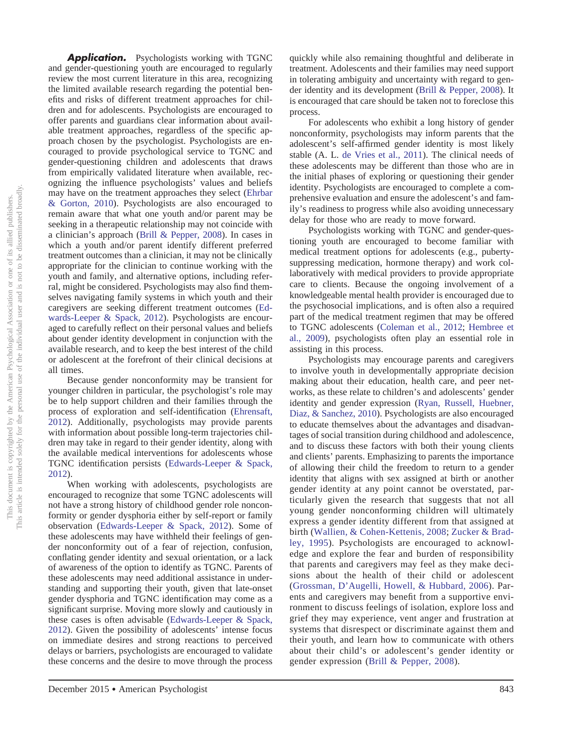***Application.*** Psychologists working with TGNC and gender-questioning youth are encouraged to regularly review the most current literature in this area, recognizing the limited available research regarding the potential benefits and risks of different treatment approaches for children and for adolescents. Psychologists are encouraged to offer parents and guardians clear information about available treatment approaches, regardless of the specific approach chosen by the psychologist. Psychologists are encouraged to provide psychological service to TGNC and gender-questioning children and adolescents that draws from empirically validated literature when available, recognizing the influence psychologists' values and beliefs may have on the treatment approaches they select (Ehrbar & Gorton, 2010). Psychologists are also encouraged to remain aware that what one youth and/or parent may be seeking in a therapeutic relationship may not coincide with a clinician's approach (Brill & Pepper, 2008). In cases in which a youth and/or parent identify different preferred treatment outcomes than a clinician, it may not be clinically appropriate for the clinician to continue working with the youth and family, and alternative options, including referral, might be considered. Psychologists may also find themselves navigating family systems in which youth and their caregivers are seeking different treatment outcomes (Edwards-Leeper & Spack, 2012). Psychologists are encouraged to carefully reflect on their personal values and beliefs about gender identity development in conjunction with the available research, and to keep the best interest of the child or adolescent at the forefront of their clinical decisions at all times.

Because gender nonconformity may be transient for younger children in particular, the psychologist's role may be to help support children and their families through the process of exploration and self-identification (Ehrensaft, 2012). Additionally, psychologists may provide parents with information about possible long-term trajectories children may take in regard to their gender identity, along with the available medical interventions for adolescents whose TGNC identification persists (Edwards-Leeper & Spack, 2012).

When working with adolescents, psychologists are encouraged to recognize that some TGNC adolescents will not have a strong history of childhood gender role nonconformity or gender dysphoria either by self-report or family observation (Edwards-Leeper & Spack, 2012). Some of these adolescents may have withheld their feelings of gender nonconformity out of a fear of rejection, confusion, conflating gender identity and sexual orientation, or a lack of awareness of the option to identify as TGNC. Parents of these adolescents may need additional assistance in understanding and supporting their youth, given that late-onset gender dysphoria and TGNC identification may come as a significant surprise. Moving more slowly and cautiously in these cases is often advisable (Edwards-Leeper & Spack, 2012). Given the possibility of adolescents' intense focus on immediate desires and strong reactions to perceived delays or barriers, psychologists are encouraged to validate these concerns and the desire to move through the process quickly while also remaining thoughtful and deliberate in treatment. Adolescents and their families may need support in tolerating ambiguity and uncertainty with regard to gender identity and its development (Brill & Pepper, 2008). It is encouraged that care should be taken not to foreclose this process.

For adolescents who exhibit a long history of gender nonconformity, psychologists may inform parents that the adolescent's self-affirmed gender identity is most likely stable (A. L. de Vries et al., 2011). The clinical needs of these adolescents may be different than those who are in the initial phases of exploring or questioning their gender identity. Psychologists are encouraged to complete a comprehensive evaluation and ensure the adolescent's and family's readiness to progress while also avoiding unnecessary delay for those who are ready to move forward.

Psychologists working with TGNC and gender-questioning youth are encouraged to become familiar with medical treatment options for adolescents (e.g., puberty-suppressing medication, hormone therapy) and work collaboratively with medical providers to provide appropriate care to clients. Because the ongoing involvement of a knowledgeable mental health provider is encouraged due to the psychosocial implications, and is often also a required part of the medical treatment regimen that may be offered to TGNC adolescents (Coleman et al., 2012; Hembree et al., 2009), psychologists often play an essential role in assisting in this process.

Psychologists may encourage parents and caregivers to involve youth in developmentally appropriate decision making about their education, health care, and peer networks, as these relate to children's and adolescents' gender identity and gender expression (Ryan, Russell, Huebner, Diaz, & Sanchez, 2010). Psychologists are also encouraged to educate themselves about the advantages and disadvantages of social transition during childhood and adolescence, and to discuss these factors with both their young clients and clients' parents. Emphasizing to parents the importance of allowing their child the freedom to return to a gender identity that aligns with sex assigned at birth or another gender identity at any point cannot be overstated, particularly given the research that suggests that not all young gender nonconforming children will ultimately express a gender identity different from that assigned at birth (Wallien, & Cohen-Kettenis, 2008; Zucker & Bradley, 1995). Psychologists are encouraged to acknowledge and explore the fear and burden of responsibility that parents and caregivers may feel as they make decisions about the health of their child or adolescent (Grossman, D'Augelli, Howell, & Hubbard, 2006). Parents and caregivers may benefit from a supportive environment to discuss feelings of isolation, explore loss and grief they may experience, vent anger and frustration at systems that disrespect or discriminate against them and their youth, and learn how to communicate with others about their child's or adolescent's gender identity or gender expression (Brill & Pepper, 2008).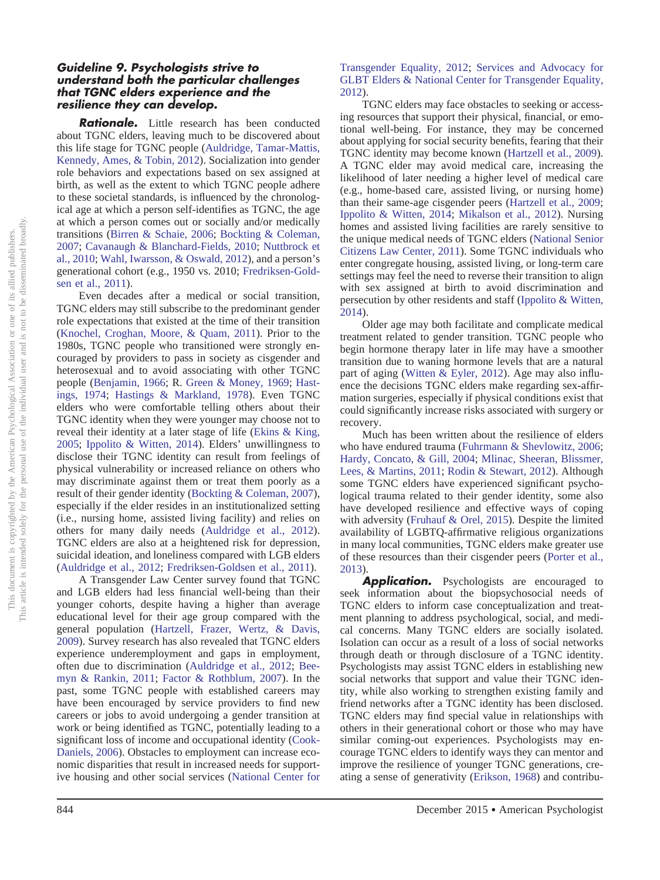### Guideline 9. Psychologists strive to understand both the particular challenges that TGNC elders experience and the resilience they can develop.

***Rationale.*** Little research has been conducted about TGNC elders, leaving much to be discovered about this life stage for TGNC people (Auldridge, Tamar-Mattis, Kennedy, Ames, & Tobin, 2012). Socialization into gender role behaviors and expectations based on sex assigned at birth, as well as the extent to which TGNC people adhere to these societal standards, is influenced by the chronological age at which a person self-identifies as TGNC, the age at which a person comes out or socially and/or medically transitions (Birren & Schaie, 2006; Bockting & Coleman, 2007; Cavanaugh & Blanchard-Fields, 2010; Nuttbrock et al., 2010; Wahl, Iwarsson, & Oswald, 2012), and a person's generational cohort (e.g., 1950 vs. 2010; Fredriksen-Goldsen et al., 2011).

Even decades after a medical or social transition, TGNC elders may still subscribe to the predominant gender role expectations that existed at the time of their transition (Knochel, Croghan, Moore, & Quam, 2011). Prior to the 1980s, TGNC people who transitioned were strongly encouraged by providers to pass in society as cisgender and heterosexual and to avoid associating with other TGNC people (Benjamin, 1966; R. Green & Money, 1969; Hastings, 1974; Hastings & Markland, 1978). Even TGNC elders who were comfortable telling others about their TGNC identity when they were younger may choose not to reveal their identity at a later stage of life (Ekins & King, 2005; Ippolito & Witten, 2014). Elders' unwillingness to disclose their TGNC identity can result from feelings of physical vulnerability or increased reliance on others who may discriminate against them or treat them poorly as a result of their gender identity (Bockting & Coleman, 2007), especially if the elder resides in an institutionalized setting (i.e., nursing home, assisted living facility) and relies on others for many daily needs (Auldridge et al., 2012). TGNC elders are also at a heightened risk for depression, suicidal ideation, and loneliness compared with LGB elders (Auldridge et al., 2012; Fredriksen-Goldsen et al., 2011).

A Transgender Law Center survey found that TGNC and LGB elders had less financial well-being than their younger cohorts, despite having a higher than average educational level for their age group compared with the general population (Hartzell, Frazer, Wertz, & Davis, 2009). Survey research has also revealed that TGNC elders experience underemployment and gaps in employment, often due to discrimination (Auldridge et al., 2012; Beemyn & Rankin, 2011; Factor & Rothblum, 2007). In the past, some TGNC people with established careers may have been encouraged by service providers to find new careers or jobs to avoid undergoing a gender transition at work or being identified as TGNC, potentially leading to a significant loss of income and occupational identity (Cook-Daniels, 2006). Obstacles to employment can increase economic disparities that result in increased needs for supportive housing and other social services (National Center for Transgender Equality, 2012; Services and Advocacy for GLBT Elders & National Center for Transgender Equality, 2012).

TGNC elders may face obstacles to seeking or accessing resources that support their physical, financial, or emotional well-being. For instance, they may be concerned about applying for social security benefits, fearing that their TGNC identity may become known (Hartzell et al., 2009). A TGNC elder may avoid medical care, increasing the likelihood of later needing a higher level of medical care (e.g., home-based care, assisted living, or nursing home) than their same-age cisgender peers (Hartzell et al., 2009; Ippolito & Witten, 2014; Mikalson et al., 2012). Nursing homes and assisted living facilities are rarely sensitive to the unique medical needs of TGNC elders (National Senior Citizens Law Center, 2011). Some TGNC individuals who enter congregate housing, assisted living, or long-term care settings may feel the need to reverse their transition to align with sex assigned at birth to avoid discrimination and persecution by other residents and staff (Ippolito & Witten, 2014).

Older age may both facilitate and complicate medical treatment related to gender transition. TGNC people who begin hormone therapy later in life may have a smoother transition due to waning hormone levels that are a natural part of aging (Witten & Eyler, 2012). Age may also influence the decisions TGNC elders make regarding sex-affirmation surgeries, especially if physical conditions exist that could significantly increase risks associated with surgery or recovery.

Much has been written about the resilience of elders who have endured trauma (Fuhrmann & Shevlowitz, 2006; Hardy, Concato, & Gill, 2004; Mlinac, Sheeran, Blissmer, Lees, & Martins, 2011; Rodin & Stewart, 2012). Although some TGNC elders have experienced significant psychological trauma related to their gender identity, some also have developed resilience and effective ways of coping with adversity (Fruhauf & Orel, 2015). Despite the limited availability of LGBTQ-affirmative religious organizations in many local communities, TGNC elders make greater use of these resources than their cisgender peers (Porter et al., 2013).

***Application.*** Psychologists are encouraged to seek information about the biopsychosocial needs of TGNC elders to inform case conceptualization and treatment planning to address psychological, social, and medical concerns. Many TGNC elders are socially isolated. Isolation can occur as a result of a loss of social networks through death or through disclosure of a TGNC identity. Psychologists may assist TGNC elders in establishing new social networks that support and value their TGNC identity, while also working to strengthen existing family and friend networks after a TGNC identity has been disclosed. TGNC elders may find special value in relationships with others in their generational cohort or those who may have similar coming-out experiences. Psychologists may encourage TGNC elders to identify ways they can mentor and improve the resilience of younger TGNC generations, creating a sense of generativity (Erikson, 1968) and contribu-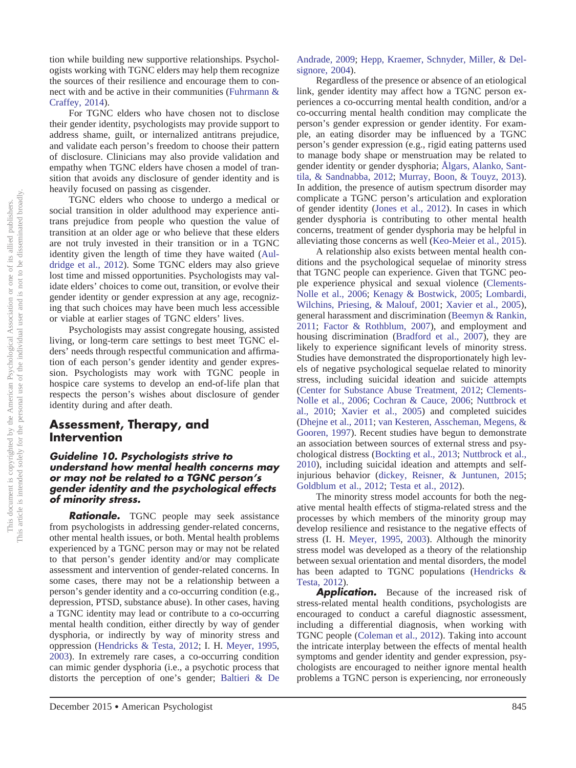tion while building new supportive relationships. Psychologists working with TGNC elders may help them recognize the sources of their resilience and encourage them to connect with and be active in their communities (Fuhrmann & Craffey, 2014).

For TGNC elders who have chosen not to disclose their gender identity, psychologists may provide support to address shame, guilt, or internalized antitrans prejudice, and validate each person's freedom to choose their pattern of disclosure. Clinicians may also provide validation and empathy when TGNC elders have chosen a model of transition that avoids any disclosure of gender identity and is heavily focused on passing as cisgender.

TGNC elders who choose to undergo a medical or social transition in older adulthood may experience antitrans prejudice from people who question the value of transition at an older age or who believe that these elders are not truly invested in their transition or in a TGNC identity given the length of time they have waited (Auldridge et al., 2012). Some TGNC elders may also grieve lost time and missed opportunities. Psychologists may validate elders' choices to come out, transition, or evolve their gender identity or gender expression at any age, recognizing that such choices may have been much less accessible or viable at earlier stages of TGNC elders' lives.

Psychologists may assist congregate housing, assisted living, or long-term care settings to best meet TGNC elders' needs through respectful communication and affirmation of each person's gender identity and gender expression. Psychologists may work with TGNC people in hospice care systems to develop an end-of-life plan that respects the person's wishes about disclosure of gender identity during and after death.

## Assessment, Therapy, and Intervention

### Guideline 10. Psychologists strive to understand how mental health concerns may or may not be related to a TGNC person's gender identity and the psychological effects of minority stress.

***Rationale.*** TGNC people may seek assistance from psychologists in addressing gender-related concerns, other mental health issues, or both. Mental health problems experienced by a TGNC person may or may not be related to that person's gender identity and/or may complicate assessment and intervention of gender-related concerns. In some cases, there may not be a relationship between a person's gender identity and a co-occurring condition (e.g., depression, PTSD, substance abuse). In other cases, having a TGNC identity may lead or contribute to a co-occurring mental health condition, either directly by way of gender dysphoria, or indirectly by way of minority stress and oppression (Hendricks & Testa, 2012; I. H. Meyer, 1995, 2003). In extremely rare cases, a co-occurring condition can mimic gender dysphoria (i.e., a psychotic process that distorts the perception of one's gender; Baltieri & De Andrade, 2009; Hepp, Kraemer, Schnyder, Miller, & Delsignore, 2004).

Regardless of the presence or absence of an etiological link, gender identity may affect how a TGNC person experiences a co-occurring mental health condition, and/or a co-occurring mental health condition may complicate the person's gender expression or gender identity. For example, an eating disorder may be influenced by a TGNC person's gender expression (e.g., rigid eating patterns used to manage body shape or menstruation may be related to gender identity or gender dysphoria; Ålgars, Alanko, Santtila, & Sandnabba, 2012; Murray, Boon, & Touyz, 2013). In addition, the presence of autism spectrum disorder may complicate a TGNC person's articulation and exploration of gender identity (Jones et al., 2012). In cases in which gender dysphoria is contributing to other mental health concerns, treatment of gender dysphoria may be helpful in alleviating those concerns as well (Keo-Meier et al., 2015).

A relationship also exists between mental health conditions and the psychological sequelae of minority stress that TGNC people can experience. Given that TGNC people experience physical and sexual violence (Clements-Nolle et al., 2006; Kenagy & Bostwick, 2005; Lombardi, Wilchins, Priesing, & Malouf, 2001; Xavier et al., 2005), general harassment and discrimination (Beemyn & Rankin, 2011; Factor & Rothblum, 2007), and employment and housing discrimination (Bradford et al., 2007), they are likely to experience significant levels of minority stress. Studies have demonstrated the disproportionately high levels of negative psychological sequelae related to minority stress, including suicidal ideation and suicide attempts (Center for Substance Abuse Treatment, 2012; Clements-Nolle et al., 2006; Cochran & Cauce, 2006; Nuttbrock et al., 2010; Xavier et al., 2005) and completed suicides (Dhejne et al., 2011; van Kesteren, Asscheman, Megens, & Gooren, 1997). Recent studies have begun to demonstrate an association between sources of external stress and psychological distress (Bockting et al., 2013; Nuttbrock et al., 2010), including suicidal ideation and attempts and self-injurious behavior (dickey, Reisner, & Juntunen, 2015; Goldblum et al., 2012; Testa et al., 2012).

The minority stress model accounts for both the negative mental health effects of stigma-related stress and the processes by which members of the minority group may develop resilience and resistance to the negative effects of stress (I. H. Meyer, 1995, 2003). Although the minority stress model was developed as a theory of the relationship between sexual orientation and mental disorders, the model has been adapted to TGNC populations (Hendricks & Testa, 2012).

***Application.*** Because of the increased risk of stress-related mental health conditions, psychologists are encouraged to conduct a careful diagnostic assessment, including a differential diagnosis, when working with TGNC people (Coleman et al., 2012). Taking into account the intricate interplay between the effects of mental health symptoms and gender identity and gender expression, psychologists are encouraged to neither ignore mental health problems a TGNC person is experiencing, nor erroneously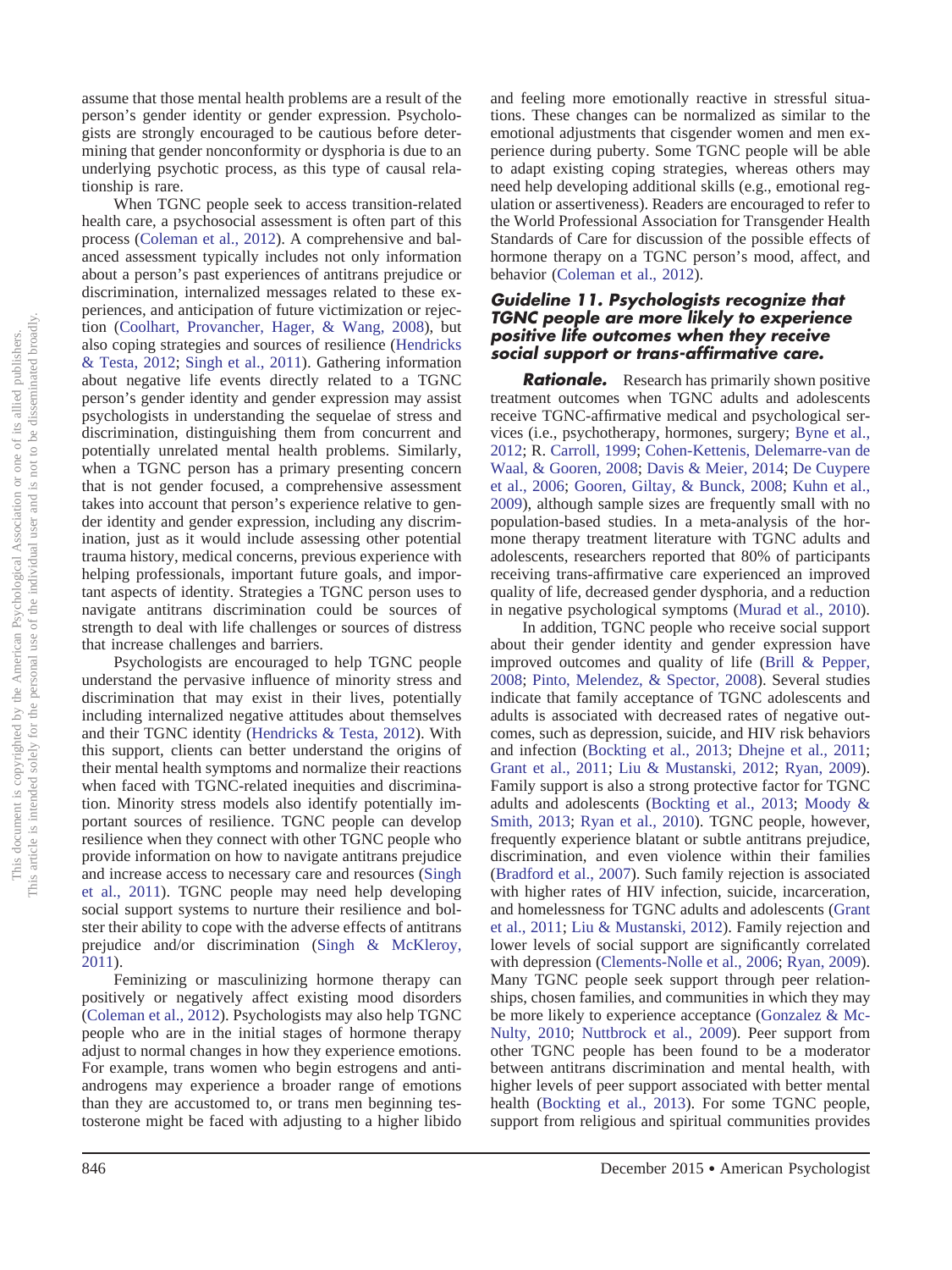assume that those mental health problems are a result of the person's gender identity or gender expression. Psychologists are strongly encouraged to be cautious before determining that gender nonconformity or dysphoria is due to an underlying psychotic process, as this type of causal relationship is rare.

When TGNC people seek to access transition-related health care, a psychosocial assessment is often part of this process (Coleman et al., 2012). A comprehensive and balanced assessment typically includes not only information about a person's past experiences of antitrans prejudice or discrimination, internalized messages related to these experiences, and anticipation of future victimization or rejection (Coolhart, Provancher, Hager, & Wang, 2008), but also coping strategies and sources of resilience (Hendricks & Testa, 2012; Singh et al., 2011). Gathering information about negative life events directly related to a TGNC person's gender identity and gender expression may assist psychologists in understanding the sequelae of stress and discrimination, distinguishing them from concurrent and potentially unrelated mental health problems. Similarly, when a TGNC person has a primary presenting concern that is not gender focused, a comprehensive assessment takes into account that person's experience relative to gender identity and gender expression, including any discrimination, just as it would include assessing other potential trauma history, medical concerns, previous experience with helping professionals, important future goals, and important aspects of identity. Strategies a TGNC person uses to navigate antitrans discrimination could be sources of strength to deal with life challenges or sources of distress that increase challenges and barriers.

Psychologists are encouraged to help TGNC people understand the pervasive influence of minority stress and discrimination that may exist in their lives, potentially including internalized negative attitudes about themselves and their TGNC identity (Hendricks & Testa, 2012). With this support, clients can better understand the origins of their mental health symptoms and normalize their reactions when faced with TGNC-related inequities and discrimination. Minority stress models also identify potentially important sources of resilience. TGNC people can develop resilience when they connect with other TGNC people who provide information on how to navigate antitrans prejudice and increase access to necessary care and resources (Singh et al., 2011). TGNC people may need help developing social support systems to nurture their resilience and bolster their ability to cope with the adverse effects of antitrans prejudice and/or discrimination (Singh & McKleroy, 2011).

Feminizing or masculinizing hormone therapy can positively or negatively affect existing mood disorders (Coleman et al., 2012). Psychologists may also help TGNC people who are in the initial stages of hormone therapy adjust to normal changes in how they experience emotions. For example, trans women who begin estrogens and antiandrogens may experience a broader range of emotions than they are accustomed to, or trans men beginning testosterone might be faced with adjusting to a higher libido and feeling more emotionally reactive in stressful situations. These changes can be normalized as similar to the emotional adjustments that cisgender women and men experience during puberty. Some TGNC people will be able to adapt existing coping strategies, whereas others may need help developing additional skills (e.g., emotional regulation or assertiveness). Readers are encouraged to refer to the World Professional Association for Transgender Health Standards of Care for discussion of the possible effects of hormone therapy on a TGNC person's mood, affect, and behavior (Coleman et al., 2012).

### Guideline 11. Psychologists recognize that TGNC people are more likely to experience positive life outcomes when they receive social support or trans-affirmative care.

***Rationale.*** Research has primarily shown positive treatment outcomes when TGNC adults and adolescents receive TGNC-affirmative medical and psychological services (i.e., psychotherapy, hormones, surgery; Byne et al., 2012; R. Carroll, 1999; Cohen-Kettenis, Delemarre-van de Waal, & Gooren, 2008; Davis & Meier, 2014; De Cuypere et al., 2006; Gooren, Giltay, & Bunck, 2008; Kuhn et al., 2009), although sample sizes are frequently small with no population-based studies. In a meta-analysis of the hormone therapy treatment literature with TGNC adults and adolescents, researchers reported that 80% of participants receiving trans-affirmative care experienced an improved quality of life, decreased gender dysphoria, and a reduction in negative psychological symptoms (Murad et al., 2010).

In addition, TGNC people who receive social support about their gender identity and gender expression have improved outcomes and quality of life (Brill & Pepper, 2008; Pinto, Melendez, & Spector, 2008). Several studies indicate that family acceptance of TGNC adolescents and adults is associated with decreased rates of negative outcomes, such as depression, suicide, and HIV risk behaviors and infection (Bockting et al., 2013; Dhejne et al., 2011; Grant et al., 2011; Liu & Mustanski, 2012; Ryan, 2009). Family support is also a strong protective factor for TGNC adults and adolescents (Bockting et al., 2013; Moody & Smith, 2013; Ryan et al., 2010). TGNC people, however, frequently experience blatant or subtle antitrans prejudice, discrimination, and even violence within their families (Bradford et al., 2007). Such family rejection is associated with higher rates of HIV infection, suicide, incarceration, and homelessness for TGNC adults and adolescents (Grant et al., 2011; Liu & Mustanski, 2012). Family rejection and lower levels of social support are significantly correlated with depression (Clements-Nolle et al., 2006; Ryan, 2009). Many TGNC people seek support through peer relationships, chosen families, and communities in which they may be more likely to experience acceptance (Gonzalez & McNulty, 2010; Nuttbrock et al., 2009). Peer support from other TGNC people has been found to be a moderator between antitrans discrimination and mental health, with higher levels of peer support associated with better mental health (Bockting et al., 2013). For some TGNC people, support from religious and spiritual communities provides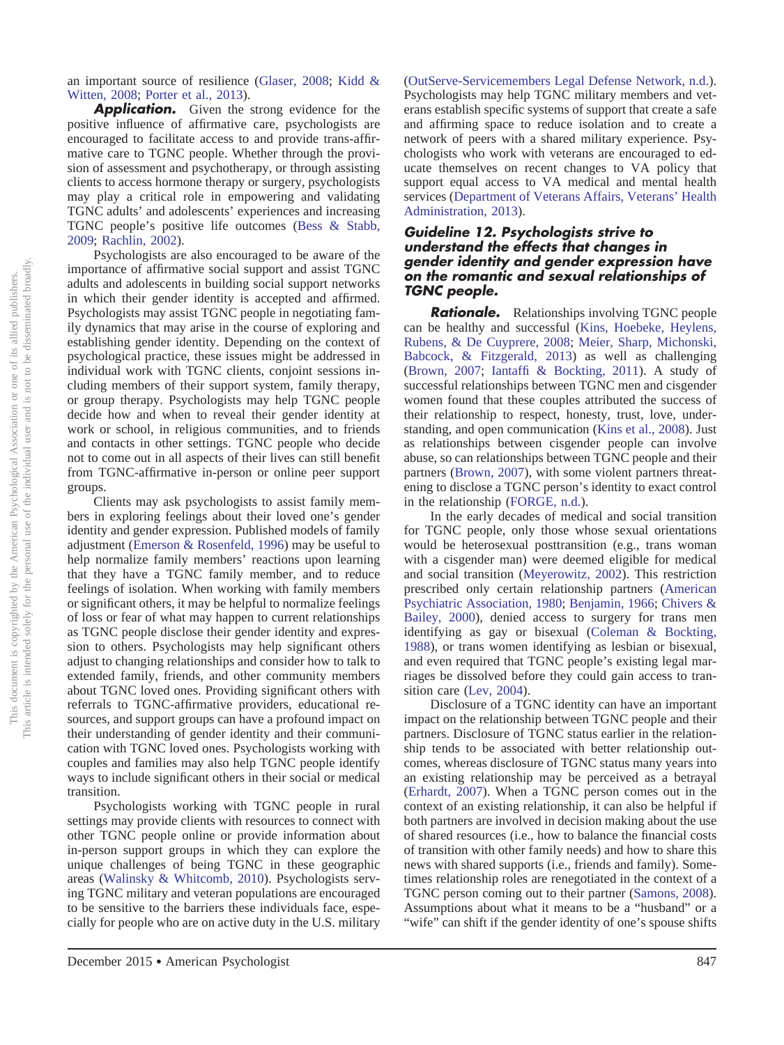an important source of resilience (Glaser, 2008; Kidd & Witten, 2008; Porter et al., 2013).

***Application.*** Given the strong evidence for the positive influence of affirmative care, psychologists are encouraged to facilitate access to and provide trans-affirmative care to TGNC people. Whether through the provision of assessment and psychotherapy, or through assisting clients to access hormone therapy or surgery, psychologists may play a critical role in empowering and validating TGNC adults' and adolescents' experiences and increasing TGNC people's positive life outcomes (Bess & Stabb, 2009; Rachlin, 2002).

Psychologists are also encouraged to be aware of the importance of affirmative social support and assist TGNC adults and adolescents in building social support networks in which their gender identity is accepted and affirmed. Psychologists may assist TGNC people in negotiating family dynamics that may arise in the course of exploring and establishing gender identity. Depending on the context of psychological practice, these issues might be addressed in individual work with TGNC clients, conjoint sessions including members of their support system, family therapy, or group therapy. Psychologists may help TGNC people decide how and when to reveal their gender identity at work or school, in religious communities, and to friends and contacts in other settings. TGNC people who decide not to come out in all aspects of their lives can still benefit from TGNC-affirmative in-person or online peer support groups.

Clients may ask psychologists to assist family members in exploring feelings about their loved one's gender identity and gender expression. Published models of family adjustment (Emerson & Rosenfeld, 1996) may be useful to help normalize family members' reactions upon learning that they have a TGNC family member, and to reduce feelings of isolation. When working with family members or significant others, it may be helpful to normalize feelings of loss or fear of what may happen to current relationships as TGNC people disclose their gender identity and expression to others. Psychologists may help significant others adjust to changing relationships and consider how to talk to extended family, friends, and other community members about TGNC loved ones. Providing significant others with referrals to TGNC-affirmative providers, educational resources, and support groups can have a profound impact on their understanding of gender identity and their communication with TGNC loved ones. Psychologists working with couples and families may also help TGNC people identify ways to include significant others in their social or medical transition.

Psychologists working with TGNC people in rural settings may provide clients with resources to connect with other TGNC people online or provide information about in-person support groups in which they can explore the unique challenges of being TGNC in these geographic areas (Walinsky & Whitcomb, 2010). Psychologists serving TGNC military and veteran populations are encouraged to be sensitive to the barriers these individuals face, especially for people who are on active duty in the U.S. military (OutServe-Servicemembers Legal Defense Network, n.d.). Psychologists may help TGNC military members and veterans establish specific systems of support that create a safe and affirming space to reduce isolation and to create a network of peers with a shared military experience. Psychologists who work with veterans are encouraged to educate themselves on recent changes to VA policy that support equal access to VA medical and mental health services (Department of Veterans Affairs, Veterans' Health Administration, 2013).

### *Guideline 12. Psychologists strive to understand the effects that changes in gender identity and gender expression have on the romantic and sexual relationships of TGNC people.*

***Rationale.*** Relationships involving TGNC people can be healthy and successful (Kins, Hoebeke, Heylens, Rubens, & De Cuyprere, 2008; Meier, Sharp, Michonski, Babcock, & Fitzgerald, 2013) as well as challenging (Brown, 2007; Iantaffi & Bockting, 2011). A study of successful relationships between TGNC men and cisgender women found that these couples attributed the success of their relationship to respect, honesty, trust, love, understanding, and open communication (Kins et al., 2008). Just as relationships between cisgender people can involve abuse, so can relationships between TGNC people and their partners (Brown, 2007), with some violent partners threatening to disclose a TGNC person's identity to exact control in the relationship (FORGE, n.d.).

In the early decades of medical and social transition for TGNC people, only those whose sexual orientations would be heterosexual posttransition (e.g., trans woman with a cisgender man) were deemed eligible for medical and social transition (Meyerowitz, 2002). This restriction prescribed only certain relationship partners (American Psychiatric Association, 1980; Benjamin, 1966; Chivers & Bailey, 2000), denied access to surgery for trans men identifying as gay or bisexual (Coleman & Bockting, 1988), or trans women identifying as lesbian or bisexual, and even required that TGNC people's existing legal marriages be dissolved before they could gain access to transition care (Lev, 2004).

Disclosure of a TGNC identity can have an important impact on the relationship between TGNC people and their partners. Disclosure of TGNC status earlier in the relationship tends to be associated with better relationship outcomes, whereas disclosure of TGNC status many years into an existing relationship may be perceived as a betrayal (Erhardt, 2007). When a TGNC person comes out in the context of an existing relationship, it can also be helpful if both partners are involved in decision making about the use of shared resources (i.e., how to balance the financial costs of transition with other family needs) and how to share this news with shared supports (i.e., friends and family). Sometimes relationship roles are renegotiated in the context of a TGNC person coming out to their partner (Samons, 2008). Assumptions about what it means to be a "husband" or a "wife" can shift if the gender identity of one's spouse shifts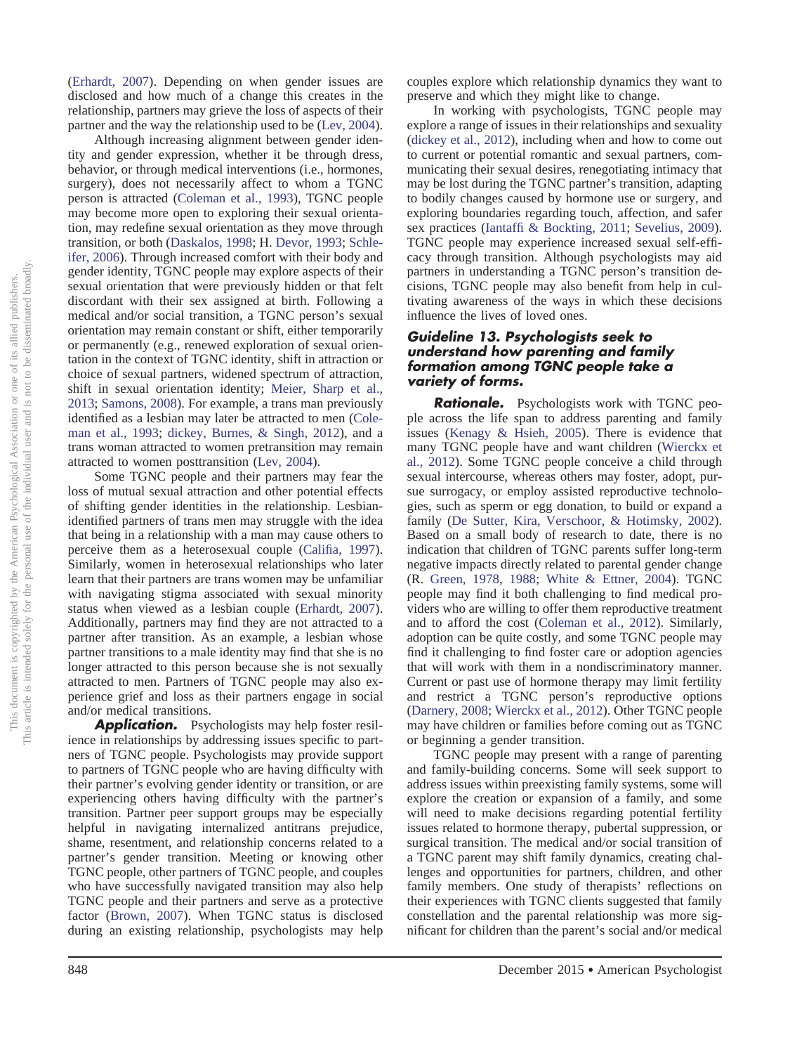(Erhardt, 2007). Depending on when gender issues are disclosed and how much of a change this creates in the relationship, partners may grieve the loss of aspects of their partner and the way the relationship used to be (Lev, 2004).

Although increasing alignment between gender identity and gender expression, whether it be through dress, behavior, or through medical interventions (i.e., hormones, surgery), does not necessarily affect to whom a TGNC person is attracted (Coleman et al., 1993), TGNC people may become more open to exploring their sexual orientation, may redefine sexual orientation as they move through transition, or both (Daskalos, 1998; H. Devor, 1993; Schleifer, 2006). Through increased comfort with their body and gender identity, TGNC people may explore aspects of their sexual orientation that were previously hidden or that felt discordant with their sex assigned at birth. Following a medical and/or social transition, a TGNC person's sexual orientation may remain constant or shift, either temporarily or permanently (e.g., renewed exploration of sexual orientation in the context of TGNC identity, shift in attraction or choice of sexual partners, widened spectrum of attraction, shift in sexual orientation identity; Meier, Sharp et al., 2013; Samons, 2008). For example, a trans man previously identified as a lesbian may later be attracted to men (Coleman et al., 1993; dickey, Burnes, & Singh, 2012), and a trans woman attracted to women pretransition may remain attracted to women posttransition (Lev, 2004).

Some TGNC people and their partners may fear the loss of mutual sexual attraction and other potential effects of shifting gender identities in the relationship. Lesbian-identified partners of trans men may struggle with the idea that being in a relationship with a man may cause others to perceive them as a heterosexual couple (Califia, 1997). Similarly, women in heterosexual relationships who later learn that their partners are trans women may be unfamiliar with navigating stigma associated with sexual minority status when viewed as a lesbian couple (Erhardt, 2007). Additionally, partners may find they are not attracted to a partner after transition. As an example, a lesbian whose partner transitions to a male identity may find that she is no longer attracted to this person because she is not sexually attracted to men. Partners of TGNC people may also experience grief and loss as their partners engage in social and/or medical transitions.

***Application.*** Psychologists may help foster resilience in relationships by addressing issues specific to partners of TGNC people. Psychologists may provide support to partners of TGNC people who are having difficulty with their partner's evolving gender identity or transition, or are experiencing others having difficulty with the partner's transition. Partner peer support groups may be especially helpful in navigating internalized antitrans prejudice, shame, resentment, and relationship concerns related to a partner's gender transition. Meeting or knowing other TGNC people, other partners of TGNC people, and couples who have successfully navigated transition may also help TGNC people and their partners and serve as a protective factor (Brown, 2007). When TGNC status is disclosed during an existing relationship, psychologists may help couples explore which relationship dynamics they want to preserve and which they might like to change.

In working with psychologists, TGNC people may explore a range of issues in their relationships and sexuality (dickey et al., 2012), including when and how to come out to current or potential romantic and sexual partners, communicating their sexual desires, renegotiating intimacy that may be lost during the TGNC partner's transition, adapting to bodily changes caused by hormone use or surgery, and exploring boundaries regarding touch, affection, and safer sex practices (Iantaffi & Bockting, 2011; Sevelius, 2009). TGNC people may experience increased sexual self-efficacy through transition. Although psychologists may aid partners in understanding a TGNC person's transition decisions, TGNC people may also benefit from help in cultivating awareness of the ways in which these decisions influence the lives of loved ones.

### Guideline 13. Psychologists seek to understand how parenting and family formation among TGNC people take a variety of forms.

***Rationale.*** Psychologists work with TGNC people across the life span to address parenting and family issues (Kenagy & Hsieh, 2005). There is evidence that many TGNC people have and want children (Wierckx et al., 2012). Some TGNC people conceive a child through sexual intercourse, whereas others may foster, adopt, pursue surrogacy, or employ assisted reproductive technologies, such as sperm or egg donation, to build or expand a family (De Sutter, Kira, Verschoor, & Hotimsky, 2002). Based on a small body of research to date, there is no indication that children of TGNC parents suffer long-term negative impacts directly related to parental gender change (R. Green, 1978, 1988; White & Ettner, 2004). TGNC people may find it both challenging to find medical providers who are willing to offer them reproductive treatment and to afford the cost (Coleman et al., 2012). Similarly, adoption can be quite costly, and some TGNC people may find it challenging to find foster care or adoption agencies that will work with them in a nondiscriminatory manner. Current or past use of hormone therapy may limit fertility and restrict a TGNC person's reproductive options (Darnery, 2008; Wierckx et al., 2012). Other TGNC people may have children or families before coming out as TGNC or beginning a gender transition.

TGNC people may present with a range of parenting and family-building concerns. Some will seek support to address issues within preexisting family systems, some will explore the creation or expansion of a family, and some will need to make decisions regarding potential fertility issues related to hormone therapy, pubertal suppression, or surgical transition. The medical and/or social transition of a TGNC parent may shift family dynamics, creating challenges and opportunities for partners, children, and other family members. One study of therapists' reflections on their experiences with TGNC clients suggested that family constellation and the parental relationship was more significant for children than the parent's social and/or medical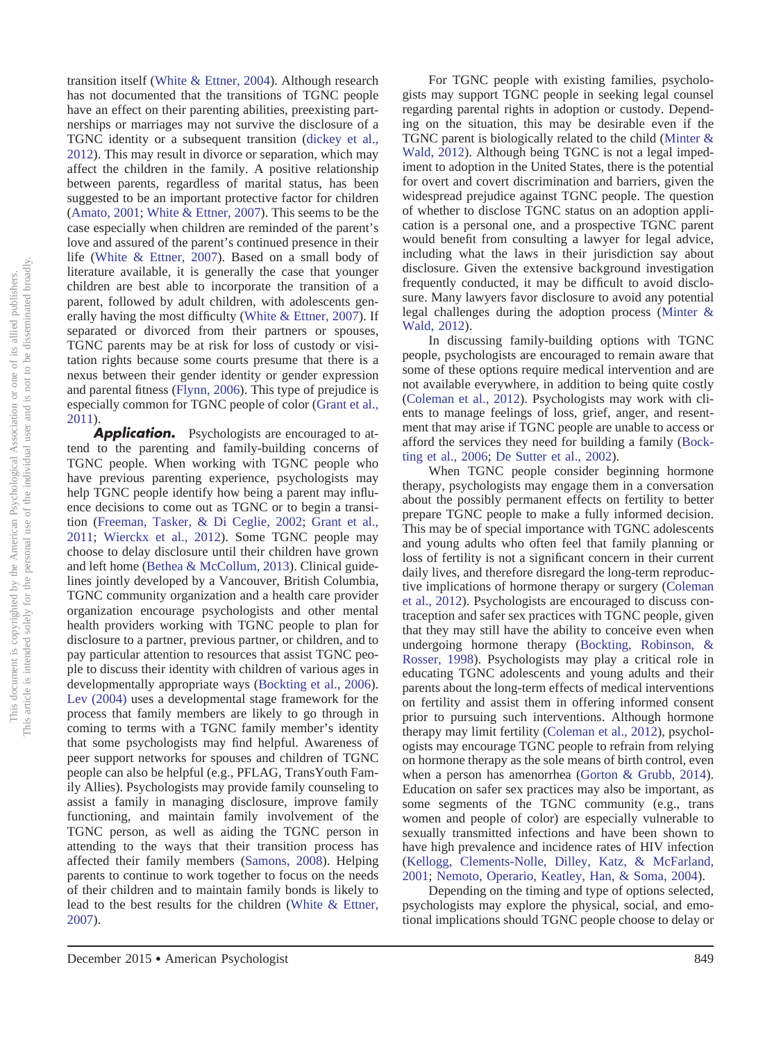transition itself (White & Ettner, 2004). Although research has not documented that the transitions of TGNC people have an effect on their parenting abilities, preexisting partnerships or marriages may not survive the disclosure of a TGNC identity or a subsequent transition (dickey et al., 2012). This may result in divorce or separation, which may affect the children in the family. A positive relationship between parents, regardless of marital status, has been suggested to be an important protective factor for children (Amato, 2001; White & Ettner, 2007). This seems to be the case especially when children are reminded of the parent's love and assured of the parent's continued presence in their life (White & Ettner, 2007). Based on a small body of literature available, it is generally the case that younger children are best able to incorporate the transition of a parent, followed by adult children, with adolescents generally having the most difficulty (White & Ettner, 2007). If separated or divorced from their partners or spouses, TGNC parents may be at risk for loss of custody or visitation rights because some courts presume that there is a nexus between their gender identity or gender expression and parental fitness (Flynn, 2006). This type of prejudice is especially common for TGNC people of color (Grant et al., 2011).

***Application.*** Psychologists are encouraged to attend to the parenting and family-building concerns of TGNC people. When working with TGNC people who have previous parenting experience, psychologists may help TGNC people identify how being a parent may influence decisions to come out as TGNC or to begin a transition (Freeman, Tasker, & Di Ceglie, 2002; Grant et al., 2011; Wierckx et al., 2012). Some TGNC people may choose to delay disclosure until their children have grown and left home (Bethea & McCollum, 2013). Clinical guidelines jointly developed by a Vancouver, British Columbia, TGNC community organization and a health care provider organization encourage psychologists and other mental health providers working with TGNC people to plan for disclosure to a partner, previous partner, or children, and to pay particular attention to resources that assist TGNC people to discuss their identity with children of various ages in developmentally appropriate ways (Bockting et al., 2006). Lev (2004) uses a developmental stage framework for the process that family members are likely to go through in coming to terms with a TGNC family member's identity that some psychologists may find helpful. Awareness of peer support networks for spouses and children of TGNC people can also be helpful (e.g., PFLAG, TransYouth Family Allies). Psychologists may provide family counseling to assist a family in managing disclosure, improve family functioning, and maintain family involvement of the TGNC person, as well as aiding the TGNC person in attending to the ways that their transition process has affected their family members (Samons, 2008). Helping parents to continue to work together to focus on the needs of their children and to maintain family bonds is likely to lead to the best results for the children (White & Ettner, 2007).

For TGNC people with existing families, psychologists may support TGNC people in seeking legal counsel regarding parental rights in adoption or custody. Depending on the situation, this may be desirable even if the TGNC parent is biologically related to the child (Minter & Wald, 2012). Although being TGNC is not a legal impediment to adoption in the United States, there is the potential for overt and covert discrimination and barriers, given the widespread prejudice against TGNC people. The question of whether to disclose TGNC status on an adoption application is a personal one, and a prospective TGNC parent would benefit from consulting a lawyer for legal advice, including what the laws in their jurisdiction say about disclosure. Given the extensive background investigation frequently conducted, it may be difficult to avoid disclosure. Many lawyers favor disclosure to avoid any potential legal challenges during the adoption process (Minter & Wald, 2012).

In discussing family-building options with TGNC people, psychologists are encouraged to remain aware that some of these options require medical intervention and are not available everywhere, in addition to being quite costly (Coleman et al., 2012). Psychologists may work with clients to manage feelings of loss, grief, anger, and resentment that may arise if TGNC people are unable to access or afford the services they need for building a family (Bockting et al., 2006; De Sutter et al., 2002).

When TGNC people consider beginning hormone therapy, psychologists may engage them in a conversation about the possibly permanent effects on fertility to better prepare TGNC people to make a fully informed decision. This may be of special importance with TGNC adolescents and young adults who often feel that family planning or loss of fertility is not a significant concern in their current daily lives, and therefore disregard the long-term reproductive implications of hormone therapy or surgery (Coleman et al., 2012). Psychologists are encouraged to discuss contraception and safer sex practices with TGNC people, given that they may still have the ability to conceive even when undergoing hormone therapy (Bockting, Robinson, & Rosser, 1998). Psychologists may play a critical role in educating TGNC adolescents and young adults and their parents about the long-term effects of medical interventions on fertility and assist them in offering informed consent prior to pursuing such interventions. Although hormone therapy may limit fertility (Coleman et al., 2012), psychologists may encourage TGNC people to refrain from relying on hormone therapy as the sole means of birth control, even when a person has amenorrhea (Gorton & Grubb, 2014). Education on safer sex practices may also be important, as some segments of the TGNC community (e.g., trans women and people of color) are especially vulnerable to sexually transmitted infections and have been shown to have high prevalence and incidence rates of HIV infection (Kellogg, Clements-Nolle, Dilley, Katz, & McFarland, 2001; Nemoto, Operario, Keatley, Han, & Soma, 2004).

Depending on the timing and type of options selected, psychologists may explore the physical, social, and emotional implications should TGNC people choose to delay or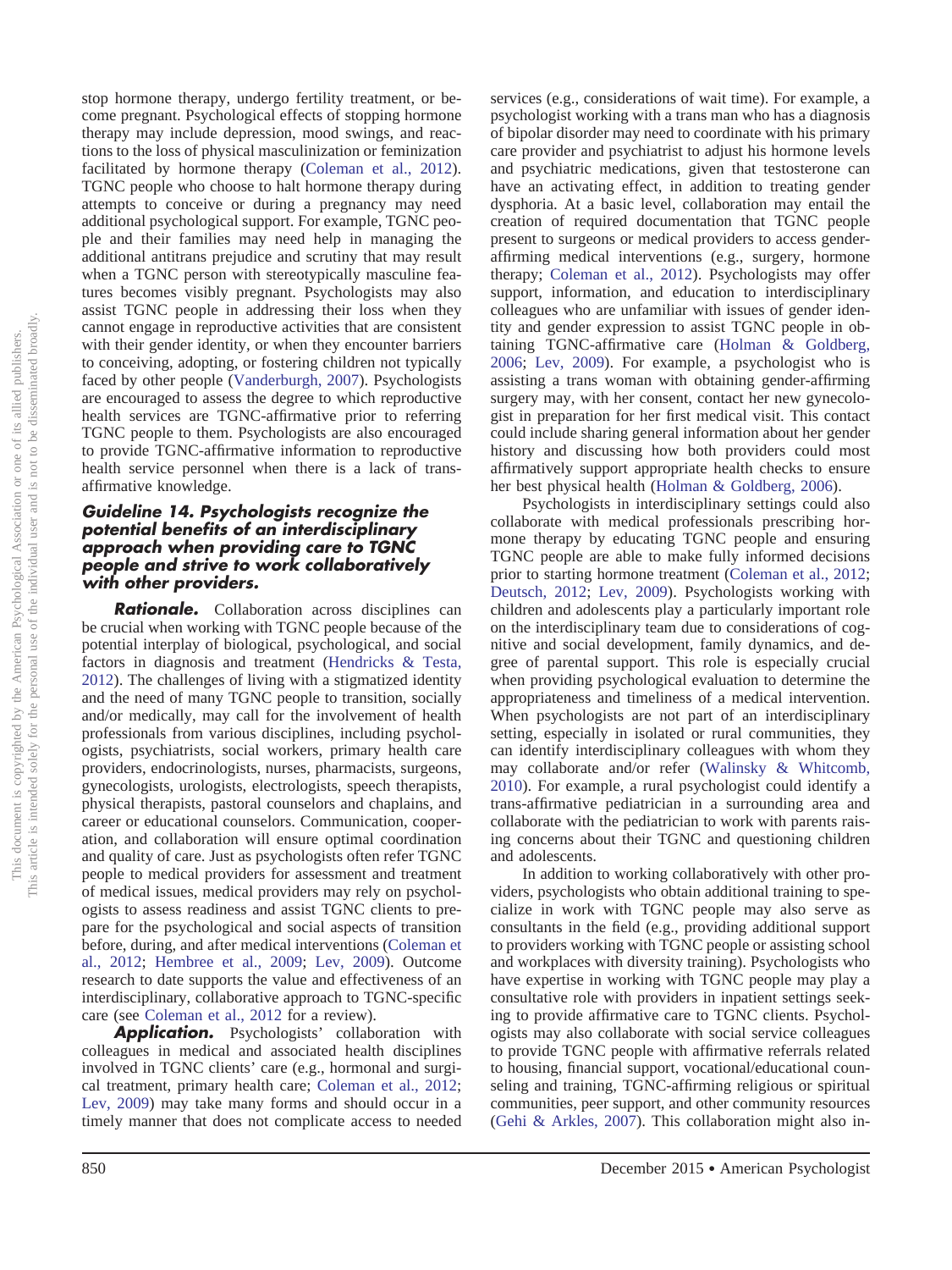stop hormone therapy, undergo fertility treatment, or become pregnant. Psychological effects of stopping hormone therapy may include depression, mood swings, and reactions to the loss of physical masculinization or feminization facilitated by hormone therapy (Coleman et al., 2012). TGNC people who choose to halt hormone therapy during attempts to conceive or during a pregnancy may need additional psychological support. For example, TGNC people and their families may need help in managing the additional antitrans prejudice and scrutiny that may result when a TGNC person with stereotypically masculine features becomes visibly pregnant. Psychologists may also assist TGNC people in addressing their loss when they cannot engage in reproductive activities that are consistent with their gender identity, or when they encounter barriers to conceiving, adopting, or fostering children not typically faced by other people (Vanderburgh, 2007). Psychologists are encouraged to assess the degree to which reproductive health services are TGNC-affirmative prior to referring TGNC people to them. Psychologists are also encouraged to provide TGNC-affirmative information to reproductive health service personnel when there is a lack of trans-affirmative knowledge.

### Guideline 14. Psychologists recognize the potential benefits of an interdisciplinary approach when providing care to TGNC people and strive to work collaboratively with other providers.

***Rationale.*** Collaboration across disciplines can be crucial when working with TGNC people because of the potential interplay of biological, psychological, and social factors in diagnosis and treatment (Hendricks & Testa, 2012). The challenges of living with a stigmatized identity and the need of many TGNC people to transition, socially and/or medically, may call for the involvement of health professionals from various disciplines, including psychologists, psychiatrists, social workers, primary health care providers, endocrinologists, nurses, pharmacists, surgeons, gynecologists, urologists, electrologists, speech therapists, physical therapists, pastoral counselors and chaplains, and career or educational counselors. Communication, cooperation, and collaboration will ensure optimal coordination and quality of care. Just as psychologists often refer TGNC people to medical providers for assessment and treatment of medical issues, medical providers may rely on psychologists to assess readiness and assist TGNC clients to prepare for the psychological and social aspects of transition before, during, and after medical interventions (Coleman et al., 2012; Hembree et al., 2009; Lev, 2009). Outcome research to date supports the value and effectiveness of an interdisciplinary, collaborative approach to TGNC-specific care (see Coleman et al., 2012 for a review).

***Application.*** Psychologists' collaboration with colleagues in medical and associated health disciplines involved in TGNC clients' care (e.g., hormonal and surgical treatment, primary health care; Coleman et al., 2012; Lev, 2009) may take many forms and should occur in a timely manner that does not complicate access to needed services (e.g., considerations of wait time). For example, a psychologist working with a trans man who has a diagnosis of bipolar disorder may need to coordinate with his primary care provider and psychiatrist to adjust his hormone levels and psychiatric medications, given that testosterone can have an activating effect, in addition to treating gender dysphoria. At a basic level, collaboration may entail the creation of required documentation that TGNC people present to surgeons or medical providers to access gender-affirming medical interventions (e.g., surgery, hormone therapy; Coleman et al., 2012). Psychologists may offer support, information, and education to interdisciplinary colleagues who are unfamiliar with issues of gender identity and gender expression to assist TGNC people in obtaining TGNC-affirmative care (Holman & Goldberg, 2006; Lev, 2009). For example, a psychologist who is assisting a trans woman with obtaining gender-affirming surgery may, with her consent, contact her new gynecologist in preparation for her first medical visit. This contact could include sharing general information about her gender history and discussing how both providers could most affirmatively support appropriate health checks to ensure her best physical health (Holman & Goldberg, 2006).

Psychologists in interdisciplinary settings could also collaborate with medical professionals prescribing hormone therapy by educating TGNC people and ensuring TGNC people are able to make fully informed decisions prior to starting hormone treatment (Coleman et al., 2012; Deutsch, 2012; Lev, 2009). Psychologists working with children and adolescents play a particularly important role on the interdisciplinary team due to considerations of cognitive and social development, family dynamics, and degree of parental support. This role is especially crucial when providing psychological evaluation to determine the appropriateness and timeliness of a medical intervention. When psychologists are not part of an interdisciplinary setting, especially in isolated or rural communities, they can identify interdisciplinary colleagues with whom they may collaborate and/or refer (Walinsky & Whitcomb, 2010). For example, a rural psychologist could identify a trans-affirmative pediatrician in a surrounding area and collaborate with the pediatrician to work with parents raising concerns about their TGNC and questioning children and adolescents.

In addition to working collaboratively with other providers, psychologists who obtain additional training to specialize in work with TGNC people may also serve as consultants in the field (e.g., providing additional support to providers working with TGNC people or assisting school and workplaces with diversity training). Psychologists who have expertise in working with TGNC people may play a consultative role with providers in inpatient settings seeking to provide affirmative care to TGNC clients. Psychologists may also collaborate with social service colleagues to provide TGNC people with affirmative referrals related to housing, financial support, vocational/educational counseling and training, TGNC-affirming religious or spiritual communities, peer support, and other community resources (Gehi & Arkles, 2007). This collaboration might also in-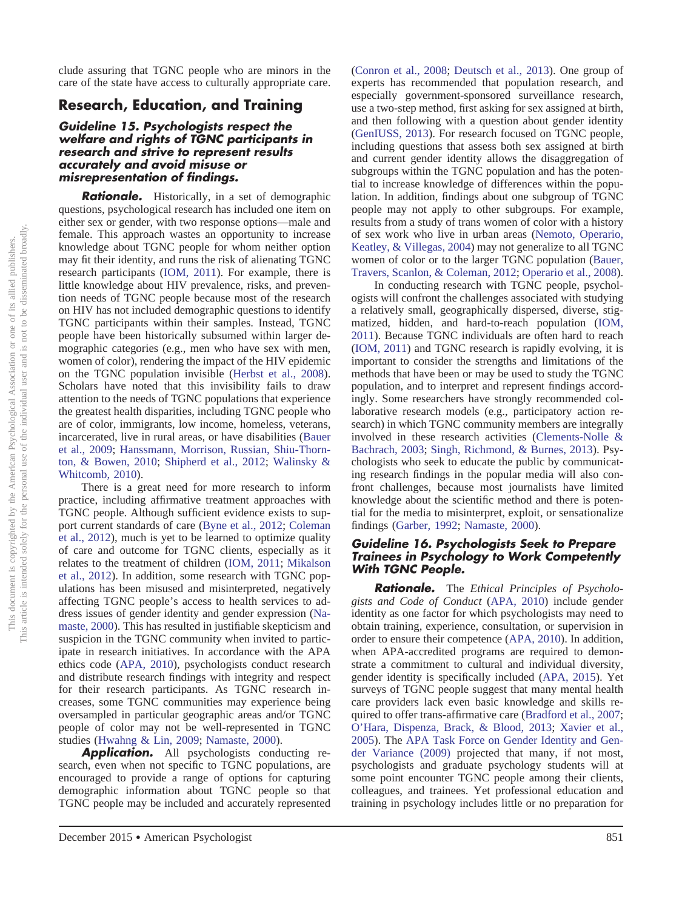clude assuring that TGNC people who are minors in the care of the state have access to culturally appropriate care.

## Research, Education, and Training

### Guideline 15. Psychologists respect the welfare and rights of TGNC participants in research and strive to represent results accurately and avoid misuse or misrepresentation of findings.

***Rationale.*** Historically, in a set of demographic questions, psychological research has included one item on either sex or gender, with two response options—male and female. This approach wastes an opportunity to increase knowledge about TGNC people for whom neither option may fit their identity, and runs the risk of alienating TGNC research participants (IOM, 2011). For example, there is little knowledge about HIV prevalence, risks, and prevention needs of TGNC people because most of the research on HIV has not included demographic questions to identify TGNC participants within their samples. Instead, TGNC people have been historically subsumed within larger demographic categories (e.g., men who have sex with men, women of color), rendering the impact of the HIV epidemic on the TGNC population invisible (Herbst et al., 2008). Scholars have noted that this invisibility fails to draw attention to the needs of TGNC populations that experience the greatest health disparities, including TGNC people who are of color, immigrants, low income, homeless, veterans, incarcerated, live in rural areas, or have disabilities (Bauer et al., 2009; Hanssmann, Morrison, Russian, Shiu-Thornton, & Bowen, 2010; Shipherd et al., 2012; Walinsky & Whitcomb, 2010).

There is a great need for more research to inform practice, including affirmative treatment approaches with TGNC people. Although sufficient evidence exists to support current standards of care (Byne et al., 2012; Coleman et al., 2012), much is yet to be learned to optimize quality of care and outcome for TGNC clients, especially as it relates to the treatment of children (IOM, 2011; Mikalson et al., 2012). In addition, some research with TGNC populations has been misused and misinterpreted, negatively affecting TGNC people's access to health services to address issues of gender identity and gender expression (Namaste, 2000). This has resulted in justifiable skepticism and suspicion in the TGNC community when invited to participate in research initiatives. In accordance with the APA ethics code (APA, 2010), psychologists conduct research and distribute research findings with integrity and respect for their research participants. As TGNC research increases, some TGNC communities may experience being oversampled in particular geographic areas and/or TGNC people of color may not be well-represented in TGNC studies (Hwahng & Lin, 2009; Namaste, 2000).

***Application.*** All psychologists conducting research, even when not specific to TGNC populations, are encouraged to provide a range of options for capturing demographic information about TGNC people so that TGNC people may be included and accurately represented (Conron et al., 2008; Deutsch et al., 2013). One group of experts has recommended that population research, and especially government-sponsored surveillance research, use a two-step method, first asking for sex assigned at birth, and then following with a question about gender identity (GenIUSS, 2013). For research focused on TGNC people, including questions that assess both sex assigned at birth and current gender identity allows the disaggregation of subgroups within the TGNC population and has the potential to increase knowledge of differences within the population. In addition, findings about one subgroup of TGNC people may not apply to other subgroups. For example, results from a study of trans women of color with a history of sex work who live in urban areas (Nemoto, Operario, Keatley, & Villegas, 2004) may not generalize to all TGNC women of color or to the larger TGNC population (Bauer, Travers, Scanlon, & Coleman, 2012; Operario et al., 2008).

In conducting research with TGNC people, psychologists will confront the challenges associated with studying a relatively small, geographically dispersed, diverse, stigmatized, hidden, and hard-to-reach population (IOM, 2011). Because TGNC individuals are often hard to reach (IOM, 2011) and TGNC research is rapidly evolving, it is important to consider the strengths and limitations of the methods that have been or may be used to study the TGNC population, and to interpret and represent findings accordingly. Some researchers have strongly recommended collaborative research models (e.g., participatory action research) in which TGNC community members are integrally involved in these research activities (Clements-Nolle & Bachrach, 2003; Singh, Richmond, & Burnes, 2013). Psychologists who seek to educate the public by communicating research findings in the popular media will also confront challenges, because most journalists have limited knowledge about the scientific method and there is potential for the media to misinterpret, exploit, or sensationalize findings (Garber, 1992; Namaste, 2000).

### Guideline 16. Psychologists Seek to Prepare Trainees in Psychology to Work Competently With TGNC People.

***Rationale.*** The *Ethical Principles of Psychologists and Code of Conduct* (APA, 2010) include gender identity as one factor for which psychologists may need to obtain training, experience, consultation, or supervision in order to ensure their competence (APA, 2010). In addition, when APA-accredited programs are required to demonstrate a commitment to cultural and individual diversity, gender identity is specifically included (APA, 2015). Yet surveys of TGNC people suggest that many mental health care providers lack even basic knowledge and skills required to offer trans-affirmative care (Bradford et al., 2007; O'Hara, Dispenza, Brack, & Blood, 2013; Xavier et al., 2005). The APA Task Force on Gender Identity and Gender Variance (2009) projected that many, if not most, psychologists and graduate psychology students will at some point encounter TGNC people among their clients, colleagues, and trainees. Yet professional education and training in psychology includes little or no preparation for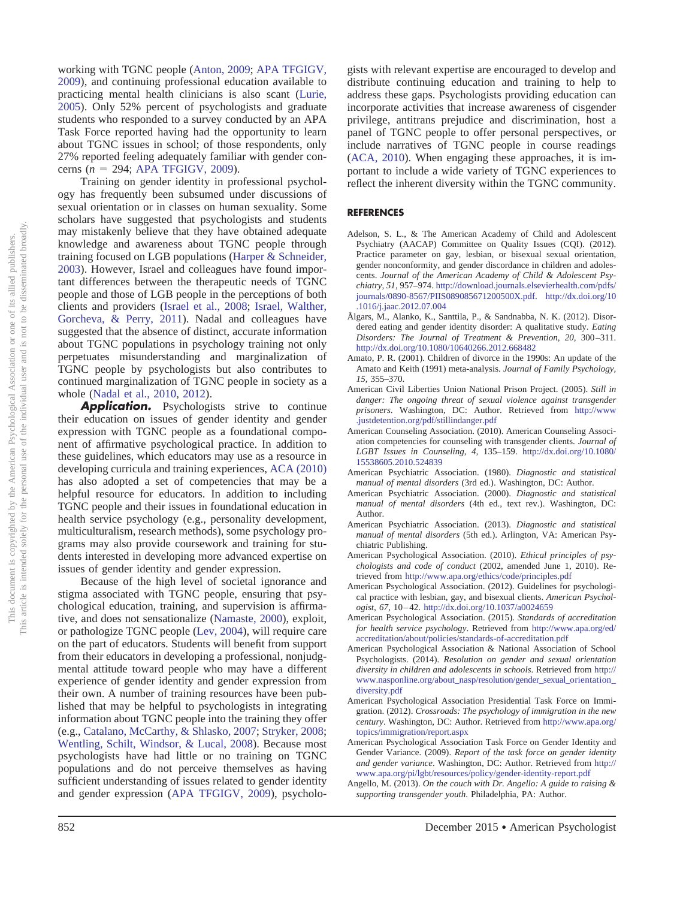working with TGNC people (Anton, 2009; APA TFGIGV, 2009), and continuing professional education available to practicing mental health clinicians is also scant (Lurie, 2005). Only 52% percent of psychologists and graduate students who responded to a survey conducted by an APA Task Force reported having had the opportunity to learn about TGNC issues in school; of those respondents, only 27% reported feeling adequately familiar with gender concerns ($n = 294$; APA TFGIGV, 2009).

Training on gender identity in professional psychology has frequently been subsumed under discussions of sexual orientation or in classes on human sexuality. Some scholars have suggested that psychologists and students may mistakenly believe that they have obtained adequate knowledge and awareness about TGNC people through training focused on LGB populations (Harper & Schneider, 2003). However, Israel and colleagues have found important differences between the therapeutic needs of TGNC people and those of LGB people in the perceptions of both clients and providers (Israel et al., 2008; Israel, Walther, Gorcheva, & Perry, 2011). Nadal and colleagues have suggested that the absence of distinct, accurate information about TGNC populations in psychology training not only perpetuates misunderstanding and marginalization of TGNC people by psychologists but also contributes to continued marginalization of TGNC people in society as a whole (Nadal et al., 2010, 2012).

***Application.*** Psychologists strive to continue their education on issues of gender identity and gender expression with TGNC people as a foundational component of affirmative psychological practice. In addition to these guidelines, which educators may use as a resource in developing curricula and training experiences, ACA (2010) has also adopted a set of competencies that may be a helpful resource for educators. In addition to including TGNC people and their issues in foundational education in health service psychology (e.g., personality development, multiculturalism, research methods), some psychology programs may also provide coursework and training for students interested in developing more advanced expertise on issues of gender identity and gender expression.

Because of the high level of societal ignorance and stigma associated with TGNC people, ensuring that psychological education, training, and supervision is affirmative, and does not sensationalize (Namaste, 2000), exploit, or pathologize TGNC people (Lev, 2004), will require care on the part of educators. Students will benefit from support from their educators in developing a professional, nonjudgmental attitude toward people who may have a different experience of gender identity and gender expression from their own. A number of training resources have been published that may be helpful to psychologists in integrating information about TGNC people into the training they offer (e.g., Catalano, McCarthy, & Shlasko, 2007; Stryker, 2008; Wentling, Schilt, Windsor, & Lucal, 2008). Because most psychologists have had little or no training on TGNC populations and do not perceive themselves as having sufficient understanding of issues related to gender identity and gender expression (APA TFGIGV, 2009), psychologists with relevant expertise are encouraged to develop and distribute continuing education and training to help to address these gaps. Psychologists providing education can incorporate activities that increase awareness of cisgender privilege, antitrans prejudice and discrimination, host a panel of TGNC people to offer personal perspectives, or include narratives of TGNC people in course readings (ACA, 2010). When engaging these approaches, it is important to include a wide variety of TGNC experiences to reflect the inherent diversity within the TGNC community.

## REFERENCES

Adelson, S. L., & The American Academy of Child and Adolescent Psychiatry (AACAP) Committee on Quality Issues (CQI). (2012). Practice parameter on gay, lesbian, or bisexual sexual orientation, gender nonconformity, and gender discordance in children and adolescents. *Journal of the American Academy of Child & Adolescent Psychiatry, 51,* 957–974. http://download.journals.elsevierhealth.com/pdfs/journals/0890-8567/PIIS089085671200500X.pdf. http://dx.doi.org/10.1016/j.jaac.2012.07.004

Ålgars, M., Alanko, K., Santtila, P., & Sandnabba, N. K. (2012). Disordered eating and gender identity disorder: A qualitative study. *Eating Disorders: The Journal of Treatment & Prevention, 20,* 300–311. http://dx.doi.org/10.1080/10640266.2012.668482

Amato, P. R. (2001). Children of divorce in the 1990s: An update of the Amato and Keith (1991) meta-analysis. *Journal of Family Psychology, 15,* 355–370.

American Civil Liberties Union National Prison Project. (2005). *Still in danger: The ongoing threat of sexual violence against transgender prisoners*. Washington, DC: Author. Retrieved from http://www.justdetention.org/pdf/stillindanger.pdf

American Counseling Association. (2010). American Counseling Association competencies for counseling with transgender clients. *Journal of LGBT Issues in Counseling, 4,* 135–159. http://dx.doi.org/10.1080/15538605.2010.524839

American Psychiatric Association. (1980). *Diagnostic and statistical manual of mental disorders* (3rd ed.). Washington, DC: Author.

American Psychiatric Association. (2000). *Diagnostic and statistical manual of mental disorders* (4th ed., text rev.). Washington, DC: Author.

American Psychiatric Association. (2013). *Diagnostic and statistical manual of mental disorders* (5th ed.). Arlington, VA: American Psychiatric Publishing.

American Psychological Association. (2010). *Ethical principles of psychologists and code of conduct* (2002, amended June 1, 2010). Retrieved from http://www.apa.org/ethics/code/principles.pdf

American Psychological Association. (2012). Guidelines for psychological practice with lesbian, gay, and bisexual clients. *American Psychologist, 67,* 10–42. http://dx.doi.org/10.1037/a0024659

American Psychological Association. (2015). *Standards of accreditation for health service psychology*. Retrieved from http://www.apa.org/ed/accreditation/about/policies/standards-of-accreditation.pdf

American Psychological Association & National Association of School Psychologists. (2014). *Resolution on gender and sexual orientation diversity in children and adolescents in schools*. Retrieved from http://www.nasponline.org/about_nasp/resolution/gender_sexual_orientation_diversity.pdf

American Psychological Association Presidential Task Force on Immigration. (2012). *Crossroads: The psychology of immigration in the new century*. Washington, DC: Author. Retrieved from http://www.apa.org/topics/immigration/report.aspx

American Psychological Association Task Force on Gender Identity and Gender Variance. (2009). *Report of the task force on gender identity and gender variance*. Washington, DC: Author. Retrieved from http://www.apa.org/pi/lgbt/resources/policy/gender-identity-report.pdf

Angello, M. (2013). *On the couch with Dr. Angello: A guide to raising & supporting transgender youth*. Philadelphia, PA: Author.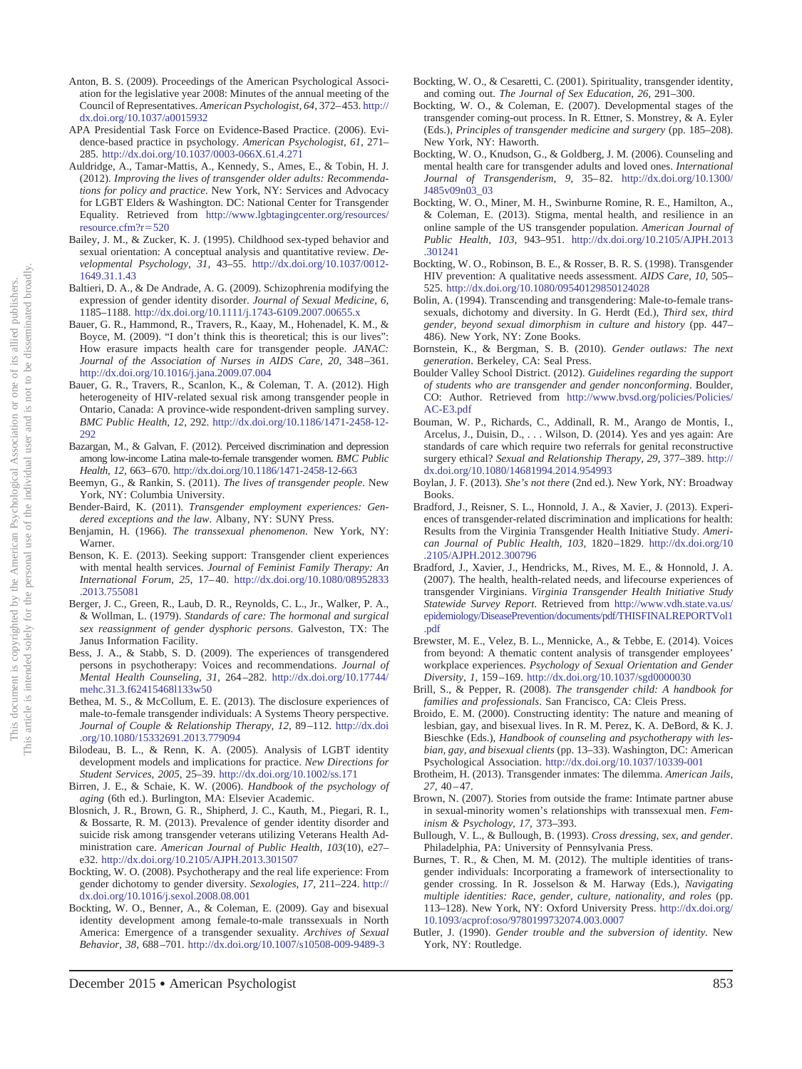Anton, B. S. (2009). Proceedings of the American Psychological Association for the legislative year 2008: Minutes of the annual meeting of the Council of Representatives. *American Psychologist, 64,* 372–453. http://dx.doi.org/10.1037/a0015932

APA Presidential Task Force on Evidence-Based Practice. (2006). Evidence-based practice in psychology. *American Psychologist, 61,* 271–285. http://dx.doi.org/10.1037/0003-066X.61.4.271

Auldridge, A., Tamar-Mattis, A., Kennedy, S., Ames, E., & Tobin, H. J. (2012). *Improving the lives of transgender older adults: Recommendations for policy and practice*. New York, NY: Services and Advocacy for LGBT Elders & Washington. DC: National Center for Transgender Equality. Retrieved from http://www.lgbtagingcenter.org/resources/resource.cfm?r=520

Bailey, J. M., & Zucker, K. J. (1995). Childhood sex-typed behavior and sexual orientation: A conceptual analysis and quantitative review. *Developmental Psychology, 31,* 43–55. http://dx.doi.org/10.1037/0012-1649.31.1.43

Baltieri, D. A., & De Andrade, A. G. (2009). Schizophrenia modifying the expression of gender identity disorder. *Journal of Sexual Medicine, 6,* 1185–1188. http://dx.doi.org/10.1111/j.1743-6109.2007.00655.x

Bauer, G. R., Hammond, R., Travers, R., Kaay, M., Hohenadel, K. M., & Boyce, M. (2009). "I don't think this is theoretical; this is our lives": How erasure impacts health care for transgender people. *JANAC: Journal of the Association of Nurses in AIDS Care, 20,* 348–361. http://dx.doi.org/10.1016/j.jana.2009.07.004

Bauer, G. R., Travers, R., Scanlon, K., & Coleman, T. A. (2012). High heterogeneity of HIV-related sexual risk among transgender people in Ontario, Canada: A province-wide respondent-driven sampling survey. *BMC Public Health, 12,* 292. http://dx.doi.org/10.1186/1471-2458-12-292

Bazargan, M., & Galvan, F. (2012). Perceived discrimination and depression among low-income Latina male-to-female transgender women. *BMC Public Health, 12,* 663–670. http://dx.doi.org/10.1186/1471-2458-12-663

Beemyn, G., & Rankin, S. (2011). *The lives of transgender people*. New York, NY: Columbia University.

Bender-Baird, K. (2011). *Transgender employment experiences: Gendered exceptions and the law*. Albany, NY: SUNY Press.

Benjamin, H. (1966). *The transsexual phenomenon*. New York, NY: Warner.

Benson, K. E. (2013). Seeking support: Transgender client experiences with mental health services. *Journal of Feminist Family Therapy: An International Forum, 25,* 17–40. http://dx.doi.org/10.1080/08952833.2013.755081

Berger, J. C., Green, R., Laub, D. R., Reynolds, C. L., Jr., Walker, P. A., & Wollman, L. (1979). *Standards of care: The hormonal and surgical sex reassignment of gender dysphoric persons*. Galveston, TX: The Janus Information Facility.

Bess, J. A., & Stabb, S. D. (2009). The experiences of transgendered persons in psychotherapy: Voices and recommendations. *Journal of Mental Health Counseling, 31,* 264–282. http://dx.doi.org/10.17744/mehc.31.3.f62415468l133w50

Bethea, M. S., & McCollum, E. E. (2013). The disclosure experiences of male-to-female transgender individuals: A Systems Theory perspective. *Journal of Couple & Relationship Therapy, 12,* 89–112. http://dx.doi.org/10.1080/15332691.2013.779094

Bilodeau, B. L., & Renn, K. A. (2005). Analysis of LGBT identity development models and implications for practice. *New Directions for Student Services, 2005,* 25–39. http://dx.doi.org/10.1002/ss.171

Birren, J. E., & Schaie, K. W. (2006). *Handbook of the psychology of aging* (6th ed.). Burlington, MA: Elsevier Academic.

Blosnich, J. R., Brown, G. R., Shipherd, J. C., Kauth, M., Piegari, R. I., & Bossarte, R. M. (2013). Prevalence of gender identity disorder and suicide risk among transgender veterans utilizing Veterans Health Administration care. *American Journal of Public Health, 103*(10), e27–e32. http://dx.doi.org/10.2105/AJPH.2013.301507

Bockting, W. O. (2008). Psychotherapy and the real life experience: From gender dichotomy to gender diversity. *Sexologies, 17,* 211–224. http://dx.doi.org/10.1016/j.sexol.2008.08.001

Bockting, W. O., Benner, A., & Coleman, E. (2009). Gay and bisexual identity development among female-to-male transsexuals in North America: Emergence of a transgender sexuality. *Archives of Sexual Behavior, 38,* 688–701. http://dx.doi.org/10.1007/s10508-009-9489-3

Bockting, W. O., & Cesaretti, C. (2001). Spirituality, transgender identity, and coming out. *The Journal of Sex Education, 26,* 291–300.

Bockting, W. O., & Coleman, E. (2007). Developmental stages of the transgender coming-out process. In R. Ettner, S. Monstrey, & A. Eyler (Eds.), *Principles of transgender medicine and surgery* (pp. 185–208). New York, NY: Haworth.

Bockting, W. O., Knudson, G., & Goldberg, J. M. (2006). Counseling and mental health care for transgender adults and loved ones. *International Journal of Transgenderism, 9,* 35–82. http://dx.doi.org/10.1300/J485v09n03_03

Bockting, W. O., Miner, M. H., Swinburne Romine, R. E., Hamilton, A., & Coleman, E. (2013). Stigma, mental health, and resilience in an online sample of the US transgender population. *American Journal of Public Health, 103,* 943–951. http://dx.doi.org/10.2105/AJPH.2013.301241

Bockting, W. O., Robinson, B. E., & Rosser, B. R. S. (1998). Transgender HIV prevention: A qualitative needs assessment. *AIDS Care, 10,* 505–525. http://dx.doi.org/10.1080/09540129850124028

Bolin, A. (1994). Transcending and transgendering: Male-to-female transsexuals, dichotomy and diversity. In G. Herdt (Ed.), *Third sex, third gender, beyond sexual dimorphism in culture and history* (pp. 447–486). New York, NY: Zone Books.

Bornstein, K., & Bergman, S. B. (2010). *Gender outlaws: The next generation*. Berkeley, CA: Seal Press.

Boulder Valley School District. (2012). *Guidelines regarding the support of students who are transgender and gender nonconforming*. Boulder, CO: Author. Retrieved from http://www.bvsd.org/policies/Policies/AC-E3.pdf

Bouman, W. P., Richards, C., Addinall, R. M., Arango de Montis, I., Arcelus, J., Duisin, D., . . . Wilson, D. (2014). Yes and yes again: Are standards of care which require two referrals for genital reconstructive surgery ethical? *Sexual and Relationship Therapy, 29,* 377–389. http://dx.doi.org/10.1080/14681994.2014.954993

Boylan, J. F. (2013). *She's not there* (2nd ed.). New York, NY: Broadway Books.

Bradford, J., Reisner, S. L., Honnold, J. A., & Xavier, J. (2013). Experiences of transgender-related discrimination and implications for health: Results from the Virginia Transgender Health Initiative Study. *American Journal of Public Health, 103,* 1820–1829. http://dx.doi.org/10.2105/AJPH.2012.300796

Bradford, J., Xavier, J., Hendricks, M., Rives, M. E., & Honnold, J. A. (2007). The health, health-related needs, and lifecourse experiences of transgender Virginians. *Virginia Transgender Health Initiative Study Statewide Survey Report*. Retrieved from http://www.vdh.state.va.us/epidemiology/DiseasePrevention/documents/pdf/THISFINALREPORTVol1.pdf

Brewster, M. E., Velez, B. L., Mennicke, A., & Tebbe, E. (2014). Voices from beyond: A thematic content analysis of transgender employees' workplace experiences. *Psychology of Sexual Orientation and Gender Diversity, 1,* 159–169. http://dx.doi.org/10.1037/sgd0000030

Brill, S., & Pepper, R. (2008). *The transgender child: A handbook for families and professionals*. San Francisco, CA: Cleis Press.

Broido, E. M. (2000). Constructing identity: The nature and meaning of lesbian, gay, and bisexual lives. In R. M. Perez, K. A. DeBord, & K. J. Bieschke (Eds.), *Handbook of counseling and psychotherapy with lesbian, gay, and bisexual clients* (pp. 13–33). Washington, DC: American Psychological Association. http://dx.doi.org/10.1037/10339-001

Brotheim, H. (2013). Transgender inmates: The dilemma. *American Jails, 27,* 40–47.

Brown, N. (2007). Stories from outside the frame: Intimate partner abuse in sexual-minority women's relationships with transsexual men. *Feminism & Psychology, 17,* 373–393.

Bullough, V. L., & Bullough, B. (1993). *Cross dressing, sex, and gender*. Philadelphia, PA: University of Pennsylvania Press.

Burnes, T. R., & Chen, M. M. (2012). The multiple identities of transgender individuals: Incorporating a framework of intersectionality to gender crossing. In R. Josselson & M. Harway (Eds.), *Navigating multiple identities: Race, gender, culture, nationality, and roles* (pp. 113–128). New York, NY: Oxford University Press. http://dx.doi.org/10.1093/acprof:oso/9780199732074.003.0007

Butler, J. (1990). *Gender trouble and the subversion of identity*. New York, NY: Routledge.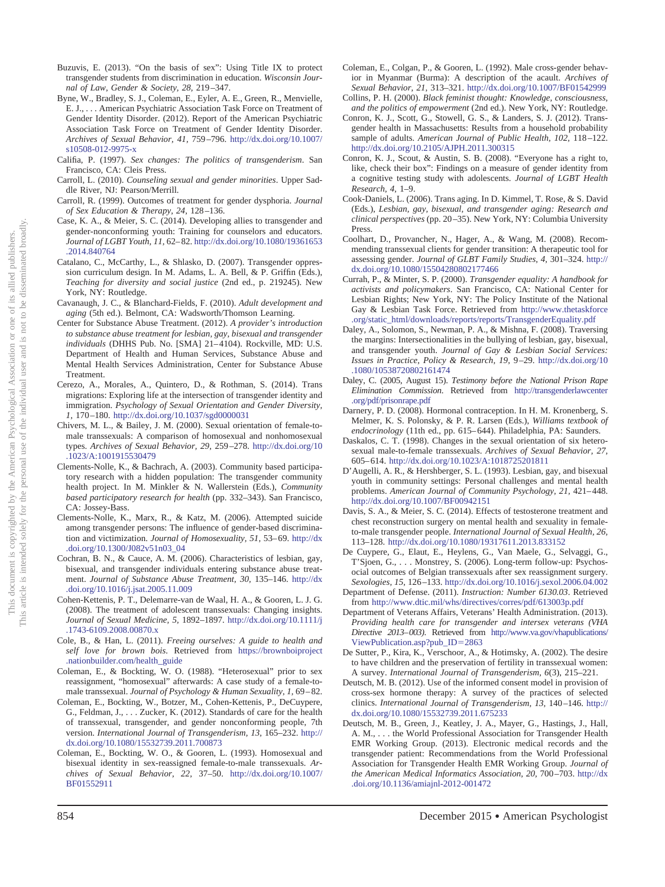Buzuvis, E. (2013). "On the basis of sex": Using Title IX to protect transgender students from discrimination in education. *Wisconsin Journal of Law, Gender & Society, 28,* 219–347.

Byne, W., Bradley, S. J., Coleman, E., Eyler, A. E., Green, R., Menvielle, E. J., . . . American Psychiatric Association Task Force on Treatment of Gender Identity Disorder. (2012). Report of the American Psychiatric Association Task Force on Treatment of Gender Identity Disorder. *Archives of Sexual Behavior, 41,* 759–796. http://dx.doi.org/10.1007/s10508-012-9975-x

Califia, P. (1997). *Sex changes: The politics of transgenderism*. San Francisco, CA: Cleis Press.

Carroll, L. (2010). *Counseling sexual and gender minorities*. Upper Saddle River, NJ: Pearson/Merrill.

Carroll, R. (1999). Outcomes of treatment for gender dysphoria. *Journal of Sex Education & Therapy, 24,* 128–136.

Case, K. A., & Meier, S. C. (2014). Developing allies to transgender and gender-nonconforming youth: Training for counselors and educators. *Journal of LGBT Youth, 11,* 62–82. http://dx.doi.org/10.1080/19361653.2014.840764

Catalano, C., McCarthy, L., & Shlasko, D. (2007). Transgender oppression curriculum design. In M. Adams, L. A. Bell, & P. Griffin (Eds.), *Teaching for diversity and social justice* (2nd ed., p. 219245). New York, NY: Routledge.

Cavanaugh, J. C., & Blanchard-Fields, F. (2010). *Adult development and aging* (5th ed.). Belmont, CA: Wadsworth/Thomson Learning.

Center for Substance Abuse Treatment. (2012). *A provider's introduction to substance abuse treatment for lesbian, gay, bisexual and transgender individuals* (DHHS Pub. No. [SMA] 21–4104). Rockville, MD: U.S. Department of Health and Human Services, Substance Abuse and Mental Health Services Administration, Center for Substance Abuse Treatment.

Cerezo, A., Morales, A., Quintero, D., & Rothman, S. (2014). Trans migrations: Exploring life at the intersection of transgender identity and immigration. *Psychology of Sexual Orientation and Gender Diversity, 1,* 170–180. http://dx.doi.org/10.1037/sgd0000031

Chivers, M. L., & Bailey, J. M. (2000). Sexual orientation of female-to-male transsexuals: A comparison of homosexual and nonhomosexual types. *Archives of Sexual Behavior, 29,* 259–278. http://dx.doi.org/10.1023/A:1001915530479

Clements-Nolle, K., & Bachrach, A. (2003). Community based participatory research with a hidden population: The transgender community health project. In M. Minkler & N. Wallerstein (Eds.), *Community based participatory research for health* (pp. 332–343). San Francisco, CA: Jossey-Bass.

Clements-Nolle, K., Marx, R., & Katz, M. (2006). Attempted suicide among transgender persons: The influence of gender-based discrimination and victimization. *Journal of Homosexuality, 51,* 53–69. http://dx.doi.org/10.1300/J082v51n03_04

Cochran, B. N., & Cauce, A. M. (2006). Characteristics of lesbian, gay, bisexual, and transgender individuals entering substance abuse treatment. *Journal of Substance Abuse Treatment, 30,* 135–146. http://dx.doi.org/10.1016/j.jsat.2005.11.009

Cohen-Kettenis, P. T., Delemarre-van de Waal, H. A., & Gooren, L. J. G. (2008). The treatment of adolescent transsexuals: Changing insights. *Journal of Sexual Medicine, 5,* 1892–1897. http://dx.doi.org/10.1111/j.1743-6109.2008.00870.x

Cole, B., & Han, L. (2011). *Freeing ourselves: A guide to health and self love for brown bois*. Retrieved from https://brownboiproject.nationbuilder.com/health_guide

Coleman, E., & Bockting, W. O. (1988). "Heterosexual" prior to sex reassignment, "homosexual" afterwards: A case study of a female-to-male transsexual. *Journal of Psychology & Human Sexuality, 1,* 69–82.

Coleman, E., Bockting, W., Botzer, M., Cohen-Kettenis, P., DeCuypere, G., Feldman, J., . . . Zucker, K. (2012). Standards of care for the health of transsexual, transgender, and gender nonconforming people, 7th version. *International Journal of Transgenderism, 13,* 165–232. http://dx.doi.org/10.1080/15532739.2011.700873

Coleman, E., Bockting, W. O., & Gooren, L. (1993). Homosexual and bisexual identity in sex-reassigned female-to-male transsexuals. *Archives of Sexual Behavior, 22,* 37–50. http://dx.doi.org/10.1007/BF01552911

Coleman, E., Colgan, P., & Gooren, L. (1992). Male cross-gender behavior in Myanmar (Burma): A description of the acault. *Archives of Sexual Behavior, 21,* 313–321. http://dx.doi.org/10.1007/BF01542999

Collins, P. H. (2000). *Black feminist thought: Knowledge, consciousness, and the politics of empowerment* (2nd ed.). New York, NY: Routledge.

Conron, K. J., Scott, G., Stowell, G. S., & Landers, S. J. (2012). Transgender health in Massachusetts: Results from a household probability sample of adults. *American Journal of Public Health, 102,* 118–122. http://dx.doi.org/10.2105/AJPH.2011.300315

Conron, K. J., Scout, & Austin, S. B. (2008). "Everyone has a right to, like, check their box": Findings on a measure of gender identity from a cognitive testing study with adolescents. *Journal of LGBT Health Research, 4,* 1–9.

Cook-Daniels, L. (2006). Trans aging. In D. Kimmel, T. Rose, & S. David (Eds.), *Lesbian, gay, bisexual, and transgender aging: Research and clinical perspectives* (pp. 20–35). New York, NY: Columbia University Press.

Coolhart, D., Provancher, N., Hager, A., & Wang, M. (2008). Recommending transsexual clients for gender transition: A therapeutic tool for assessing gender. *Journal of GLBT Family Studies, 4,* 301–324. http://dx.doi.org/10.1080/15504280802177466

Currah, P., & Minter, S. P. (2000). *Transgender equality: A handbook for activists and policymakers*. San Francisco, CA: National Center for Lesbian Rights; New York, NY: The Policy Institute of the National Gay & Lesbian Task Force. Retrieved from http://www.thetaskforce.org/static_html/downloads/reports/reports/TransgenderEquality.pdf

Daley, A., Solomon, S., Newman, P. A., & Mishna, F. (2008). Traversing the margins: Intersectionalities in the bullying of lesbian, gay, bisexual, and transgender youth. *Journal of Gay & Lesbian Social Services: Issues in Practice, Policy & Research, 19,* 9–29. http://dx.doi.org/10.1080/10538720802161474

Daley, C. (2005, August 15). *Testimony before the National Prison Rape Elimination Commission.* Retrieved from http://transgenderlawcenter.org/pdf/prisonrape.pdf

Darnery, P. D. (2008). Hormonal contraception. In H. M. Kronenberg, S. Melmer, K. S. Polonsky, & P. R. Larsen (Eds.), *Williams textbook of endocrinology* (11th ed., pp. 615–644). Philadelphia, PA: Saunders.

Daskalos, C. T. (1998). Changes in the sexual orientation of six heterosexual male-to-female transsexuals. *Archives of Sexual Behavior, 27,* 605–614. http://dx.doi.org/10.1023/A:1018725201811

D'Augelli, A. R., & Hershberger, S. L. (1993). Lesbian, gay, and bisexual youth in community settings: Personal challenges and mental health problems. *American Journal of Community Psychology, 21,* 421–448. http://dx.doi.org/10.1007/BF00942151

Davis, S. A., & Meier, S. C. (2014). Effects of testosterone treatment and chest reconstruction surgery on mental health and sexuality in female-to-male transgender people. *International Journal of Sexual Health, 26,* 113–128. http://dx.doi.org/10.1080/19317611.2013.833152

De Cuypere, G., Elaut, E., Heylens, G., Van Maele, G., Selvaggi, G., T'Sjoen, G., . . . Monstrey, S. (2006). Long-term follow-up: Psychosocial outcomes of Belgian transsexuals after sex reassignment surgery. *Sexologies, 15,* 126–133. http://dx.doi.org/10.1016/j.sexol.2006.04.002

Department of Defense. (2011). *Instruction: Number 6130.03*. Retrieved from http://www.dtic.mil/whs/directives/corres/pdf/613003p.pdf

Department of Veterans Affairs, Veterans' Health Administration. (2013). *Providing health care for transgender and intersex veterans (VHA Directive 2013–003).* Retrieved from http://www.va.gov/vhapublications/ViewPublication.asp?pub_ID=2863

De Sutter, P., Kira, K., Verschoor, A., & Hotimsky, A. (2002). The desire to have children and the preservation of fertility in transsexual women: A survey. *International Journal of Transgenderism, 6*(3), 215–221.

Deutsch, M. B. (2012). Use of the informed consent model in provision of cross-sex hormone therapy: A survey of the practices of selected clinics. *International Journal of Transgenderism, 13,* 140–146. http://dx.doi.org/10.1080/15532739.2011.675233

Deutsch, M. B., Green, J., Keatley, J. A., Mayer, G., Hastings, J., Hall, A. M., . . . the World Professional Association for Transgender Health EMR Working Group. (2013). Electronic medical records and the transgender patient: Recommendations from the World Professional Association for Transgender Health EMR Working Group. *Journal of the American Medical Informatics Association, 20,* 700–703. http://dx.doi.org/10.1136/amiajnl-2012-001472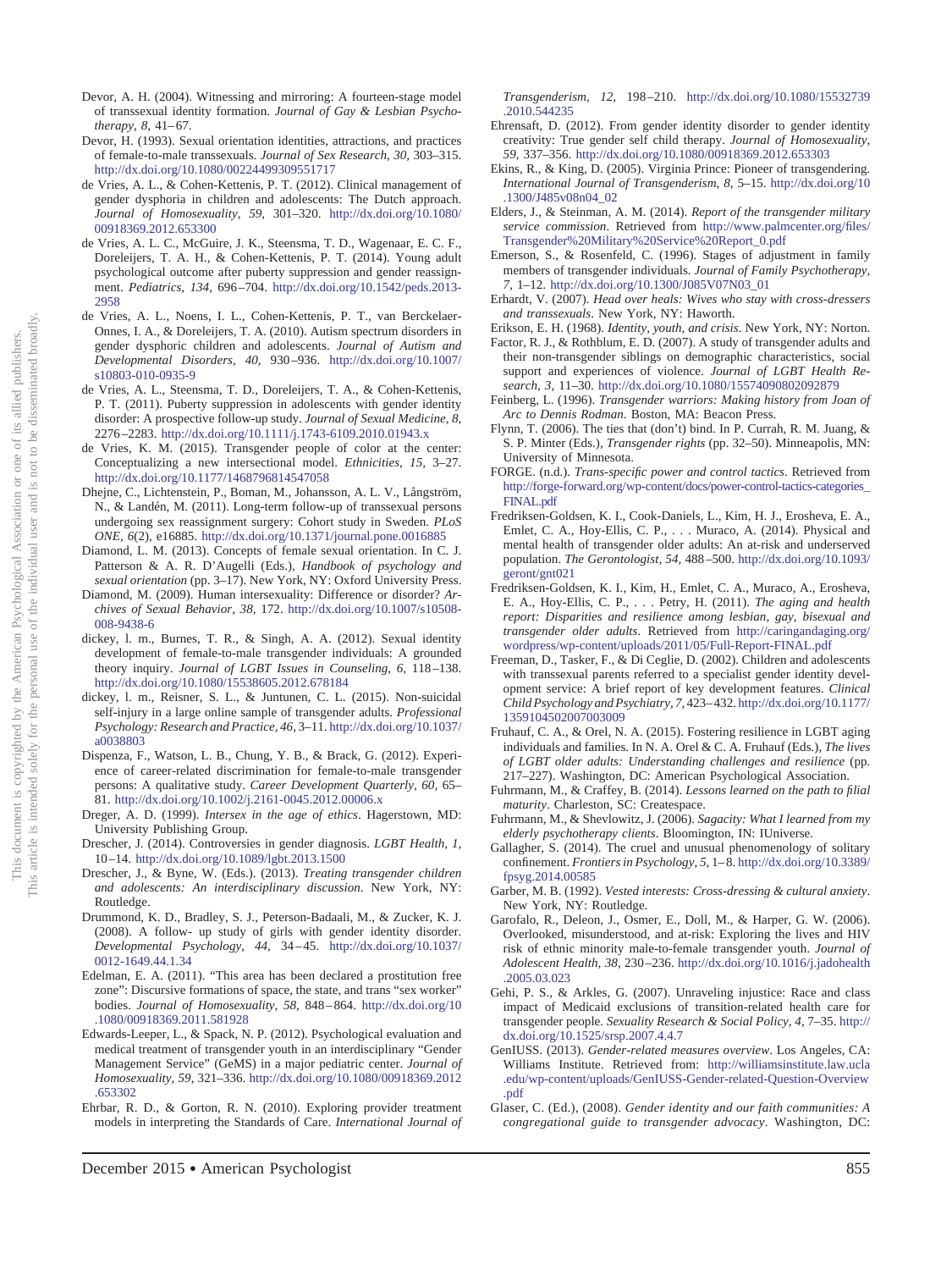Devor, A. H. (2004). Witnessing and mirroring: A fourteen-stage model of transsexual identity formation. *Journal of Gay & Lesbian Psychotherapy, 8,* 41–67.

Devor, H. (1993). Sexual orientation identities, attractions, and practices of female-to-male transsexuals. *Journal of Sex Research, 30,* 303–315. http://dx.doi.org/10.1080/00224499309551717

de Vries, A. L., & Cohen-Kettenis, P. T. (2012). Clinical management of gender dysphoria in children and adolescents: The Dutch approach. *Journal of Homosexuality, 59,* 301–320. http://dx.doi.org/10.1080/00918369.2012.653300

de Vries, A. L. C., McGuire, J. K., Steensma, T. D., Wagenaar, E. C. F., Doreleijers, T. A. H., & Cohen-Kettenis, P. T. (2014). Young adult psychological outcome after puberty suppression and gender reassignment. *Pediatrics, 134,* 696–704. http://dx.doi.org/10.1542/peds.2013-2958

de Vries, A. L., Noens, I. L., Cohen-Kettenis, P. T., van Berckelaer-Onnes, I. A., & Doreleijers, T. A. (2010). Autism spectrum disorders in gender dysphoric children and adolescents. *Journal of Autism and Developmental Disorders, 40,* 930–936. http://dx.doi.org/10.1007/s10803-010-0935-9

de Vries, A. L., Steensma, T. D., Doreleijers, T. A., & Cohen-Kettenis, P. T. (2011). Puberty suppression in adolescents with gender identity disorder: A prospective follow-up study. *Journal of Sexual Medicine, 8,* 2276–2283. http://dx.doi.org/10.1111/j.1743-6109.2010.01943.x

de Vries, K. M. (2015). Transgender people of color at the center: Conceptualizing a new intersectional model. *Ethnicities, 15,* 3–27. http://dx.doi.org/10.1177/1468796814547058

Dhejne, C., Lichtenstein, P., Boman, M., Johansson, A. L. V., Långström, N., & Landén, M. (2011). Long-term follow-up of transsexual persons undergoing sex reassignment surgery: Cohort study in Sweden. *PLoS ONE, 6*(2), e16885. http://dx.doi.org/10.1371/journal.pone.0016885

Diamond, L. M. (2013). Concepts of female sexual orientation. In C. J. Patterson & A. R. D'Augelli (Eds.), *Handbook of psychology and sexual orientation* (pp. 3–17). New York, NY: Oxford University Press.

Diamond, M. (2009). Human intersexuality: Difference or disorder? *Archives of Sexual Behavior, 38,* 172. http://dx.doi.org/10.1007/s10508-008-9438-6

dickey, l. m., Burnes, T. R., & Singh, A. A. (2012). Sexual identity development of female-to-male transgender individuals: A grounded theory inquiry. *Journal of LGBT Issues in Counseling, 6,* 118–138. http://dx.doi.org/10.1080/15538605.2012.678184

dickey, l. m., Reisner, S. L., & Juntunen, C. L. (2015). Non-suicidal self-injury in a large online sample of transgender adults. *Professional Psychology: Research and Practice, 46,* 3–11. http://dx.doi.org/10.1037/a0038803

Dispenza, F., Watson, L. B., Chung, Y. B., & Brack, G. (2012). Experience of career-related discrimination for female-to-male transgender persons: A qualitative study. *Career Development Quarterly, 60,* 65–81. http://dx.doi.org/10.1002/j.2161-0045.2012.00006.x

Dreger, A. D. (1999). *Intersex in the age of ethics*. Hagerstown, MD: University Publishing Group.

Drescher, J. (2014). Controversies in gender diagnosis. *LGBT Health, 1,* 10–14. http://dx.doi.org/10.1089/lgbt.2013.1500

Drescher, J., & Byne, W. (Eds.). (2013). *Treating transgender children and adolescents: An interdisciplinary discussion*. New York, NY: Routledge.

Drummond, K. D., Bradley, S. J., Peterson-Badaali, M., & Zucker, K. J. (2008). A follow- up study of girls with gender identity disorder. *Developmental Psychology, 44,* 34–45. http://dx.doi.org/10.1037/0012-1649.44.1.34

Edelman, E. A. (2011). "This area has been declared a prostitution free zone": Discursive formations of space, the state, and trans "sex worker" bodies. *Journal of Homosexuality, 58,* 848–864. http://dx.doi.org/10.1080/00918369.2011.581928

Edwards-Leeper, L., & Spack, N. P. (2012). Psychological evaluation and medical treatment of transgender youth in an interdisciplinary "Gender Management Service" (GeMS) in a major pediatric center. *Journal of Homosexuality, 59,* 321–336. http://dx.doi.org/10.1080/00918369.2012.653302

Ehrbar, R. D., & Gorton, R. N. (2010). Exploring provider treatment models in interpreting the Standards of Care. *International Journal of Transgenderism, 12,* 198–210. http://dx.doi.org/10.1080/15532739.2010.544235

Ehrensaft, D. (2012). From gender identity disorder to gender identity creativity: True gender self child therapy. *Journal of Homosexuality, 59,* 337–356. http://dx.doi.org/10.1080/00918369.2012.653303

Ekins, R., & King, D. (2005). Virginia Prince: Pioneer of transgendering. *International Journal of Transgenderism, 8,* 5–15. http://dx.doi.org/10.1300/J485v08n04_02

Elders, J., & Steinman, A. M. (2014). *Report of the transgender military service commission*. Retrieved from http://www.palmcenter.org/files/Transgender%20Military%20Service%20Report_0.pdf

Emerson, S., & Rosenfeld, C. (1996). Stages of adjustment in family members of transgender individuals. *Journal of Family Psychotherapy, 7,* 1–12. http://dx.doi.org/10.1300/J085V07N03_01

Erhardt, V. (2007). *Head over heals: Wives who stay with cross-dressers and transsexuals*. New York, NY: Haworth.

Erikson, E. H. (1968). *Identity, youth, and crisis*. New York, NY: Norton.

Factor, R. J., & Rothblum, E. D. (2007). A study of transgender adults and their non-transgender siblings on demographic characteristics, social support and experiences of violence. *Journal of LGBT Health Research, 3,* 11–30. http://dx.doi.org/10.1080/15574090802092879

Feinberg, L. (1996). *Transgender warriors: Making history from Joan of Arc to Dennis Rodman*. Boston, MA: Beacon Press.

Flynn, T. (2006). The ties that (don't) bind. In P. Currah, R. M. Juang, & S. P. Minter (Eds.), *Transgender rights* (pp. 32–50). Minneapolis, MN: University of Minnesota.

FORGE. (n.d.). *Trans-specific power and control tactics*. Retrieved from http://forge-forward.org/wp-content/docs/power-control-tactics-categories_FINAL.pdf

Fredriksen-Goldsen, K. I., Cook-Daniels, L., Kim, H. J., Erosheva, E. A., Emlet, C. A., Hoy-Ellis, C. P., . . . Muraco, A. (2014). Physical and mental health of transgender older adults: An at-risk and underserved population. *The Gerontologist, 54,* 488–500. http://dx.doi.org/10.1093/geront/gnt021

Fredriksen-Goldsen, K. I., Kim, H., Emlet, C. A., Muraco, A., Erosheva, E. A., Hoy-Ellis, C. P., . . . Petry, H. (2011). *The aging and health report: Disparities and resilience among lesbian, gay, bisexual and transgender older adults*. Retrieved from http://caringandaging.org/wordpress/wp-content/uploads/2011/05/Full-Report-FINAL.pdf

Freeman, D., Tasker, F., & Di Ceglie, D. (2002). Children and adolescents with transsexual parents referred to a specialist gender identity development service: A brief report of key developmental features. *Clinical Child Psychology and Psychiatry, 7,* 423–432. http://dx.doi.org/10.1177/1359104502007003009

Fruhauf, C. A., & Orel, N. A. (2015). Fostering resilience in LGBT aging individuals and families. In N. A. Orel & C. A. Fruhauf (Eds.), *The lives of LGBT older adults: Understanding challenges and resilience* (pp. 217–227). Washington, DC: American Psychological Association.

Fuhrmann, M., & Craffey, B. (2014). *Lessons learned on the path to filial maturity*. Charleston, SC: Createspace.

Fuhrmann, M., & Shevlowitz, J. (2006). *Sagacity: What I learned from my elderly psychotherapy clients*. Bloomington, IN: IUniverse.

Gallagher, S. (2014). The cruel and unusual phenomenology of solitary confinement. *Frontiers in Psychology, 5,* 1–8. http://dx.doi.org/10.3389/fpsyg.2014.00585

Garber, M. B. (1992). *Vested interests: Cross-dressing & cultural anxiety*. New York, NY: Routledge.

Garofalo, R., Deleon, J., Osmer, E., Doll, M., & Harper, G. W. (2006). Overlooked, misunderstood, and at-risk: Exploring the lives and HIV risk of ethnic minority male-to-female transgender youth. *Journal of Adolescent Health, 38,* 230–236. http://dx.doi.org/10.1016/j.jadohealth.2005.03.023

Gehi, P. S., & Arkles, G. (2007). Unraveling injustice: Race and class impact of Medicaid exclusions of transition-related health care for transgender people. *Sexuality Research & Social Policy, 4,* 7–35. http://dx.doi.org/10.1525/srsp.2007.4.4.7

GenIUSS. (2013). *Gender-related measures overview*. Los Angeles, CA: Williams Institute. Retrieved from: http://williamsinstitute.law.ucla.edu/wp-content/uploads/GenIUSS-Gender-related-Question-Overview.pdf

Glaser, C. (Ed.), (2008). *Gender identity and our faith communities: A congregational guide to transgender advocacy*. Washington, DC: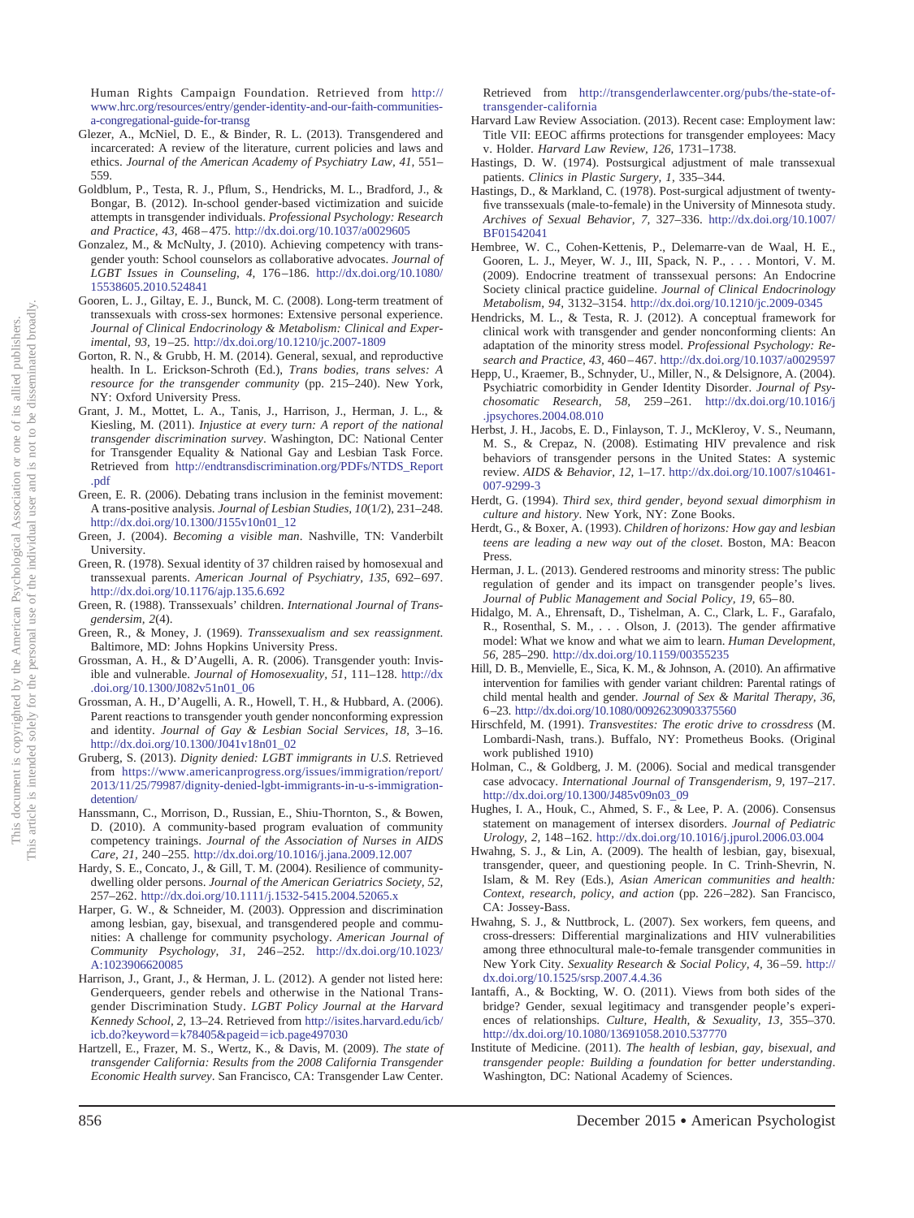Human Rights Campaign Foundation. Retrieved from http://www.hrc.org/resources/entry/gender-identity-and-our-faith-communities-a-congregational-guide-for-transg

Glezer, A., McNiel, D. E., & Binder, R. L. (2013). Transgendered and incarcerated: A review of the literature, current policies and laws and ethics. *Journal of the American Academy of Psychiatry Law, 41,* 551–559.

Goldblum, P., Testa, R. J., Pflum, S., Hendricks, M. L., Bradford, J., & Bongar, B. (2012). In-school gender-based victimization and suicide attempts in transgender individuals. *Professional Psychology: Research and Practice, 43,* 468–475. http://dx.doi.org/10.1037/a0029605

Gonzalez, M., & McNulty, J. (2010). Achieving competency with transgender youth: School counselors as collaborative advocates. *Journal of LGBT Issues in Counseling, 4,* 176–186. http://dx.doi.org/10.1080/15538605.2010.524841

Gooren, L. J., Giltay, E. J., Bunck, M. C. (2008). Long-term treatment of transsexuals with cross-sex hormones: Extensive personal experience. *Journal of Clinical Endocrinology & Metabolism: Clinical and Experimental, 93,* 19–25. http://dx.doi.org/10.1210/jc.2007-1809

Gorton, R. N., & Grubb, H. M. (2014). General, sexual, and reproductive health. In L. Erickson-Schroth (Ed.), *Trans bodies, trans selves: A resource for the transgender community* (pp. 215–240). New York, NY: Oxford University Press.

Grant, J. M., Mottet, L. A., Tanis, J., Harrison, J., Herman, J. L., & Kiesling, M. (2011). *Injustice at every turn: A report of the national transgender discrimination survey*. Washington, DC: National Center for Transgender Equality & National Gay and Lesbian Task Force. Retrieved from http://endtransdiscrimination.org/PDFs/NTDS_Report.pdf

Green, E. R. (2006). Debating trans inclusion in the feminist movement: A trans-positive analysis. *Journal of Lesbian Studies, 10*(1/2), 231–248. http://dx.doi.org/10.1300/J155v10n01_12

Green, J. (2004). *Becoming a visible man*. Nashville, TN: Vanderbilt University.

Green, R. (1978). Sexual identity of 37 children raised by homosexual and transsexual parents. *American Journal of Psychiatry, 135,* 692–697. http://dx.doi.org/10.1176/ajp.135.6.692

Green, R. (1988). Transsexuals' children. *International Journal of Transgendersim, 2*(4).

Green, R., & Money, J. (1969). *Transsexualism and sex reassignment*. Baltimore, MD: Johns Hopkins University Press.

Grossman, A. H., & D'Augelli, A. R. (2006). Transgender youth: Invisible and vulnerable. *Journal of Homosexuality, 51,* 111–128. http://dx.doi.org/10.1300/J082v51n01_06

Grossman, A. H., D'Augelli, A. R., Howell, T. H., & Hubbard, A. (2006). Parent reactions to transgender youth gender nonconforming expression and identity. *Journal of Gay & Lesbian Social Services, 18,* 3–16. http://dx.doi.org/10.1300/J041v18n01_02

Gruberg, S. (2013). *Dignity denied: LGBT immigrants in U.S.* Retrieved from https://www.americanprogress.org/issues/immigration/report/2013/11/25/79987/dignity-denied-lgbt-immigrants-in-u-s-immigration-detention/

Hanssmann, C., Morrison, D., Russian, E., Shiu-Thornton, S., & Bowen, D. (2010). A community-based program evaluation of community competency trainings. *Journal of the Association of Nurses in AIDS Care, 21,* 240–255. http://dx.doi.org/10.1016/j.jana.2009.12.007

Hardy, S. E., Concato, J., & Gill, T. M. (2004). Resilience of community-dwelling older persons. *Journal of the American Geriatrics Society, 52,* 257–262. http://dx.doi.org/10.1111/j.1532-5415.2004.52065.x

Harper, G. W., & Schneider, M. (2003). Oppression and discrimination among lesbian, gay, bisexual, and transgendered people and communities: A challenge for community psychology. *American Journal of Community Psychology, 31,* 246–252. http://dx.doi.org/10.1023/A:1023906620085

Harrison, J., Grant, J., & Herman, J. L. (2012). A gender not listed here: Genderqueers, gender rebels and otherwise in the National Transgender Discrimination Study. *LGBT Policy Journal at the Harvard Kennedy School, 2,* 13–24. Retrieved from http://isites.harvard.edu/icb/icb.do?keyword=k78405&pageid=icb.page497030

Hartzell, E., Frazer, M. S., Wertz, K., & Davis, M. (2009). *The state of transgender California: Results from the 2008 California Transgender Economic Health survey*. San Francisco, CA: Transgender Law Center. Retrieved from http://transgenderlawcenter.org/pubs/the-state-of-transgender-california

Harvard Law Review Association. (2013). Recent case: Employment law: Title VII: EEOC affirms protections for transgender employees: Macy v. Holder. *Harvard Law Review, 126,* 1731–1738.

Hastings, D. W. (1974). Postsurgical adjustment of male transsexual patients. *Clinics in Plastic Surgery, 1,* 335–344.

Hastings, D., & Markland, C. (1978). Post-surgical adjustment of twenty-five transsexuals (male-to-female) in the University of Minnesota study. *Archives of Sexual Behavior, 7,* 327–336. http://dx.doi.org/10.1007/BF01542041

Hembree, W. C., Cohen-Kettenis, P., Delemarre-van de Waal, H. E., Gooren, L. J., Meyer, W. J., III, Spack, N. P., . . . Montori, V. M. (2009). Endocrine treatment of transsexual persons: An Endocrine Society clinical practice guideline. *Journal of Clinical Endocrinology Metabolism, 94,* 3132–3154. http://dx.doi.org/10.1210/jc.2009-0345

Hendricks, M. L., & Testa, R. J. (2012). A conceptual framework for clinical work with transgender and gender nonconforming clients: An adaptation of the minority stress model. *Professional Psychology: Research and Practice, 43,* 460–467. http://dx.doi.org/10.1037/a0029597

Hepp, U., Kraemer, B., Schnyder, U., Miller, N., & Delsignore, A. (2004). Psychiatric comorbidity in Gender Identity Disorder. *Journal of Psychosomatic Research, 58,* 259–261. http://dx.doi.org/10.1016/j.jpsychores.2004.08.010

Herbst, J. H., Jacobs, E. D., Finlayson, T. J., McKleroy, V. S., Neumann, M. S., & Crepaz, N. (2008). Estimating HIV prevalence and risk behaviors of transgender persons in the United States: A systemic review. *AIDS & Behavior, 12,* 1–17. http://dx.doi.org/10.1007/s10461-007-9299-3

Herdt, G. (1994). *Third sex, third gender, beyond sexual dimorphism in culture and history*. New York, NY: Zone Books.

Herdt, G., & Boxer, A. (1993). *Children of horizons: How gay and lesbian teens are leading a new way out of the closet*. Boston, MA: Beacon Press.

Herman, J. L. (2013). Gendered restrooms and minority stress: The public regulation of gender and its impact on transgender people's lives. *Journal of Public Management and Social Policy, 19,* 65–80.

Hidalgo, M. A., Ehrensaft, D., Tishelman, A. C., Clark, L. F., Garafalo, R., Rosenthal, S. M., . . . Olson, J. (2013). The gender affirmative model: What we know and what we aim to learn. *Human Development, 56,* 285–290. http://dx.doi.org/10.1159/00355235

Hill, D. B., Menvielle, E., Sica, K. M., & Johnson, A. (2010). An affirmative intervention for families with gender variant children: Parental ratings of child mental health and gender. *Journal of Sex & Marital Therapy, 36,* 6–23. http://dx.doi.org/10.1080/00926230903375560

Hirschfeld, M. (1991). *Transvestites: The erotic drive to crossdress* (M. Lombardi-Nash, trans.). Buffalo, NY: Prometheus Books. (Original work published 1910)

Holman, C., & Goldberg, J. M. (2006). Social and medical transgender case advocacy. *International Journal of Transgenderism, 9,* 197–217. http://dx.doi.org/10.1300/J485v09n03_09

Hughes, I. A., Houk, C., Ahmed, S. F., & Lee, P. A. (2006). Consensus statement on management of intersex disorders. *Journal of Pediatric Urology, 2,* 148–162. http://dx.doi.org/10.1016/j.jpurol.2006.03.004

Hwahng, S. J., & Lin, A. (2009). The health of lesbian, gay, bisexual, transgender, queer, and questioning people. In C. Trinh-Shevrin, N. Islam, & M. Rey (Eds.), *Asian American communities and health: Context, research, policy, and action* (pp. 226–282). San Francisco, CA: Jossey-Bass.

Hwahng, S. J., & Nuttbrock, L. (2007). Sex workers, fem queens, and cross-dressers: Differential marginalizations and HIV vulnerabilities among three ethnocultural male-to-female transgender communities in New York City. *Sexuality Research & Social Policy, 4,* 36–59. http://dx.doi.org/10.1525/srsp.2007.4.4.36

Iantaffi, A., & Bockting, W. O. (2011). Views from both sides of the bridge? Gender, sexual legitimacy and transgender people's experiences of relationships. *Culture, Health, & Sexuality, 13,* 355–370. http://dx.doi.org/10.1080/13691058.2010.537770

Institute of Medicine. (2011). *The health of lesbian, gay, bisexual, and transgender people: Building a foundation for better understanding*. Washington, DC: National Academy of Sciences.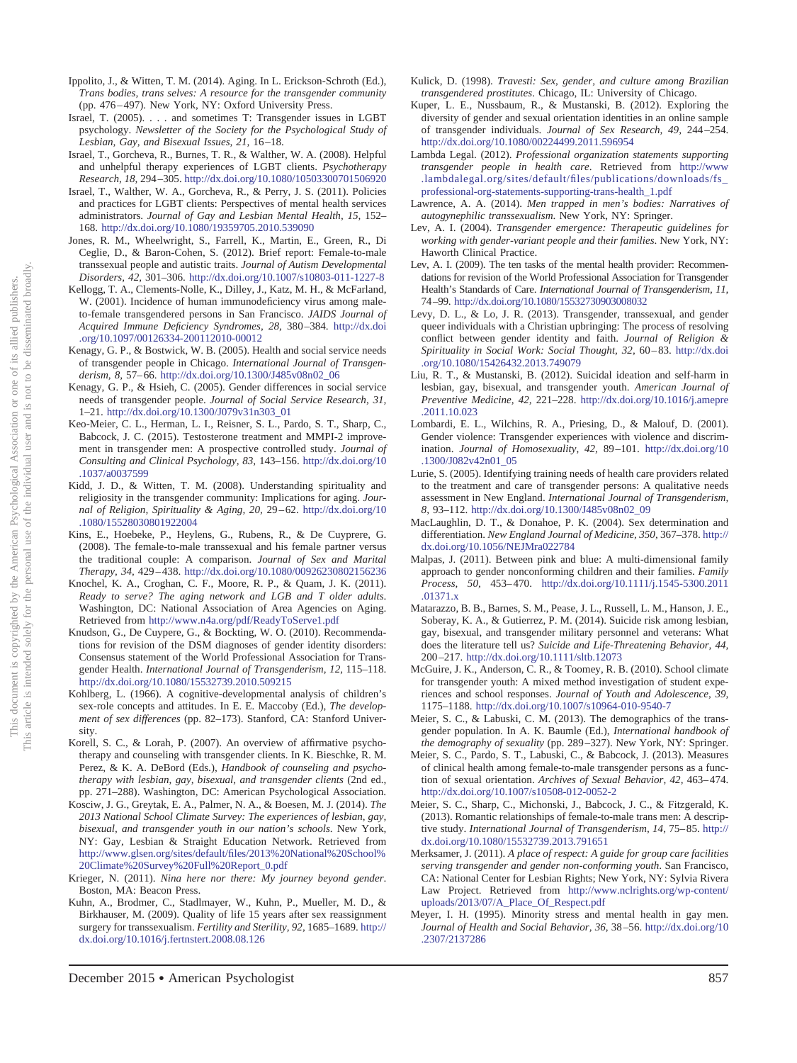Ippolito, J., & Witten, T. M. (2014). Aging. In L. Erickson-Schroth (Ed.), *Trans bodies, trans selves: A resource for the transgender community* (pp. 476–497). New York, NY: Oxford University Press.

Israel, T. (2005). . . . and sometimes T: Transgender issues in LGBT psychology. *Newsletter of the Society for the Psychological Study of Lesbian, Gay, and Bisexual Issues, 21,* 16–18.

Israel, T., Gorcheva, R., Burnes, T. R., & Walther, W. A. (2008). Helpful and unhelpful therapy experiences of LGBT clients. *Psychotherapy Research, 18,* 294–305. http://dx.doi.org/10.1080/10503300701506920

Israel, T., Walther, W. A., Gorcheva, R., & Perry, J. S. (2011). Policies and practices for LGBT clients: Perspectives of mental health services administrators. *Journal of Gay and Lesbian Mental Health, 15,* 152–168. http://dx.doi.org/10.1080/19359705.2010.539090

Jones, R. M., Wheelwright, S., Farrell, K., Martin, E., Green, R., Di Ceglie, D., & Baron-Cohen, S. (2012). Brief report: Female-to-male transsexual people and autistic traits. *Journal of Autism Developmental Disorders, 42,* 301–306. http://dx.doi.org/10.1007/s10803-011-1227-8

Kellogg, T. A., Clements-Nolle, K., Dilley, J., Katz, M. H., & McFarland, W. (2001). Incidence of human immunodeficiency virus among male-to-female transgendered persons in San Francisco. *JAIDS Journal of Acquired Immune Deficiency Syndromes, 28,* 380–384. http://dx.doi.org/10.1097/00126334-200112010-00012

Kenagy, G. P., & Bostwick, W. B. (2005). Health and social service needs of transgender people in Chicago. *International Journal of Transgenderism, 8,* 57–66. http://dx.doi.org/10.1300/J485v08n02_06

Kenagy, G. P., & Hsieh, C. (2005). Gender differences in social service needs of transgender people. *Journal of Social Service Research, 31,* 1–21. http://dx.doi.org/10.1300/J079v31n303_01

Keo-Meier, C. L., Herman, L. I., Reisner, S. L., Pardo, S. T., Sharp, C., Babcock, J. C. (2015). Testosterone treatment and MMPI-2 improvement in transgender men: A prospective controlled study. *Journal of Consulting and Clinical Psychology, 83,* 143–156. http://dx.doi.org/10.1037/a0037599

Kidd, J. D., & Witten, T. M. (2008). Understanding spirituality and religiosity in the transgender community: Implications for aging. *Journal of Religion, Spirituality & Aging, 20,* 29–62. http://dx.doi.org/10.1080/15528030801922004

Kins, E., Hoebeke, P., Heylens, G., Rubens, R., & De Cuyprere, G. (2008). The female-to-male transsexual and his female partner versus the traditional couple: A comparison. *Journal of Sex and Marital Therapy, 34,* 429–438. http://dx.doi.org/10.1080/00926230802156236

Knochel, K. A., Croghan, C. F., Moore, R. P., & Quam, J. K. (2011). *Ready to serve? The aging network and LGB and T older adults.* Washington, DC: National Association of Area Agencies on Aging. Retrieved from http://www.n4a.org/pdf/ReadyToServe1.pdf

Knudson, G., De Cuypere, G., & Bockting, W. O. (2010). Recommendations for revision of the DSM diagnoses of gender identity disorders: Consensus statement of the World Professional Association for Transgender Health. *International Journal of Transgenderism, 12,* 115–118. http://dx.doi.org/10.1080/15532739.2010.509215

Kohlberg, L. (1966). A cognitive-developmental analysis of children's sex-role concepts and attitudes. In E. E. Maccoby (Ed.), *The development of sex differences* (pp. 82–173). Stanford, CA: Stanford University.

Korell, S. C., & Lorah, P. (2007). An overview of affirmative psychotherapy and counseling with transgender clients. In K. Bieschke, R. M. Perez, & K. A. DeBord (Eds.), *Handbook of counseling and psychotherapy with lesbian, gay, bisexual, and transgender clients* (2nd ed., pp. 271–288). Washington, DC: American Psychological Association.

Kosciw, J. G., Greytak, E. A., Palmer, N. A., & Boesen, M. J. (2014). *The 2013 National School Climate Survey: The experiences of lesbian, gay, bisexual, and transgender youth in our nation's schools.* New York, NY: Gay, Lesbian & Straight Education Network. Retrieved from http://www.glsen.org/sites/default/files/2013%20National%20School%20Climate%20Survey%20Full%20Report_0.pdf

Krieger, N. (2011). *Nina here nor there: My journey beyond gender.* Boston, MA: Beacon Press.

Kuhn, A., Brodmer, C., Stadlmayer, W., Kuhn, P., Mueller, M. D., & Birkhauser, M. (2009). Quality of life 15 years after sex reassignment surgery for transsexualism. *Fertility and Sterility, 92,* 1685–1689. http://dx.doi.org/10.1016/j.fertnstert.2008.08.126

Kulick, D. (1998). *Travesti: Sex, gender, and culture among Brazilian transgendered prostitutes.* Chicago, IL: University of Chicago.

Kuper, L. E., Nussbaum, R., & Mustanski, B. (2012). Exploring the diversity of gender and sexual orientation identities in an online sample of transgender individuals. *Journal of Sex Research, 49,* 244–254. http://dx.doi.org/10.1080/00224499.2011.596954

Lambda Legal. (2012). *Professional organization statements supporting transgender people in health care.* Retrieved from http://www.lambdalegal.org/sites/default/files/publications/downloads/fs_professional-org-statements-supporting-trans-health_1.pdf

Lawrence, A. A. (2014). *Men trapped in men's bodies: Narratives of autogynephilic transsexualism.* New York, NY: Springer.

Lev, A. I. (2004). *Transgender emergence: Therapeutic guidelines for working with gender-variant people and their families.* New York, NY: Haworth Clinical Practice.

Lev, A. I. (2009). The ten tasks of the mental health provider: Recommendations for revision of the World Professional Association for Transgender Health's Standards of Care. *International Journal of Transgenderism, 11,* 74–99. http://dx.doi.org/10.1080/15532730903008032

Levy, D. L., & Lo, J. R. (2013). Transgender, transsexual, and gender queer individuals with a Christian upbringing: The process of resolving conflict between gender identity and faith. *Journal of Religion & Spirituality in Social Work: Social Thought, 32,* 60–83. http://dx.doi.org/10.1080/15426432.2013.749079

Liu, R. T., & Mustanski, B. (2012). Suicidal ideation and self-harm in lesbian, gay, bisexual, and transgender youth. *American Journal of Preventive Medicine, 42,* 221–228. http://dx.doi.org/10.1016/j.amepre.2011.10.023

Lombardi, E. L., Wilchins, R. A., Priesing, D., & Malouf, D. (2001). Gender violence: Transgender experiences with violence and discrimination. *Journal of Homosexuality, 42,* 89–101. http://dx.doi.org/10.1300/J082v42n01_05

Lurie, S. (2005). Identifying training needs of health care providers related to the treatment and care of transgender persons: A qualitative needs assessment in New England. *International Journal of Transgenderism, 8,* 93–112. http://dx.doi.org/10.1300/J485v08n02_09

MacLaughlin, D. T., & Donahoe, P. K. (2004). Sex determination and differentiation. *New England Journal of Medicine, 350,* 367–378. http://dx.doi.org/10.1056/NEJMra022784

Malpas, J. (2011). Between pink and blue: A multi-dimensional family approach to gender nonconforming children and their families. *Family Process, 50,* 453–470. http://dx.doi.org/10.1111/j.1545-5300.2011.01371.x

Matarazzo, B. B., Barnes, S. M., Pease, J. L., Russell, L. M., Hanson, J. E., Soberay, K. A., & Gutierrez, P. M. (2014). Suicide risk among lesbian, gay, bisexual, and transgender military personnel and veterans: What does the literature tell us? *Suicide and Life-Threatening Behavior, 44,* 200–217. http://dx.doi.org/10.1111/sltb.12073

McGuire, J. K., Anderson, C. R., & Toomey, R. B. (2010). School climate for transgender youth: A mixed method investigation of student experiences and school responses. *Journal of Youth and Adolescence, 39,* 1175–1188. http://dx.doi.org/10.1007/s10964-010-9540-7

Meier, S. C., & Labuski, C. M. (2013). The demographics of the transgender population. In A. K. Baumle (Ed.), *International handbook of the demography of sexuality* (pp. 289–327). New York, NY: Springer.

Meier, S. C., Pardo, S. T., Labuski, C., & Babcock, J. (2013). Measures of clinical health among female-to-male transgender persons as a function of sexual orientation. *Archives of Sexual Behavior, 42,* 463–474. http://dx.doi.org/10.1007/s10508-012-0052-2

Meier, S. C., Sharp, C., Michonski, J., Babcock, J. C., & Fitzgerald, K. (2013). Romantic relationships of female-to-male trans men: A descriptive study. *International Journal of Transgenderism, 14,* 75–85. http://dx.doi.org/10.1080/15532739.2013.791651

Merksamer, J. (2011). *A place of respect: A guide for group care facilities serving transgender and gender non-conforming youth.* San Francisco, CA: National Center for Lesbian Rights; New York, NY: Sylvia Rivera Law Project. Retrieved from http://www.nclrights.org/wp-content/uploads/2013/07/A_Place_Of_Respect.pdf

Meyer, I. H. (1995). Minority stress and mental health in gay men. *Journal of Health and Social Behavior, 36,* 38–56. http://dx.doi.org/10.2307/2137286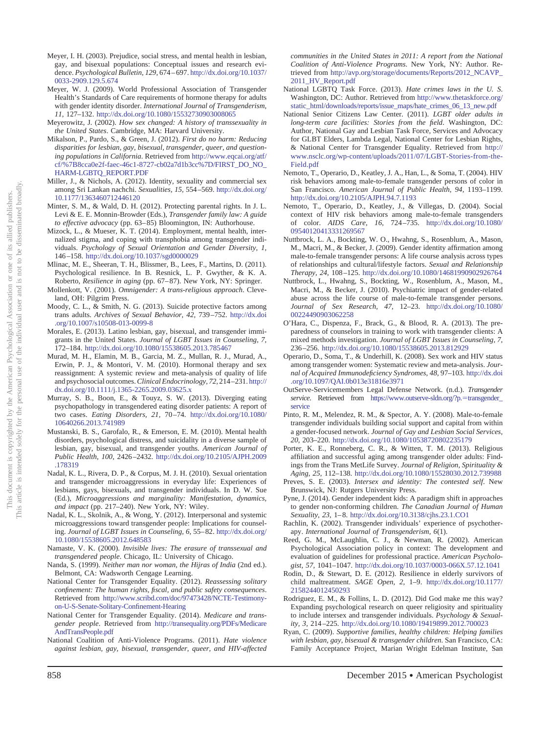Meyer, I. H. (2003). Prejudice, social stress, and mental health in lesbian, gay, and bisexual populations: Conceptual issues and research evidence. *Psychological Bulletin, 129,* 674–697. http://dx.doi.org/10.1037/0033-2909.129.5.674

Meyer, W. J. (2009). World Professional Association of Transgender Health's Standards of Care requirements of hormone therapy for adults with gender identity disorder. *International Journal of Transgenderism, 11,* 127–132. http://dx.doi.org/10.1080/15532730903008065

Meyerowitz, J. (2002). *How sex changed: A history of transsexuality in the United States*. Cambridge, MA: Harvard University.

Mikalson, P., Pardo, S., & Green, J. (2012). *First do no harm: Reducing disparities for lesbian, gay, bisexual, transgender, queer, and questioning populations in California*. Retrieved from http://www.eqcai.org/atf/cf/%7B8cca0e2f-faec-46c1-8727-cb02a7d1b3cc%7D/FIRST_DO_NO_HARM-LGBTQ_REPORT.PDF

Miller, J., & Nichols, A. (2012). Identity, sexuality and commercial sex among Sri Lankan nachchi. *Sexualities, 15,* 554–569. http://dx.doi.org/10.1177/1363460712446120

Minter, S. M., & Wald, D. H. (2012). Protecting parental rights. In J. L. Levi & E. E. Monnin-Browder (Eds.), *Transgender family law: A guide to effective advocacy* (pp. 63–85) Bloomington, IN: Authorhouse.

Mizock, L., & Mueser, K. T. (2014). Employment, mental health, internalized stigma, and coping with transphobia among transgender individuals. *Psychology of Sexual Orientation and Gender Diversity, 1,* 146–158. http://dx.doi.org/10.1037/sgd0000029

Mlinac, M. E., Sheeran, T. H., Blissmer, B., Lees, F., Martins, D. (2011). Psychological resilience. In B. Resnick, L. P. Gwyther, & K. A. Roberto, *Resilience in aging* (pp. 67–87). New York, NY: Springer.

Mollenkott, V. (2001). *Omnigender: A trans-religious approach*. Cleveland, OH: Pilgrim Press.

Moody, C. L., & Smith, N. G. (2013). Suicide protective factors among trans adults. *Archives of Sexual Behavior, 42,* 739–752. http://dx.doi.org/10.1007/s10508-013-0099-8

Morales, E. (2013). Latino lesbian, gay, bisexual, and transgender immigrants in the United States. *Journal of LGBT Issues in Counseling, 7,* 172–184. http://dx.doi.org/10.1080/15538605.2013.785467

Murad, M. H., Elamin, M. B., Garcia, M. Z., Mullan, R. J., Murad, A., Erwin, P. J., & Montori, V. M. (2010). Hormonal therapy and sex reassignment: A systemic review and meta-analysis of quality of life and psychosocial outcomes. *Clinical Endocrinology, 72,* 214–231. http://dx.doi.org/10.1111/j.1365-2265.2009.03625.x

Murray, S. B., Boon, E., & Touyz, S. W. (2013). Diverging eating psychopathology in transgendered eating disorder patients: A report of two cases. *Eating Disorders, 21,* 70–74. http://dx.doi.org/10.1080/10640266.2013.741989

Mustanski, B. S., Garofalo, R., & Emerson, E. M. (2010). Mental health disorders, psychological distress, and suicidality in a diverse sample of lesbian, gay, bisexual, and transgender youths. *American Journal of Public Health, 100,* 2426–2432. http://dx.doi.org/10.2105/AJPH.2009.178319

Nadal, K. L., Rivera, D. P., & Corpus, M. J. H. (2010). Sexual orientation and transgender microaggressions in everyday life: Experiences of lesbians, gays, bisexuals, and transgender individuals. In D. W. Sue (Ed.), *Microaggressions and marginality: Manifestation, dynamics, and impact* (pp. 217–240). New York, NY: Wiley.

Nadal, K. L., Skolnik, A., & Wong, Y. (2012). Interpersonal and systemic microaggressions toward transgender people: Implications for counseling. *Journal of LGBT Issues in Counseling, 6,* 55–82. http://dx.doi.org/10.1080/15538605.2012.648583

Namaste, V. K. (2000). *Invisible lives: The erasure of transsexual and transgendered people*. Chicago, IL: University of Chicago.

Nanda, S. (1999). *Neither man nor woman, the Hijras of India* (2nd ed.). Belmont, CA: Wadsworth Cengage Learning.

National Center for Transgender Equality. (2012). *Reassessing solitary confinement: The human rights, fiscal, and public safety consequences*. Retrieved from http://www.scribd.com/doc/97473428/NCTE-Testimony-on-U-S-Senate-Solitary-Confinement-Hearing

National Center for Transgender Equality. (2014). *Medicare and transgender people*. Retrieved from http://transequality.org/PDFs/MedicareAndTransPeople.pdf

National Coalition of Anti-Violence Programs. (2011). *Hate violence against lesbian, gay, bisexual, transgender, queer, and HIV-affected communities in the United States in 2011: A report from the National Coalition of Anti-Violence Programs*. New York, NY: Author. Retrieved from http://avp.org/storage/documents/Reports/2012_NCAVP_2011_HV_Report.pdf

National LGBTQ Task Force. (2013). *Hate crimes laws in the U. S*. Washington, DC: Author. Retrieved from http://www.thetaskforce.org/static_html/downloads/reports/issue_maps/hate_crimes_06_13_new.pdf

National Senior Citizens Law Center. (2011). *LGBT older adults in long-term care facilities: Stories from the field*. Washington, DC: Author, National Gay and Lesbian Task Force, Services and Advocacy for GLBT Elders, Lambda Legal, National Center for Lesbian Rights, & National Center for Transgender Equality. Retrieved from http://www.nsclc.org/wp-content/uploads/2011/07/LGBT-Stories-from-the-Field.pdf

Nemoto, T., Operario, D., Keatley, J. A., Han, L., & Soma, T. (2004). HIV risk behaviors among male-to-female transgender persons of color in San Francisco. *American Journal of Public Health, 94,* 1193–1199. http://dx.doi.org/10.2105/AJPH.94.7.1193

Nemoto, T., Operario, D., Keatley, J., & Villegas, D. (2004). Social context of HIV risk behaviors among male-to-female transgenders of color. *AIDS Care, 16,* 724–735. http://dx.doi.org/10.1080/09540120413331269567

Nuttbrock, L. A., Bockting, W. O., Hwahng, S., Rosenblum, A., Mason, M., Macri, M., & Becker, J. (2009). Gender identity affirmation among male-to-female transgender persons: A life course analysis across types of relationships and cultural/lifestyle factors. *Sexual and Relationship Therapy, 24,* 108–125. http://dx.doi.org/10.1080/14681990902926764

Nuttbrock, L., Hwahng, S., Bockting, W., Rosenblum, A., Mason, M., Macri, M., & Becker, J. (2010). Psychiatric impact of gender-related abuse across the life course of male-to-female transgender persons. *Journal of Sex Research, 47,* 12–23. http://dx.doi.org/10.1080/00224490903062258

O'Hara, C., Dispenza, F., Brack, G., & Blood, R. A. (2013). The preparedness of counselors in training to work with transgender clients: A mixed methods investigation. *Journal of LGBT Issues in Counseling, 7,* 236–256. http://dx.doi.org/10.1080/15538605.2013.812929

Operario, D., Soma, T., & Underhill, K. (2008). Sex work and HIV status among transgender women: Systematic review and meta-analysis. *Journal of Acquired Immunodeficiency Syndromes, 48,* 97–103. http://dx.doi.org/10.1097/QAI.0b013e31816e3971

OutServe-Servicemembers Legal Defense Network. (n.d.). *Transgender service*. Retrieved from https://www.outserve-sldn.org/?p.=transgender_service

Pinto, R. M., Melendez, R. M., & Spector, A. Y. (2008). Male-to-female transgender individuals building social support and capital from within a gender-focused network. *Journal of Gay and Lesbian Social Services, 20,* 203–220. http://dx.doi.org/10.1080/10538720802235179

Porter, K. E., Ronneberg, C. R., & Witten, T. M. (2013). Religious affiliation and successful aging among transgender older adults: Findings from the Trans MetLife Survey. *Journal of Religion, Spirituality & Aging, 25,* 112–138. http://dx.doi.org/10.1080/15528030.2012.739988

Preves, S. E. (2003). *Intersex and identity: The contested self*. New Brunswick, NJ: Rutgers University Press.

Pyne, J. (2014). Gender independent kids: A paradigm shift in approaches to gender non-conforming children. *The Canadian Journal of Human Sexuality, 23,* 1–8. http://dx.doi.org/10.3138/cjhs.23.1.CO1

Rachlin, K. (2002). Transgender individuals' experience of psychotherapy. *International Journal of Transgenderism, 6*(1).

Reed, G. M., McLaughlin, C. J., & Newman, R. (2002). American Psychological Association policy in context: The development and evaluation of guidelines for professional practice. *American Psychologist, 57,* 1041–1047. http://dx.doi.org/10.1037/0003-066X.57.12.1041

Rodin, D., & Stewart, D. E. (2012). Resilience in elderly survivors of child maltreatment. *SAGE Open, 2,* 1–9. http://dx.doi.org/10.1177/2158244012450293

Rodriguez, E. M., & Follins, L. D. (2012). Did God make me this way? Expanding psychological research on queer religiosity and spirituality to include intersex and transgender individuals. *Psychology & Sexuality, 3,* 214–225. http://dx.doi.org/10.1080/19419899.2012.700023

Ryan, C. (2009). *Supportive families, healthy children: Helping families with lesbian, gay, bisexual & transgender children*. San Francisco, CA: Family Acceptance Project, Marian Wright Edelman Institute, San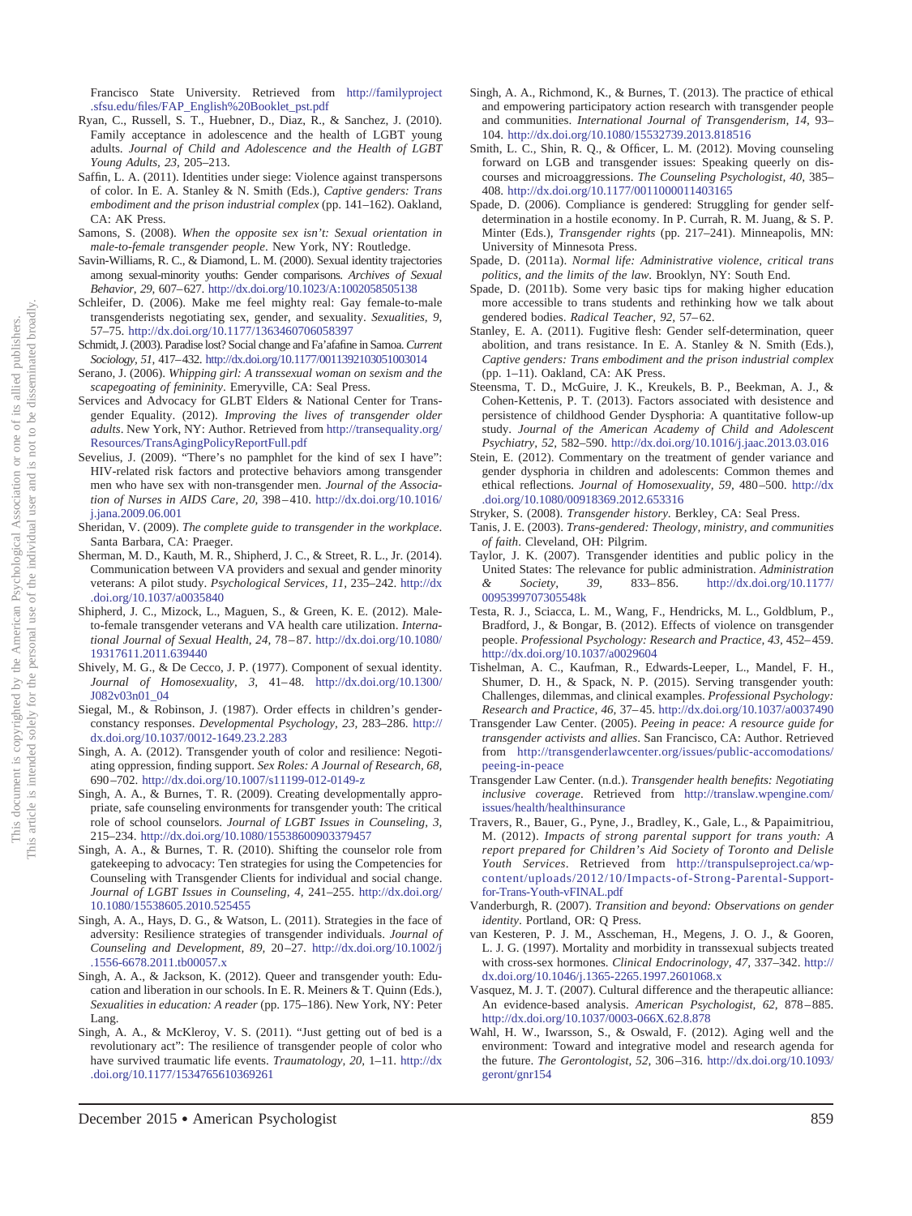Francisco State University. Retrieved from http://familyproject.sfsu.edu/files/FAP_English%20Booklet_pst.pdf

Ryan, C., Russell, S. T., Huebner, D., Diaz, R., & Sanchez, J. (2010). Family acceptance in adolescence and the health of LGBT young adults. *Journal of Child and Adolescent and the Health of LGBT Young Adults, 23,* 205–213.

Saffin, L. A. (2011). Identities under siege: Violence against transpersons of color. In E. A. Stanley & N. Smith (Eds.), *Captive genders: Trans embodiment and the prison industrial complex* (pp. 141–162). Oakland, CA: AK Press.

Samons, S. (2008). *When the opposite sex isn't: Sexual orientation in male-to-female transgender people*. New York, NY: Routledge.

Savin-Williams, R. C., & Diamond, L. M. (2000). Sexual identity trajectories among sexual-minority youths: Gender comparisons. *Archives of Sexual Behavior, 29,* 607–627. http://dx.doi.org/10.1023/A:1002058505138

Schleifer, D. (2006). Make me feel mighty real: Gay female-to-male transgenderists negotiating sex, gender, and sexuality. *Sexualities, 9,* 57–75. http://dx.doi.org/10.1177/1363460706058397

Schmidt, J. (2003). Paradise lost? Social change and Fa'afafine in Samoa. *Current Sociology, 51,* 417–432. http://dx.doi.org/10.1177/0011392103051003014

Serano, J. (2006). *Whipping girl: A transsexual woman on sexism and the scapegoating of femininity*. Emeryville, CA: Seal Press.

Services and Advocacy for GLBT Elders & National Center for Transgender Equality. (2012). *Improving the lives of transgender older adults*. New York, NY: Author. Retrieved from http://transequality.org/Resources/TransAgingPolicyReportFull.pdf

Sevelius, J. (2009). "There's no pamphlet for the kind of sex I have": HIV-related risk factors and protective behaviors among transgender men who have sex with non-transgender men. *Journal of the Association of Nurses in AIDS Care, 20,* 398–410. http://dx.doi.org/10.1016/j.jana.2009.06.001

Sheridan, V. (2009). *The complete guide to transgender in the workplace*. Santa Barbara, CA: Praeger.

Sherman, M. D., Kauth, M. R., Shipherd, J. C., & Street, R. L., Jr. (2014). Communication between VA providers and sexual and gender minority veterans: A pilot study. *Psychological Services, 11,* 235–242. http://dx.doi.org/10.1037/a0035840

Shipherd, J. C., Mizock, L., Maguen, S., & Green, K. E. (2012). Male-to-female transgender veterans and VA health care utilization. *International Journal of Sexual Health, 24,* 78–87. http://dx.doi.org/10.1080/19317611.2011.639440

Shively, M. G., & De Cecco, J. P. (1977). Component of sexual identity. *Journal of Homosexuality, 3,* 41–48. http://dx.doi.org/10.1300/J082v03n01_04

Siegal, M., & Robinson, J. (1987). Order effects in children's gender-constancy responses. *Developmental Psychology, 23,* 283–286. http://dx.doi.org/10.1037/0012-1649.23.2.283

Singh, A. A. (2012). Transgender youth of color and resilience: Negotiating oppression, finding support. *Sex Roles: A Journal of Research, 68,* 690–702. http://dx.doi.org/10.1007/s11199-012-0149-z

Singh, A. A., & Burnes, T. R. (2009). Creating developmentally appropriate, safe counseling environments for transgender youth: The critical role of school counselors. *Journal of LGBT Issues in Counseling, 3,* 215–234. http://dx.doi.org/10.1080/15538600903379457

Singh, A. A., & Burnes, T. R. (2010). Shifting the counselor role from gatekeeping to advocacy: Ten strategies for using the Competencies for Counseling with Transgender Clients for individual and social change. *Journal of LGBT Issues in Counseling, 4,* 241–255. http://dx.doi.org/10.1080/15538605.2010.525455

Singh, A. A., Hays, D. G., & Watson, L. (2011). Strategies in the face of adversity: Resilience strategies of transgender individuals. *Journal of Counseling and Development, 89,* 20–27. http://dx.doi.org/10.1002/j.1556-6678.2011.tb00057.x

Singh, A. A., & Jackson, K. (2012). Queer and transgender youth: Education and liberation in our schools. In E. R. Meiners & T. Quinn (Eds.), *Sexualities in education: A reader* (pp. 175–186). New York, NY: Peter Lang.

Singh, A. A., & McKleroy, V. S. (2011). "Just getting out of bed is a revolutionary act": The resilience of transgender people of color who have survived traumatic life events. *Traumatology, 20,* 1–11. http://dx.doi.org/10.1177/1534765610369261

Singh, A. A., Richmond, K., & Burnes, T. (2013). The practice of ethical and empowering participatory action research with transgender people and communities. *International Journal of Transgenderism, 14,* 93–104. http://dx.doi.org/10.1080/15532739.2013.818516

Smith, L. C., Shin, R. Q., & Officer, L. M. (2012). Moving counseling forward on LGB and transgender issues: Speaking queerly on discourses and microaggressions. *The Counseling Psychologist, 40,* 385–408. http://dx.doi.org/10.1177/0011000011403165

Spade, D. (2006). Compliance is gendered: Struggling for gender self-determination in a hostile economy. In P. Currah, R. M. Juang, & S. P. Minter (Eds.), *Transgender rights* (pp. 217–241). Minneapolis, MN: University of Minnesota Press.

Spade, D. (2011a). *Normal life: Administrative violence, critical trans politics, and the limits of the law*. Brooklyn, NY: South End.

Spade, D. (2011b). Some very basic tips for making higher education more accessible to trans students and rethinking how we talk about gendered bodies. *Radical Teacher, 92,* 57–62.

Stanley, E. A. (2011). Fugitive flesh: Gender self-determination, queer abolition, and trans resistance. In E. A. Stanley & N. Smith (Eds.), *Captive genders: Trans embodiment and the prison industrial complex* (pp. 1–11). Oakland, CA: AK Press.

Steensma, T. D., McGuire, J. K., Kreukels, B. P., Beekman, A. J., & Cohen-Kettenis, P. T. (2013). Factors associated with desistence and persistence of childhood Gender Dysphoria: A quantitative follow-up study. *Journal of the American Academy of Child and Adolescent Psychiatry, 52,* 582–590. http://dx.doi.org/10.1016/j.jaac.2013.03.016

Stein, E. (2012). Commentary on the treatment of gender variance and gender dysphoria in children and adolescents: Common themes and ethical reflections. *Journal of Homosexuality, 59,* 480–500. http://dx.doi.org/10.1080/00918369.2012.653316

Stryker, S. (2008). *Transgender history*. Berkley, CA: Seal Press.

Tanis, J. E. (2003). *Trans-gendered: Theology, ministry, and communities of faith*. Cleveland, OH: Pilgrim.

Taylor, J. K. (2007). Transgender identities and public policy in the United States: The relevance for public administration. *Administration & Society, 39,* 833–856. http://dx.doi.org/10.1177/0095399707305548k

Testa, R. J., Sciacca, L. M., Wang, F., Hendricks, M. L., Goldblum, P., Bradford, J., & Bongar, B. (2012). Effects of violence on transgender people. *Professional Psychology: Research and Practice, 43,* 452–459. http://dx.doi.org/10.1037/a0029604

Tishelman, A. C., Kaufman, R., Edwards-Leeper, L., Mandel, F. H., Shumer, D. H., & Spack, N. P. (2015). Serving transgender youth: Challenges, dilemmas, and clinical examples. *Professional Psychology: Research and Practice, 46,* 37–45. http://dx.doi.org/10.1037/a0037490

Transgender Law Center. (2005). *Peeing in peace: A resource guide for transgender activists and allies*. San Francisco, CA: Author. Retrieved from http://transgenderlawcenter.org/issues/public-accomodations/peeing-in-peace

Transgender Law Center. (n.d.). *Transgender health benefits: Negotiating inclusive coverage*. Retrieved from http://translaw.wpengine.com/issues/health/healthinsurance

Travers, R., Bauer, G., Pyne, J., Bradley, K., Gale, L., & Papaimitriou, M. (2012). *Impacts of strong parental support for trans youth: A report prepared for Children's Aid Society of Toronto and Delisle Youth Services*. Retrieved from http://transpulseproject.ca/wp-content/uploads/2012/10/Impacts-of-Strong-Parental-Support-for-Trans-Youth-vFINAL.pdf

Vanderburgh, R. (2007). *Transition and beyond: Observations on gender identity*. Portland, OR: Q Press.

van Kesteren, P. J. M., Asscheman, H., Megens, J. O. J., & Gooren, L. J. G. (1997). Mortality and morbidity in transsexual subjects treated with cross-sex hormones. *Clinical Endocrinology, 47,* 337–342. http://dx.doi.org/10.1046/j.1365-2265.1997.2601068.x

Vasquez, M. J. T. (2007). Cultural difference and the therapeutic alliance: An evidence-based analysis. *American Psychologist, 62,* 878–885. http://dx.doi.org/10.1037/0003-066X.62.8.878

Wahl, H. W., Iwarsson, S., & Oswald, F. (2012). Aging well and the environment: Toward and integrative model and research agenda for the future. *The Gerontologist, 52,* 306–316. http://dx.doi.org/10.1093/geront/gnr154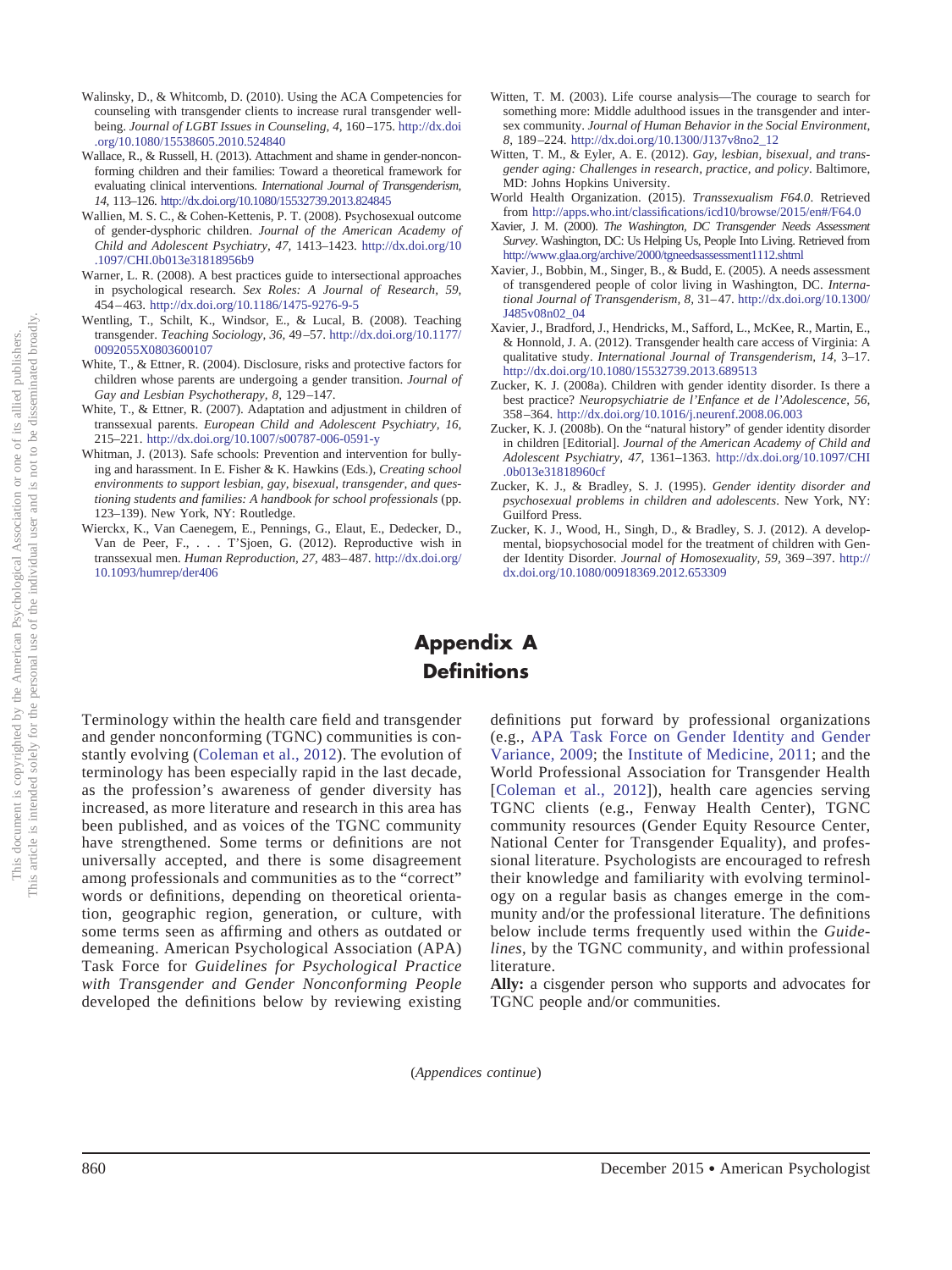Walinsky, D., & Whitcomb, D. (2010). Using the ACA Competencies for counseling with transgender clients to increase rural transgender well-being. *Journal of LGBT Issues in Counseling, 4,* 160–175. http://dx.doi.org/10.1080/15538605.2010.524840

Wallace, R., & Russell, H. (2013). Attachment and shame in gender-nonconforming children and their families: Toward a theoretical framework for evaluating clinical interventions. *International Journal of Transgenderism, 14,* 113–126. http://dx.doi.org/10.1080/15532739.2013.824845

Wallien, M. S. C., & Cohen-Kettenis, P. T. (2008). Psychosexual outcome of gender-dysphoric children. *Journal of the American Academy of Child and Adolescent Psychiatry, 47,* 1413–1423. http://dx.doi.org/10.1097/CHI.0b013e31818956b9

Warner, L. R. (2008). A best practices guide to intersectional approaches in psychological research. *Sex Roles: A Journal of Research, 59,* 454–463. http://dx.doi.org/10.1186/1475-9276-9-5

Wentling, T., Schilt, K., Windsor, E., & Lucal, B. (2008). Teaching transgender. *Teaching Sociology, 36,* 49–57. http://dx.doi.org/10.1177/0092055X0803600107

White, T., & Ettner, R. (2004). Disclosure, risks and protective factors for children whose parents are undergoing a gender transition. *Journal of Gay and Lesbian Psychotherapy, 8,* 129–147.

White, T., & Ettner, R. (2007). Adaptation and adjustment in children of transsexual parents. *European Child and Adolescent Psychiatry, 16,* 215–221. http://dx.doi.org/10.1007/s00787-006-0591-y

Whitman, J. (2013). Safe schools: Prevention and intervention for bullying and harassment. In E. Fisher & K. Hawkins (Eds.), *Creating school environments to support lesbian, gay, bisexual, transgender, and questioning students and families: A handbook for school professionals* (pp. 123–139). New York, NY: Routledge.

Wierckx, K., Van Caenegem, E., Pennings, G., Elaut, E., Dedecker, D., Van de Peer, F., . . . T'Sjoen, G. (2012). Reproductive wish in transsexual men. *Human Reproduction, 27,* 483–487. http://dx.doi.org/10.1093/humrep/der406

Witten, T. M. (2003). Life course analysis—The courage to search for something more: Middle adulthood issues in the transgender and intersex community. *Journal of Human Behavior in the Social Environment, 8,* 189–224. http://dx.doi.org/10.1300/J137v8no2_12

Witten, T. M., & Eyler, A. E. (2012). *Gay, lesbian, bisexual, and transgender aging: Challenges in research, practice, and policy.* Baltimore, MD: Johns Hopkins University.

World Health Organization. (2015). *Transsexualism F64.0*. Retrieved from http://apps.who.int/classifications/icd10/browse/2015/en#/F64.0

Xavier, J. M. (2000). *The Washington, DC Transgender Needs Assessment Survey.* Washington, DC: Us Helping Us, People Into Living. Retrieved from http://www.glaa.org/archive/2000/tgneedsassessment1112.shtml

Xavier, J., Bobbin, M., Singer, B., & Budd, E. (2005). A needs assessment of transgendered people of color living in Washington, DC. *International Journal of Transgenderism, 8,* 31–47. http://dx.doi.org/10.1300/J485v08n02_04

Xavier, J., Bradford, J., Hendricks, M., Safford, L., McKee, R., Martin, E., & Honnold, J. A. (2012). Transgender health care access of Virginia: A qualitative study. *International Journal of Transgenderism, 14,* 3–17. http://dx.doi.org/10.1080/15532739.2013.689513

Zucker, K. J. (2008a). Children with gender identity disorder. Is there a best practice? *Neuropsychiatrie de l'Enfance et de l'Adolescence, 56,* 358–364. http://dx.doi.org/10.1016/j.neurenf.2008.06.003

Zucker, K. J. (2008b). On the "natural history" of gender identity disorder in children [Editorial]. *Journal of the American Academy of Child and Adolescent Psychiatry, 47,* 1361–1363. http://dx.doi.org/10.1097/CHI.0b013e31818960cf

Zucker, K. J., & Bradley, S. J. (1995). *Gender identity disorder and psychosexual problems in children and adolescents*. New York, NY: Guilford Press.

Zucker, K. J., Wood, H., Singh, D., & Bradley, S. J. (2012). A developmental, biopsychosocial model for the treatment of children with Gender Identity Disorder. *Journal of Homosexuality, 59,* 369–397. http://dx.doi.org/10.1080/00918369.2012.653309

# Appendix A
# Definitions

Terminology within the health care field and transgender and gender nonconforming (TGNC) communities is constantly evolving (Coleman et al., 2012). The evolution of terminology has been especially rapid in the last decade, as the profession's awareness of gender diversity has increased, as more literature and research in this area has been published, and as voices of the TGNC community have strengthened. Some terms or definitions are not universally accepted, and there is some disagreement among professionals and communities as to the "correct" words or definitions, depending on theoretical orientation, geographic region, generation, or culture, with some terms seen as affirming and others as outdated or demeaning. American Psychological Association (APA) Task Force for *Guidelines for Psychological Practice with Transgender and Gender Nonconforming People* developed the definitions below by reviewing existing definitions put forward by professional organizations (e.g., APA Task Force on Gender Identity and Gender Variance, 2009; the Institute of Medicine, 2011; and the World Professional Association for Transgender Health [Coleman et al., 2012]), health care agencies serving TGNC clients (e.g., Fenway Health Center), TGNC community resources (Gender Equity Resource Center, National Center for Transgender Equality), and professional literature. Psychologists are encouraged to refresh their knowledge and familiarity with evolving terminology on a regular basis as changes emerge in the community and/or the professional literature. The definitions below include terms frequently used within the *Guidelines*, by the TGNC community, and within professional literature.

**Ally:** a cisgender person who supports and advocates for TGNC people and/or communities.

(*Appendices continue*)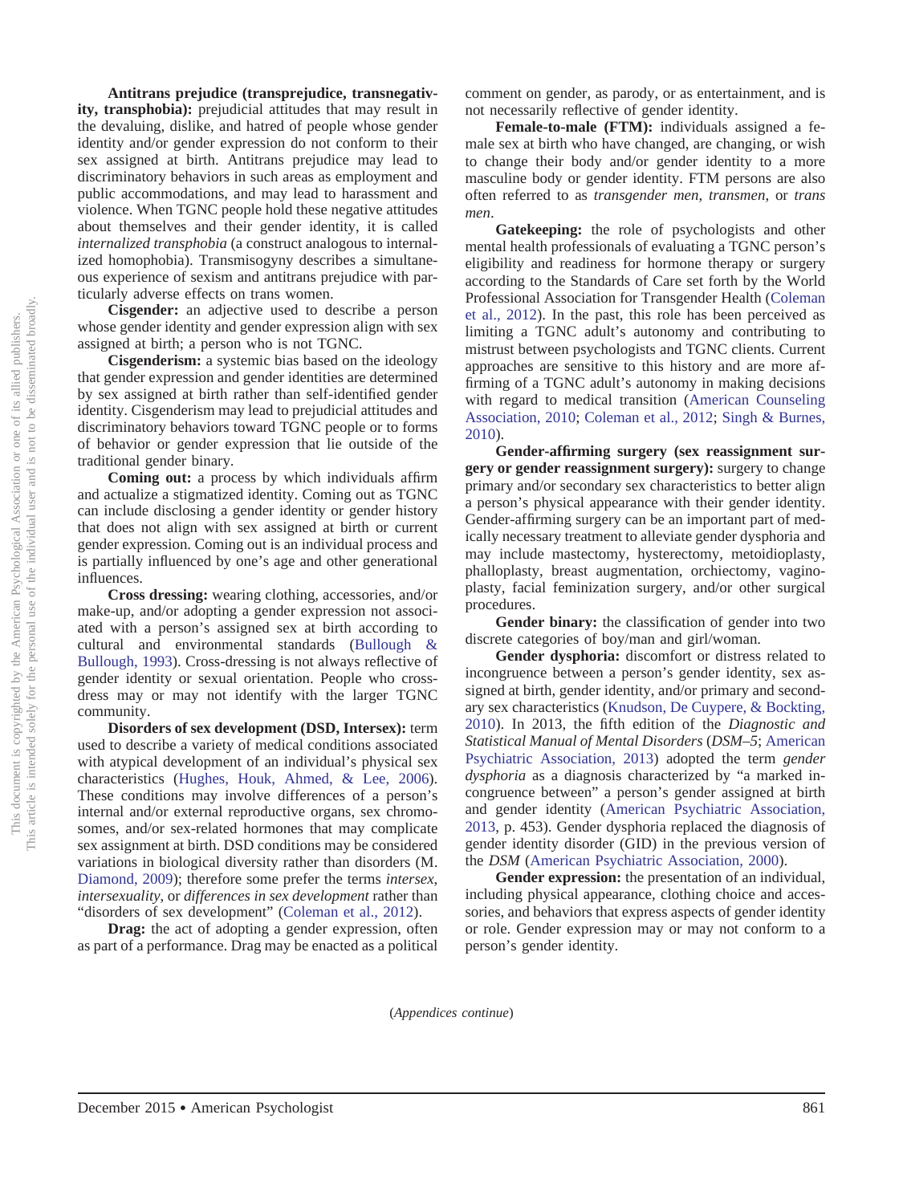**Antitrans prejudice (transprejudice, transnegativity, transphobia):** prejudicial attitudes that may result in the devaluing, dislike, and hatred of people whose gender identity and/or gender expression do not conform to their sex assigned at birth. Antitrans prejudice may lead to discriminatory behaviors in such areas as employment and public accommodations, and may lead to harassment and violence. When TGNC people hold these negative attitudes about themselves and their gender identity, it is called *internalized transphobia* (a construct analogous to internalized homophobia). Transmisogyny describes a simultaneous experience of sexism and antitrans prejudice with particularly adverse effects on trans women.

**Cisgender:** an adjective used to describe a person whose gender identity and gender expression align with sex assigned at birth; a person who is not TGNC.

**Cisgenderism:** a systemic bias based on the ideology that gender expression and gender identities are determined by sex assigned at birth rather than self-identified gender identity. Cisgenderism may lead to prejudicial attitudes and discriminatory behaviors toward TGNC people or to forms of behavior or gender expression that lie outside of the traditional gender binary.

**Coming out:** a process by which individuals affirm and actualize a stigmatized identity. Coming out as TGNC can include disclosing a gender identity or gender history that does not align with sex assigned at birth or current gender expression. Coming out is an individual process and is partially influenced by one's age and other generational influences.

**Cross dressing:** wearing clothing, accessories, and/or make-up, and/or adopting a gender expression not associated with a person's assigned sex at birth according to cultural and environmental standards (Bullough & Bullough, 1993). Cross-dressing is not always reflective of gender identity or sexual orientation. People who cross-dress may or may not identify with the larger TGNC community.

**Disorders of sex development (DSD, Intersex):** term used to describe a variety of medical conditions associated with atypical development of an individual's physical sex characteristics (Hughes, Houk, Ahmed, & Lee, 2006). These conditions may involve differences of a person's internal and/or external reproductive organs, sex chromosomes, and/or sex-related hormones that may complicate sex assignment at birth. DSD conditions may be considered variations in biological diversity rather than disorders (M. Diamond, 2009); therefore some prefer the terms *intersex*, *intersexuality*, or *differences in sex development* rather than "disorders of sex development" (Coleman et al., 2012).

**Drag:** the act of adopting a gender expression, often as part of a performance. Drag may be enacted as a political comment on gender, as parody, or as entertainment, and is not necessarily reflective of gender identity.

**Female-to-male (FTM):** individuals assigned a female sex at birth who have changed, are changing, or wish to change their body and/or gender identity to a more masculine body or gender identity. FTM persons are also often referred to as *transgender men*, *transmen*, or *trans men*.

**Gatekeeping:** the role of psychologists and other mental health professionals of evaluating a TGNC person's eligibility and readiness for hormone therapy or surgery according to the Standards of Care set forth by the World Professional Association for Transgender Health (Coleman et al., 2012). In the past, this role has been perceived as limiting a TGNC adult's autonomy and contributing to mistrust between psychologists and TGNC clients. Current approaches are sensitive to this history and are more affirming of a TGNC adult's autonomy in making decisions with regard to medical transition (American Counseling Association, 2010; Coleman et al., 2012; Singh & Burnes, 2010).

**Gender-affirming surgery (sex reassignment surgery or gender reassignment surgery):** surgery to change primary and/or secondary sex characteristics to better align a person's physical appearance with their gender identity. Gender-affirming surgery can be an important part of medically necessary treatment to alleviate gender dysphoria and may include mastectomy, hysterectomy, metoidioplasty, phalloplasty, breast augmentation, orchiectomy, vaginoplasty, facial feminization surgery, and/or other surgical procedures.

**Gender binary:** the classification of gender into two discrete categories of boy/man and girl/woman.

**Gender dysphoria:** discomfort or distress related to incongruence between a person's gender identity, sex assigned at birth, gender identity, and/or primary and secondary sex characteristics (Knudson, De Cuypere, & Bockting, 2010). In 2013, the fifth edition of the *Diagnostic and Statistical Manual of Mental Disorders* (*DSM–5*; American Psychiatric Association, 2013) adopted the term *gender dysphoria* as a diagnosis characterized by "a marked incongruence between" a person's gender assigned at birth and gender identity (American Psychiatric Association, 2013, p. 453). Gender dysphoria replaced the diagnosis of gender identity disorder (GID) in the previous version of the *DSM* (American Psychiatric Association, 2000).

**Gender expression:** the presentation of an individual, including physical appearance, clothing choice and accessories, and behaviors that express aspects of gender identity or role. Gender expression may or may not conform to a person's gender identity.

(*Appendices continue*)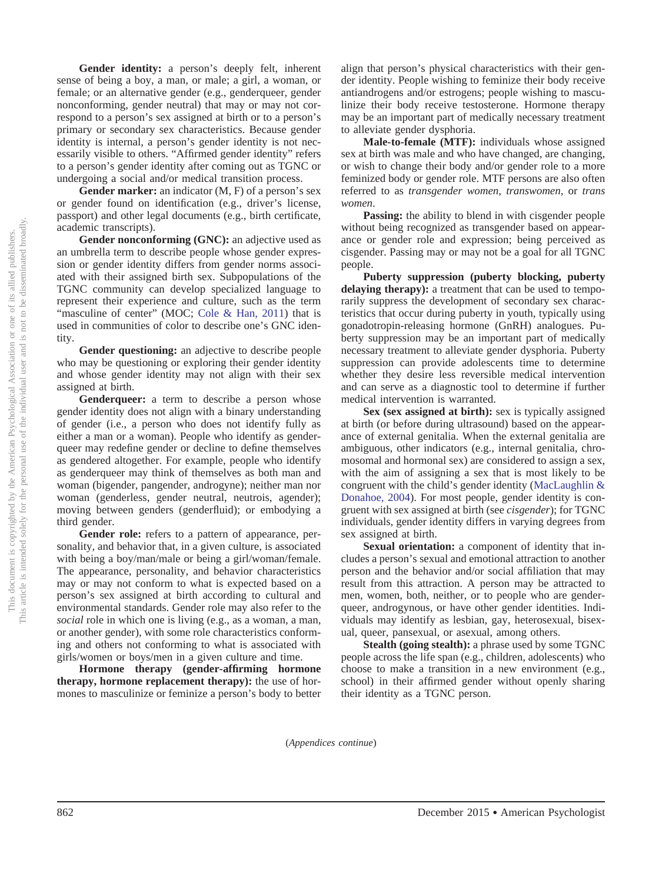**Gender identity:** a person's deeply felt, inherent sense of being a boy, a man, or male; a girl, a woman, or female; or an alternative gender (e.g., genderqueer, gender nonconforming, gender neutral) that may or may not correspond to a person's sex assigned at birth or to a person's primary or secondary sex characteristics. Because gender identity is internal, a person's gender identity is not necessarily visible to others. "Affirmed gender identity" refers to a person's gender identity after coming out as TGNC or undergoing a social and/or medical transition process.

**Gender marker:** an indicator (M, F) of a person's sex or gender found on identification (e.g., driver's license, passport) and other legal documents (e.g., birth certificate, academic transcripts).

**Gender nonconforming (GNC):** an adjective used as an umbrella term to describe people whose gender expression or gender identity differs from gender norms associated with their assigned birth sex. Subpopulations of the TGNC community can develop specialized language to represent their experience and culture, such as the term "masculine of center" (MOC; Cole & Han, 2011) that is used in communities of color to describe one's GNC identity.

**Gender questioning:** an adjective to describe people who may be questioning or exploring their gender identity and whose gender identity may not align with their sex assigned at birth.

**Genderqueer:** a term to describe a person whose gender identity does not align with a binary understanding of gender (i.e., a person who does not identify fully as either a man or a woman). People who identify as genderqueer may redefine gender or decline to define themselves as gendered altogether. For example, people who identify as genderqueer may think of themselves as both man and woman (bigender, pangender, androgyne); neither man nor woman (genderless, gender neutral, neutrois, agender); moving between genders (genderfluid); or embodying a third gender.

**Gender role:** refers to a pattern of appearance, personality, and behavior that, in a given culture, is associated with being a boy/man/male or being a girl/woman/female. The appearance, personality, and behavior characteristics may or may not conform to what is expected based on a person's sex assigned at birth according to cultural and environmental standards. Gender role may also refer to the *social* role in which one is living (e.g., as a woman, a man, or another gender), with some role characteristics conforming and others not conforming to what is associated with girls/women or boys/men in a given culture and time.

**Hormone therapy (gender-affirming hormone therapy, hormone replacement therapy):** the use of hormones to masculinize or feminize a person's body to better align that person's physical characteristics with their gender identity. People wishing to feminize their body receive antiandrogens and/or estrogens; people wishing to masculinize their body receive testosterone. Hormone therapy may be an important part of medically necessary treatment to alleviate gender dysphoria.

**Male-to-female (MTF):** individuals whose assigned sex at birth was male and who have changed, are changing, or wish to change their body and/or gender role to a more feminized body or gender role. MTF persons are also often referred to as *transgender women*, *transwomen*, or *trans women*.

**Passing:** the ability to blend in with cisgender people without being recognized as transgender based on appearance or gender role and expression; being perceived as cisgender. Passing may or may not be a goal for all TGNC people.

**Puberty suppression (puberty blocking, puberty delaying therapy):** a treatment that can be used to temporarily suppress the development of secondary sex characteristics that occur during puberty in youth, typically using gonadotropin-releasing hormone (GnRH) analogues. Puberty suppression may be an important part of medically necessary treatment to alleviate gender dysphoria. Puberty suppression can provide adolescents time to determine whether they desire less reversible medical intervention and can serve as a diagnostic tool to determine if further medical intervention is warranted.

**Sex (sex assigned at birth):** sex is typically assigned at birth (or before during ultrasound) based on the appearance of external genitalia. When the external genitalia are ambiguous, other indicators (e.g., internal genitalia, chromosomal and hormonal sex) are considered to assign a sex, with the aim of assigning a sex that is most likely to be congruent with the child's gender identity (MacLaughlin & Donahoe, 2004). For most people, gender identity is congruent with sex assigned at birth (see *cisgender*); for TGNC individuals, gender identity differs in varying degrees from sex assigned at birth.

**Sexual orientation:** a component of identity that includes a person's sexual and emotional attraction to another person and the behavior and/or social affiliation that may result from this attraction. A person may be attracted to men, women, both, neither, or to people who are genderqueer, androgynous, or have other gender identities. Individuals may identify as lesbian, gay, heterosexual, bisexual, queer, pansexual, or asexual, among others.

**Stealth (going stealth):** a phrase used by some TGNC people across the life span (e.g., children, adolescents) who choose to make a transition in a new environment (e.g., school) in their affirmed gender without openly sharing their identity as a TGNC person.

(*Appendices continue*)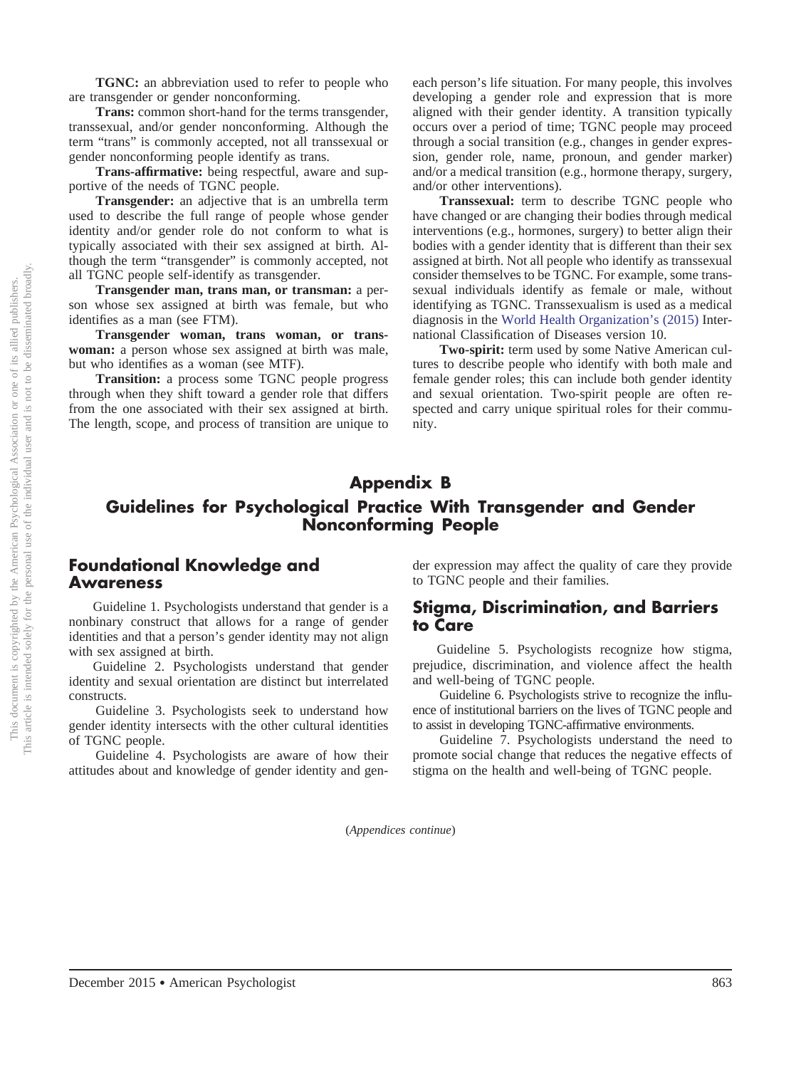**TGNC:** an abbreviation used to refer to people who are transgender or gender nonconforming.

**Trans:** common short-hand for the terms transgender, transsexual, and/or gender nonconforming. Although the term "trans" is commonly accepted, not all transsexual or gender nonconforming people identify as trans.

**Trans-affirmative:** being respectful, aware and supportive of the needs of TGNC people.

**Transgender:** an adjective that is an umbrella term used to describe the full range of people whose gender identity and/or gender role do not conform to what is typically associated with their sex assigned at birth. Although the term "transgender" is commonly accepted, not all TGNC people self-identify as transgender.

**Transgender man, trans man, or transman:** a person whose sex assigned at birth was female, but who identifies as a man (see FTM).

**Transgender woman, trans woman, or transwoman:** a person whose sex assigned at birth was male, but who identifies as a woman (see MTF).

**Transition:** a process some TGNC people progress through when they shift toward a gender role that differs from the one associated with their sex assigned at birth. The length, scope, and process of transition are unique to each person's life situation. For many people, this involves developing a gender role and expression that is more aligned with their gender identity. A transition typically occurs over a period of time; TGNC people may proceed through a social transition (e.g., changes in gender expression, gender role, name, pronoun, and gender marker) and/or a medical transition (e.g., hormone therapy, surgery, and/or other interventions).

**Transsexual:** term to describe TGNC people who have changed or are changing their bodies through medical interventions (e.g., hormones, surgery) to better align their bodies with a gender identity that is different than their sex assigned at birth. Not all people who identify as transsexual consider themselves to be TGNC. For example, some transsexual individuals identify as female or male, without identifying as TGNC. Transsexualism is used as a medical diagnosis in the World Health Organization's (2015) International Classification of Diseases version 10.

**Two-spirit:** term used by some Native American cultures to describe people who identify with both male and female gender roles; this can include both gender identity and sexual orientation. Two-spirit people are often respected and carry unique spiritual roles for their community.

# Appendix B

# Guidelines for Psychological Practice With Transgender and Gender Nonconforming People

## Foundational Knowledge and Awareness

Guideline 1. Psychologists understand that gender is a nonbinary construct that allows for a range of gender identities and that a person's gender identity may not align with sex assigned at birth.

Guideline 2. Psychologists understand that gender identity and sexual orientation are distinct but interrelated constructs.

Guideline 3. Psychologists seek to understand how gender identity intersects with the other cultural identities of TGNC people.

Guideline 4. Psychologists are aware of how their attitudes about and knowledge of gender identity and gender expression may affect the quality of care they provide to TGNC people and their families.

## Stigma, Discrimination, and Barriers to Care

Guideline 5. Psychologists recognize how stigma, prejudice, discrimination, and violence affect the health and well-being of TGNC people.

Guideline 6. Psychologists strive to recognize the influence of institutional barriers on the lives of TGNC people and to assist in developing TGNC-affirmative environments.

Guideline 7. Psychologists understand the need to promote social change that reduces the negative effects of stigma on the health and well-being of TGNC people.

(*Appendices continue*)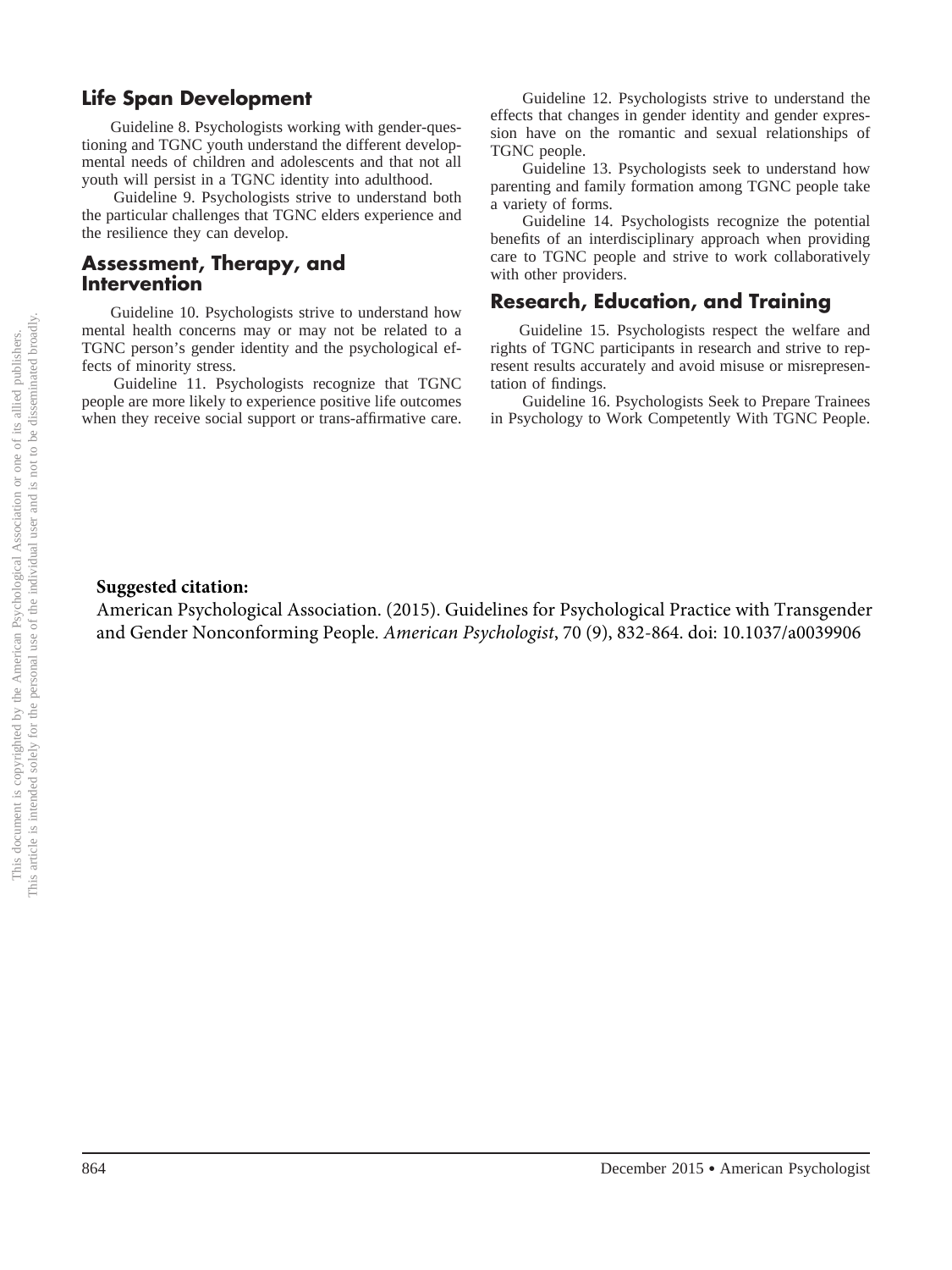## Life Span Development

Guideline 8. Psychologists working with gender-questioning and TGNC youth understand the different developmental needs of children and adolescents and that not all youth will persist in a TGNC identity into adulthood.

Guideline 9. Psychologists strive to understand both the particular challenges that TGNC elders experience and the resilience they can develop.

## Assessment, Therapy, and Intervention

Guideline 10. Psychologists strive to understand how mental health concerns may or may not be related to a TGNC person's gender identity and the psychological effects of minority stress.

Guideline 11. Psychologists recognize that TGNC people are more likely to experience positive life outcomes when they receive social support or trans-affirmative care.

Guideline 12. Psychologists strive to understand the effects that changes in gender identity and gender expression have on the romantic and sexual relationships of TGNC people.

Guideline 13. Psychologists seek to understand how parenting and family formation among TGNC people take a variety of forms.

Guideline 14. Psychologists recognize the potential benefits of an interdisciplinary approach when providing care to TGNC people and strive to work collaboratively with other providers.

## Research, Education, and Training

Guideline 15. Psychologists respect the welfare and rights of TGNC participants in research and strive to represent results accurately and avoid misuse or misrepresentation of findings.

Guideline 16. Psychologists Seek to Prepare Trainees in Psychology to Work Competently With TGNC People.

**Suggested citation:**

American Psychological Association. (2015). Guidelines for Psychological Practice with Transgender and Gender Nonconforming People. *American Psychologist*, 70 (9), 832-864. doi: 10.1037/a0039906